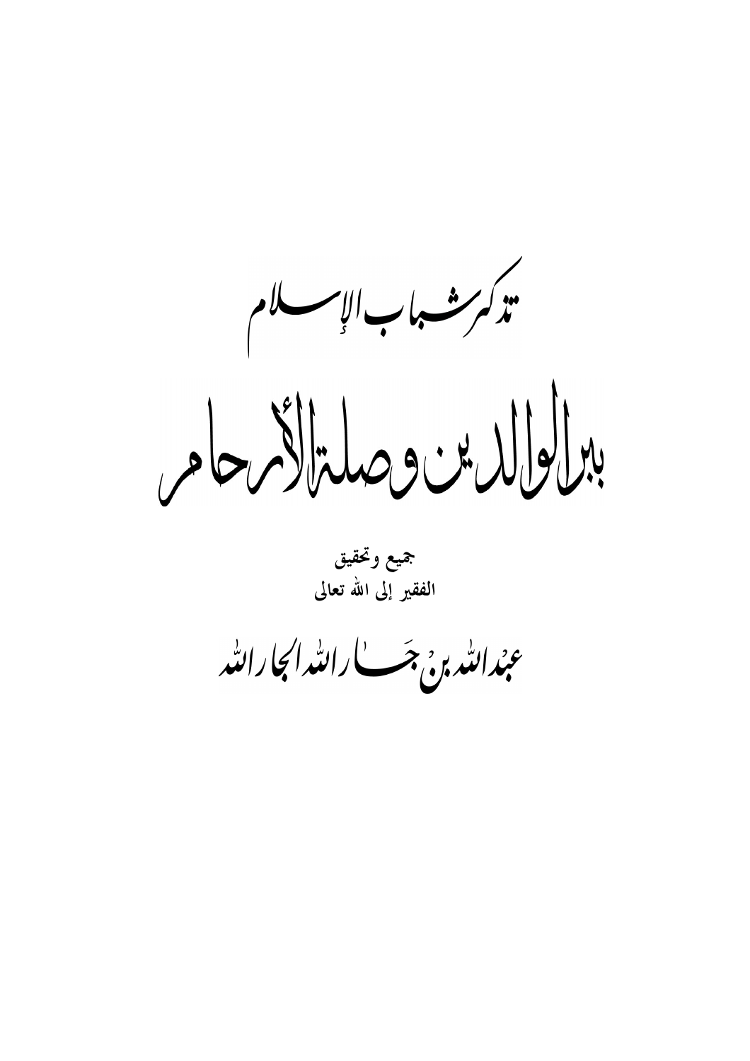# تذكير شباب الإسلام

# ببر الوالدين وصلة الأرحام

جميع وتحقيق

الفقير إلى الله تعالى

## عبد الله بن جار الله الجار الله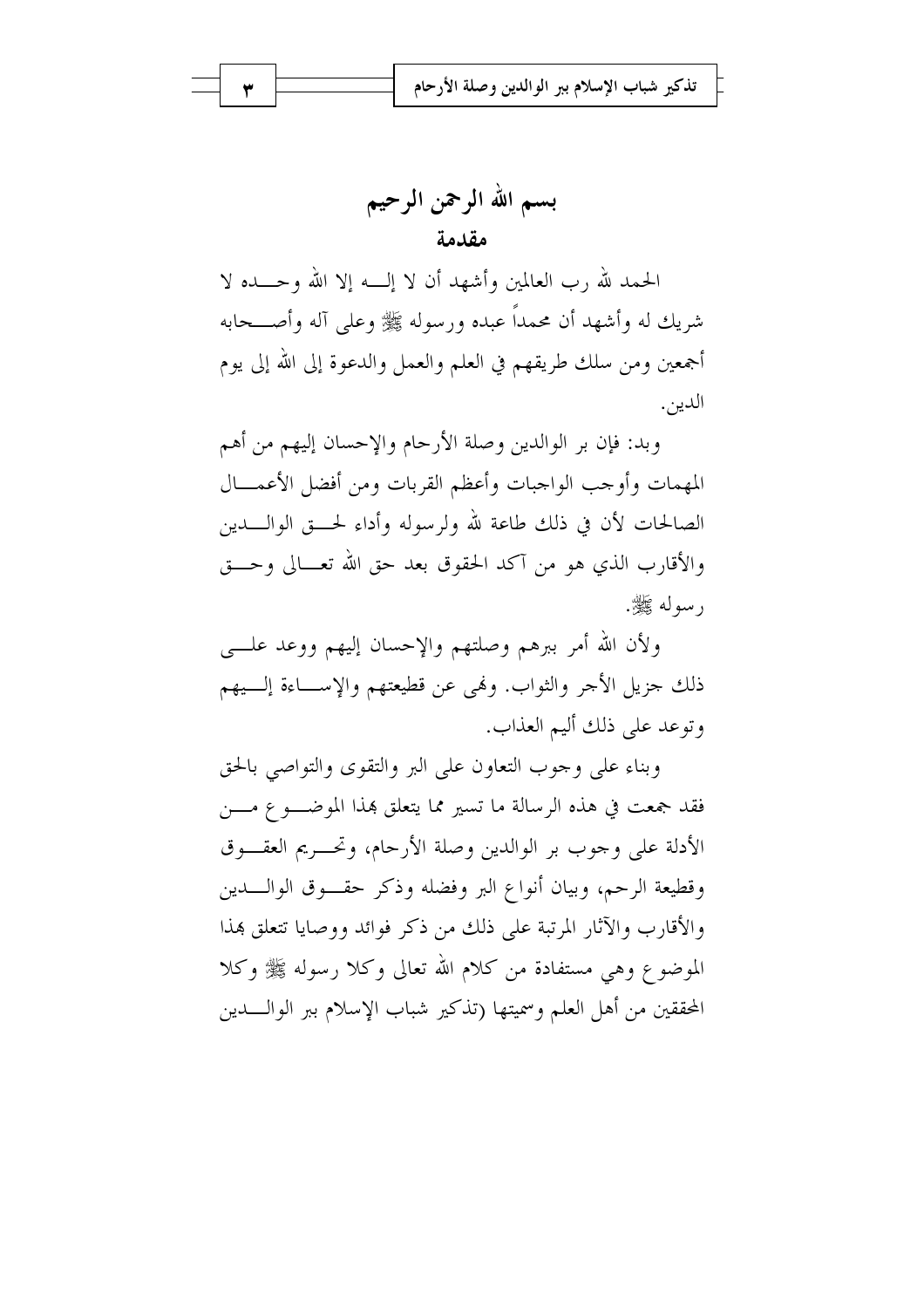# بسم الله الرحمن الرحيم

## مقدمة

الحمد لله رب العالمين وأشهد أن لا إله إلا الله وحده لا شريك له وأشهد أن محمداً عبده ورسوله ﷺ وعلى آله وأصحابه أجمعين ومن سلك طريقهم في العلم والعمل والدعوة إلى الله إلى يوم الدين.

وبد: فإن بر الوالدين وصلة الأرحام والإحسان إليهم من أهم المهمات وأوجب الواجبات وأعظم القربات ومن أفضل الأعمال الصالحات لأن في ذلك طاعة لله ولرسوله وأداء لحق الوالدين والأقارب الذي هو من آكد الحقوق بعد حق الله تعالى وحق رسوله ﷺ.

ولأن الله أمر ببرهم وصلتهم والإحسان إليهم ووعد على ذلك جزيل الأجر والثواب. ونهى عن قطيعتهم والإساءة إليهم وتوعد على ذلك أليم العذاب.

وبناء على وجوب التعاون على البر والتقوى والتواصي بالحق فقد جمعت في هذه الرسالة ما تسير مما يتعلق بهذا الموضوع من الأدلة على وجوب بر الوالدين وصلة الأرحام، وتحريم العقوق وقطيعة الرحم، وبيان أنواع البر وفضله وذكر حقوق الوالدين والأقارب والآثار المرتبة على ذلك من ذكر فوائد ووصايا تتعلق بهذا الموضوع وهي مستفادة من كلام الله تعالى وكلا رسوله ﷺ وكلا المحققين من أهل العلم وسميتها (تذكير شباب الإسلام ببر الوالدين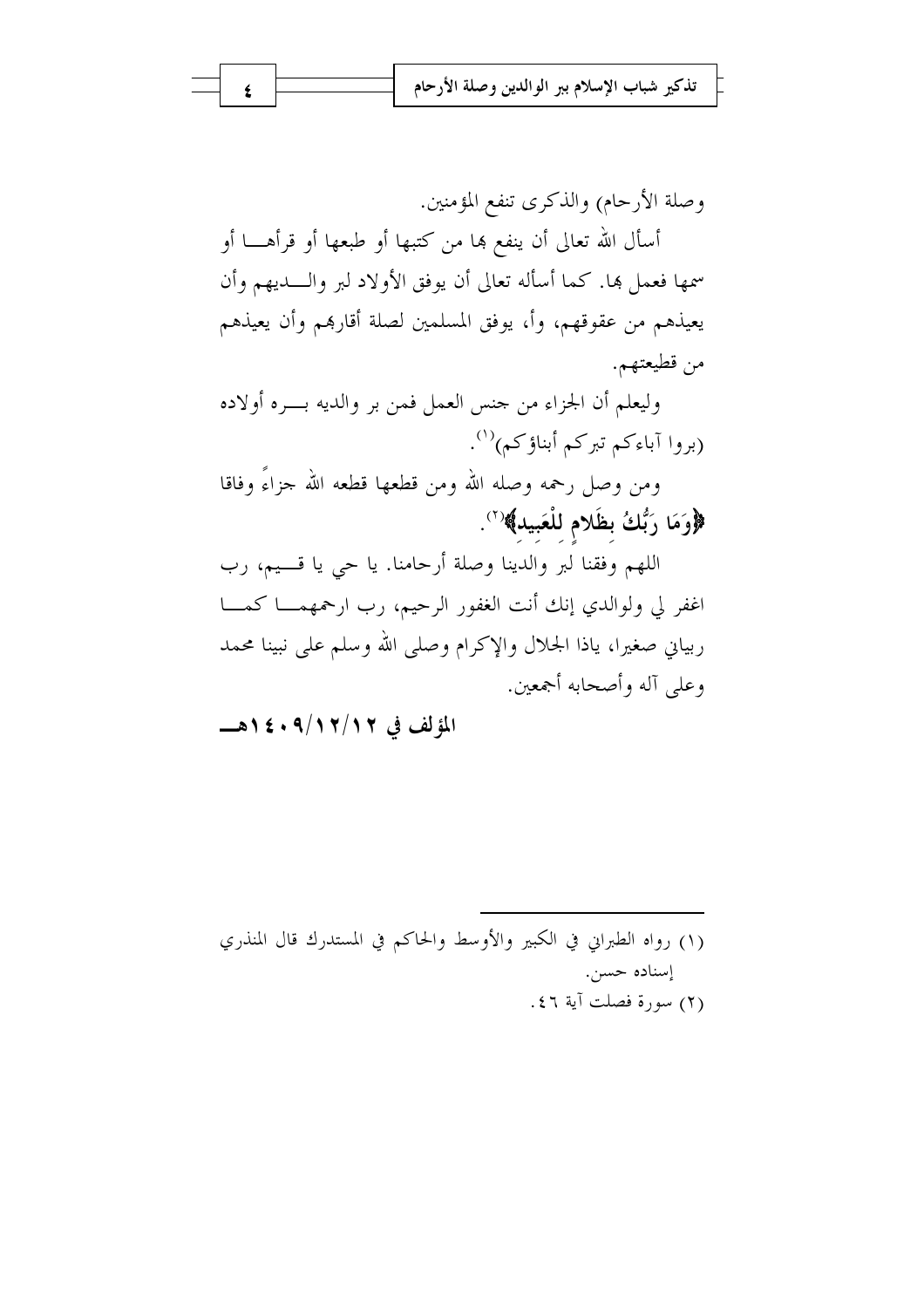وصلة الأرحام) والذكرى تنفع المؤمنين.

أسأل الله تعالى أن ينفع بها من كتبها أو طبعها أو قرأها أو سمعها فعمل بها. كما أسأله تعالى أن يوفق الأولاد لبر والديهم وأن يعيذهم من عقوقهم، وأ، يوفق المسلمين لصلة أقاربهم وأن يعيذهم من قطيعتهم.

وليعلم أن الجزاء من جنس العمل فمن بر والديه بره أولاده (بروا آباءكم تبركم أبناؤكم)[1].

ومن وصل رحمه وصله الله ومن قطعها قطعه الله جزاءً وفاقا **﴿وَمَا رَبُّكَ بِظَلَّامٍ لِلْعَبِيدِ﴾**[2].

اللهم وفقنا لبر والدينا وصلة أرحامنا. يا حي يا قيم، رب اغفر لي ولوالدي إنك أنت الغفور الرحيم، رب ارحمهما كما ربياني صغيرا، ياذا الجلال والإكرام وصلى الله وسلم على نبينا محمد وعلى آله وأصحابه أجمعين.

**المؤلف في ١٤٠٩/١٢/١٢هـ**

---

(١) رواه الطبراني في الكبير والأوسط والحاكم في المستدرك قال المنذري إسناده حسن.

(٢) سورة فصلت آية ٤٦.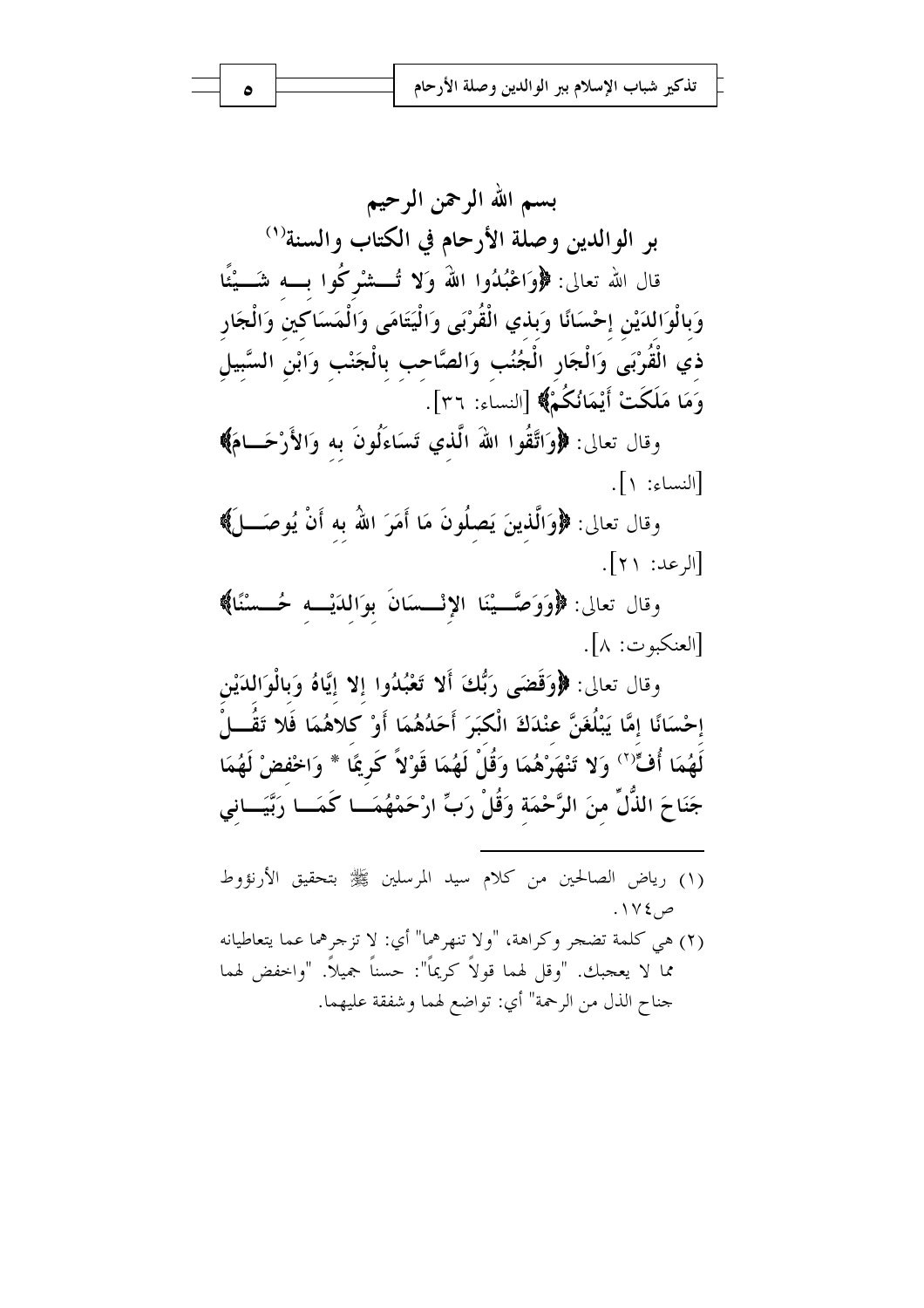بسم الله الرحمن الرحيم

## بر الوالدين وصلة الأرحام في الكتاب والسنة[1]

قال الله تعالى: ﴿وَاعْبُدُوا اللهَ وَلا تُشْرِكُوا بِهِ شَيْئًا وَبِالْوَالِدَيْنِ إِحْسَانًا وَبِذِي الْقُرْبَى وَالْيَتَامَى وَالْمَسَاكِينِ وَالْجَارِ ذِي الْقُرْبَى وَالْجَارِ الْجُنُبِ وَالصَّاحِبِ بِالْجَنْبِ وَابْنِ السَّبِيلِ وَمَا مَلَكَتْ أَيْمَانُكُمْ﴾ [النساء: ٣٦].

وقال تعالى: ﴿وَاتَّقُوا اللهَ الَّذِي تَسَاءَلُونَ بِهِ وَالأَرْحَامَ﴾ [النساء: ١].

وقال تعالى: ﴿وَالَّذِينَ يَصِلُونَ مَا أَمَرَ اللهُ بِهِ أَنْ يُوصَلَ﴾ [الرعد: ٢١].

وقال تعالى: ﴿وَوَصَّيْنَا الإِنْسَانَ بِوَالِدَيْهِ حُسْنًا﴾ [العنكبوت: ٨].

وقال تعالى: ﴿وَقَضَى رَبُّكَ أَلا تَعْبُدُوا إِلا إِيَّاهُ وَبِالْوَالِدَيْنِ إِحْسَانًا إِمَّا يَبْلُغَنَّ عِنْدَكَ الْكِبَرَ أَحَدُهُمَا أَوْ كِلاهُمَا فَلا تَقُلْ لَهُمَا أُفٍّ[2] وَلا تَنْهَرْهُمَا وَقُلْ لَهُمَا قَوْلاً كَرِيمًا * وَاخْفِضْ لَهُمَا جَنَاحَ الذُّلِّ مِنَ الرَّحْمَةِ وَقُلْ رَبِّ ارْحَمْهُمَا كَمَا رَبَّيَانِي

---

(١) رياض الصالحين من كلام سيد المرسلين ﷺ بتحقيق الأرنؤوط ص١٧٤.

(٢) هي كلمة تضجر وكراهة، "ولا تنهرهما" أي: لا تزجرهما عما يتعاطيانه مما لا يعجبك. "وقل لهما قولاً كريماً": حسناً جميلاً. "واخفض لهما جناح الذل من الرحمة" أي: تواضع لهما وشفقة عليهما.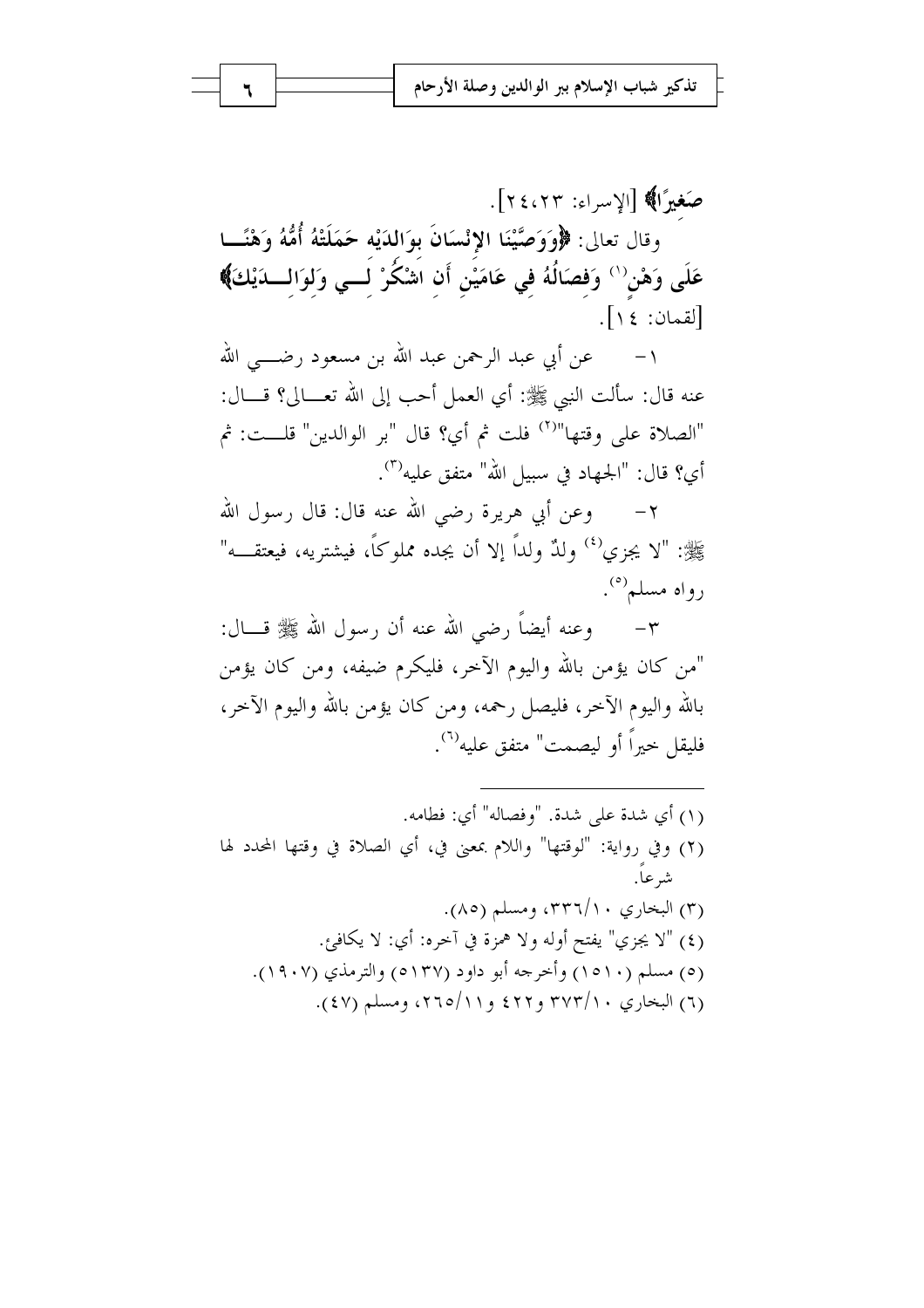**صَغِيرًا﴾** [الإسراء: ٢٣،٢٤].

وقال تعالى: **﴿وَوَصَّيْنَا الإِنْسَانَ بِوَالِدَيْهِ حَمَلَتْهُ أُمُّهُ وَهْنًا عَلَى وَهْنٍ**[١] **وَفِصَالُهُ فِي عَامَيْنِ أَنِ اشْكُرْ لِي وَلِوَالِدَيْكَ﴾** [لقمان: ١٤].

١- عن أبي عبد الرحمن عبد الله بن مسعود رضي الله عنه قال: سألت النبي ﷺ: أي العمل أحب إلى الله تعالى؟ قال: "الصلاة على وقتها"[٢] فلت ثم أي؟ قال "بر الوالدين" قلت: ثم أي؟ قال: "الجهاد في سبيل الله" متفق عليه[٣].

٢- وعن أبي هريرة رضي الله عنه قال: قال رسول الله ﷺ: "لا يجزي[٤] ولدٌ ولداً إلا أن يجده مملوكاً، فيشتريه، فيعتقه" رواه مسلم[٥].

٣- وعنه أيضاً رضي الله عنه أن رسول الله ﷺ قال: "من كان يؤمن بالله واليوم الآخر، فليكرم ضيفه، ومن كان يؤمن بالله واليوم الآخر، فليصل رحمه، ومن كان يؤمن بالله واليوم الآخر، فليقل خيراً أو ليصمت" متفق عليه[٦].

---

(١) أي شدة على شدة. "وفصاله" أي: فطامه.

(٢) وفي رواية: "لوقتها" واللام بمعنى في، أي الصلاة في وقتها المحدد لها شرعاً.

(٣) البخاري ١٠/٣٣٦، ومسلم (٨٥).

(٤) "لا يجزي" يفتح أوله ولا همزة في آخره: أي: لا يكافئ.

(٥) مسلم (١٥١٠) وأخرجه أبو داود (٥١٣٧) والترمذي (١٩٠٧).

(٦) البخاري ١٠/٣٧٣ و٤٢٢ و١١/٢٦٥، ومسلم (٤٧).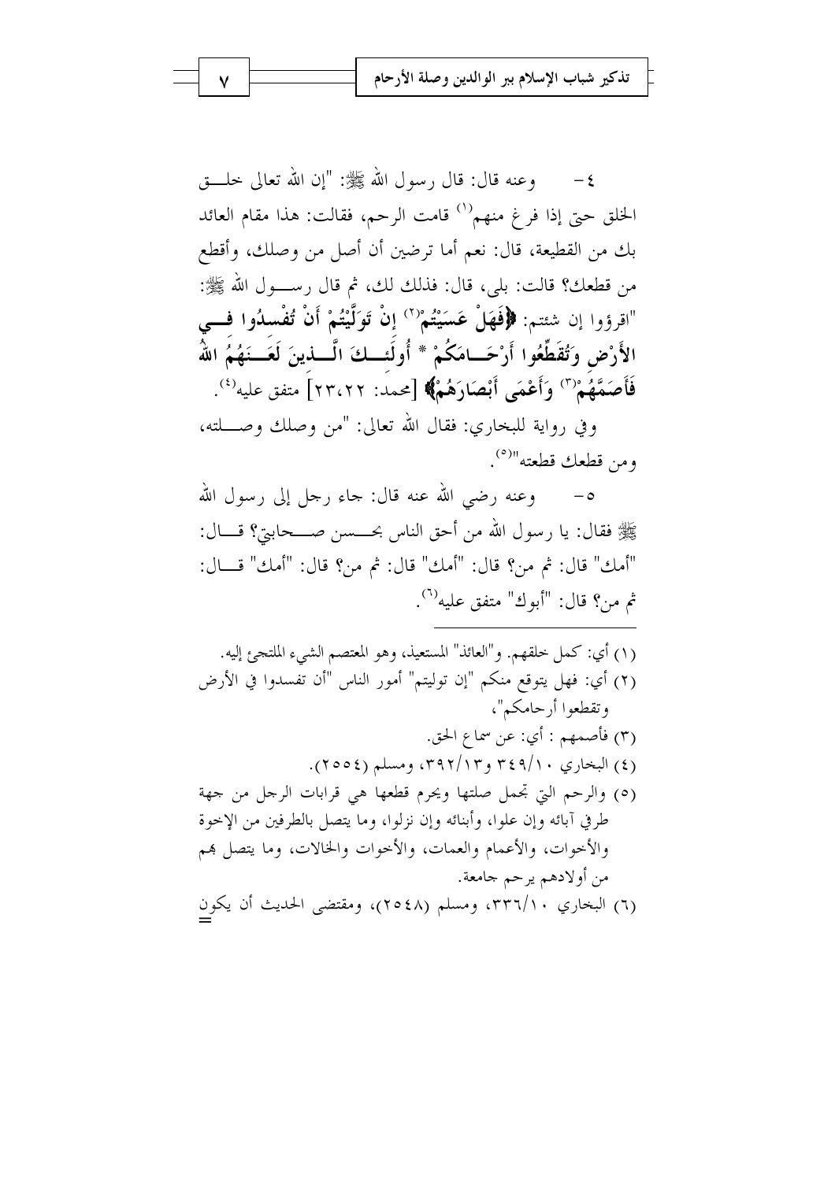٤- وعنه قال: قال رسول الله ﷺ: "إن الله تعالى خلق الخلق حتى إذا فرغ منهم[1] قامت الرحم، فقالت: هذا مقام العائذ بك من القطيعة، قال: نعم أما ترضين أن أصل من وصلك، وأقطع من قطعك؟ قالت: بلى، قال: فذلك لك، ثم قال رسول الله ﷺ: "اقرؤوا إن شئتم: ﴿**فَهَلْ عَسَيْتُمْ[2] إِنْ تَوَلَّيْتُمْ أَنْ تُفْسِدُوا فِي الأَرْضِ وَتُقَطِّعُوا أَرْحَامَكُمْ * أُولَئِكَ الَّذِينَ لَعَنَهُمُ اللهُ فَأَصَمَّهُمْ[3] وَأَعْمَى أَبْصَارَهُمْ**﴾ [محمد: ٢٢،٢٣] متفق عليه[4].

وفي رواية للبخاري: فقال الله تعالى: "من وصلك وصلته، ومن قطعك قطعته"[5].

٥- وعنه رضي الله عنه قال: جاء رجل إلى رسول الله ﷺ فقال: يا رسول الله من أحق الناس بحسن صحابتي؟ قال: "أمك" قال: ثم من؟ قال: "أمك" قال: ثم من؟ قال: "أمك" قال: ثم من؟ قال: "أبوك" متفق عليه[6].

---

(١) أي: كمل خلقهم. و"العائذ" المستعيذ، وهو المعتصم الشيء الملتجئ إليه.

(٢) أي: فهل يتوقع منكم "إن توليتم" أمور الناس "أن تفسدوا في الأرض وتقطعوا أرحامكم"،

(٣) فأصمهم : أي: عن سماع الحق.

(٤) البخاري ١٠/٣٤٩ و١٣/٣٩٢، ومسلم (٢٥٥٤).

(٥) والرحم التي تجمل صلتها ويحرم قطعها هي قرابات الرجل من جهة طرفي آبائه وإن علوا، وأبنائه وإن نزلوا، وما يتصل بالطرفين من الإخوة والأخوات، والأعمام والعمات، والأخوات والخالات، وما يتصل بهم من أولادهم برحم جامعة.

(٦) البخاري ١٠/٣٣٦، ومسلم (٢٥٤٨)، ومقتضى الحديث أن يكون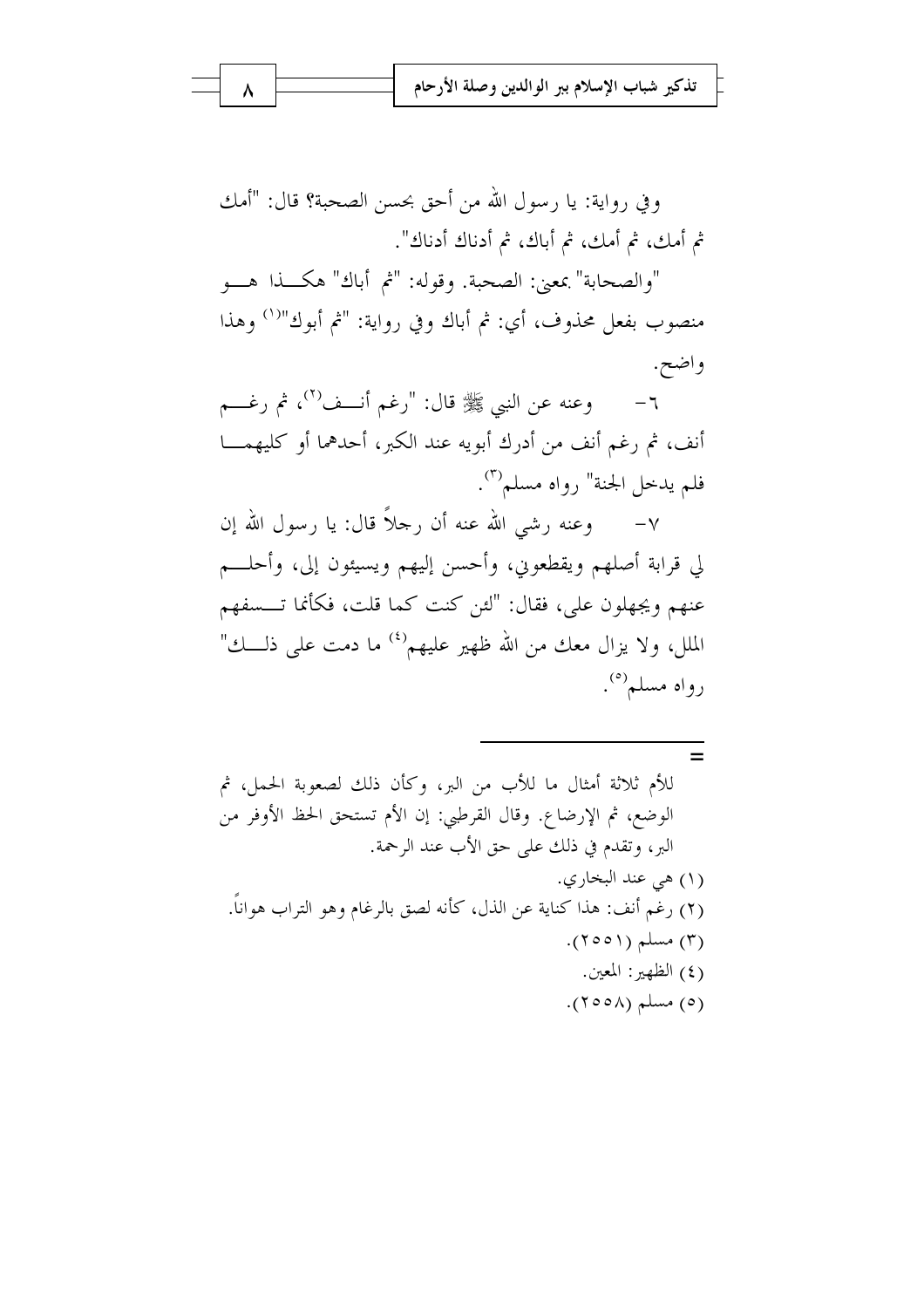وفي رواية: يا رسول الله من أحق بحسن الصحبة؟ قال: "أمك ثم أمك، ثم أمك، ثم أباك، ثم أدناك أدناك".

"والصحابة" بمعنى: الصحبة. وقوله: "ثم أباك" هكذا هو منصوب بفعل محذوف، أي: ثم أباك وفي رواية: "ثم أبوك"[1] وهذا واضح.

٦- وعنه عن النبي ﷺ قال: "رغم أنف[2]، ثم رغم أنف، ثم رغم أنف من أدرك أبويه عند الكبر، أحدهما أو كليهما فلم يدخل الجنة" رواه مسلم[3].

٧- وعنه رضي الله عنه أن رجلاً قال: يا رسول الله إن لي قرابة أصلهم ويقطعوني، وأحسن إليهم ويسيئون إلي، وأحلم عنهم ويجهلون علي، فقال: "لئن كنت كما قلت، فكأنما تسفهم الملل، ولا يزال معك من الله ظهير عليهم[4] ما دمت على ذلك" رواه مسلم[5].

---

= للأم ثلاثة أمثال ما للأب من البر، وكأن ذلك لصعوبة الحمل، ثم الوضع، ثم الإرضاع. وقال القرطبي: إن الأم تستحق الحظ الأوفر من البر، وتقدم في ذلك على حق الأب عند الرحمة.

(١) هي عند البخاري.

(٢) رغم أنف: هذا كناية عن الذل، كأنه لصق بالرغام وهو التراب هواناً.

(٣) مسلم (٢٥٥١).

(٤) الظهير: المعين.

(٥) مسلم (٢٥٥٨).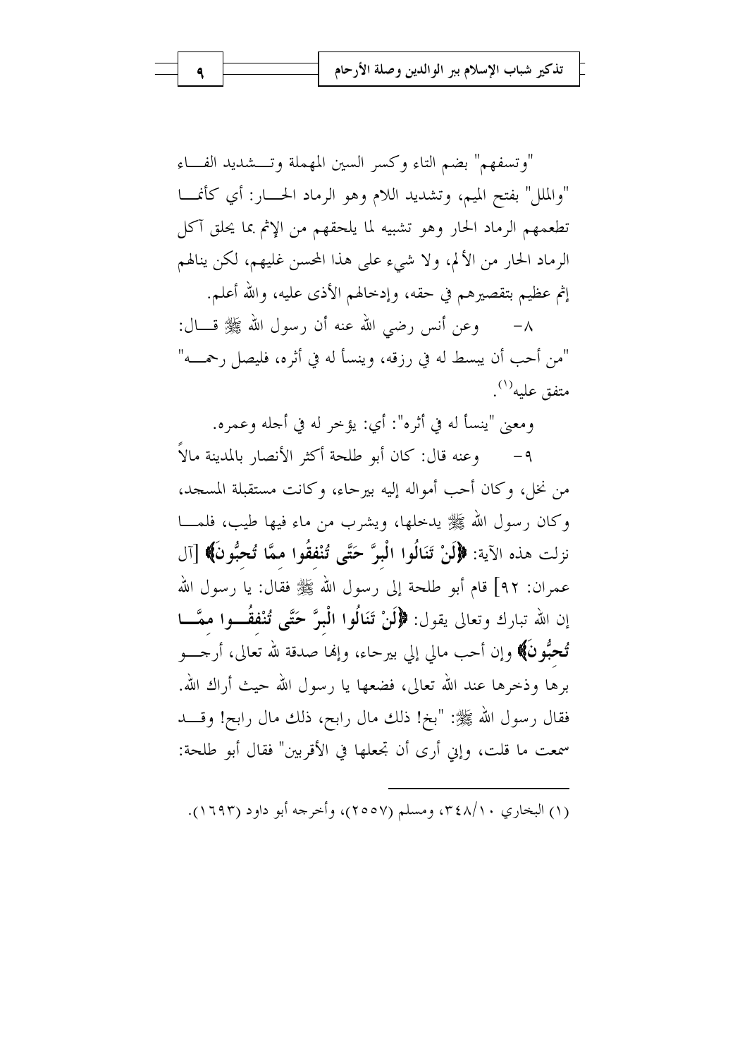"وتسفهم" بضم التاء وكسر السين المهملة وتشديد الفاء "والملل" بفتح الميم، وتشديد اللام وهو الرماد الحار: أي كأنما تطعمهم الرماد الحار وهو تشبيه لما يلحقهم من الإثم بما يحلق آكل الرماد الحار من الألم، ولا شيء على هذا المحسن غليهم، لكن ينالهم إثم عظيم بتقصيرهم في حقه، وإدخالهم الأذى عليه، والله أعلم.

٨- وعن أنس رضي الله عنه أن رسول الله ﷺ قال: "من أحب أن يبسط له في رزقه، وينسأ له في أثره، فليصل رحمه" متفق عليه[1].

ومعنى "ينسأ له في أثره": أي: يؤخر له في أجله وعمره.

٩- وعنه قال: كان أبو طلحة أكثر الأنصار بالمدينة مالاً من نخل، وكان أحب أمواله إليه بيرحاء، وكانت مستقبلة المسجد، وكان رسول الله ﷺ يدخلها، ويشرب من ماء فيها طيب، فلما نزلت هذه الآية: **﴿لَنْ تَنَالُوا الْبِرَّ حَتَّى تُنْفِقُوا مِمَّا تُحِبُّونَ﴾** [آل عمران: ٩٢] قام أبو طلحة إلى رسول الله ﷺ فقال: يا رسول الله إن الله تبارك وتعالى يقول: **﴿لَنْ تَنَالُوا الْبِرَّ حَتَّى تُنْفِقُوا مِمَّا تُحِبُّونَ﴾** وإن أحب مالي إلي بيرحاء، وإنها صدقة لله تعالى، أرجو برها وذخرها عند الله تعالى، فضعها يا رسول الله حيث أراك الله. فقال رسول الله ﷺ: "بخ! ذلك مال رابح، ذلك مال رابح! وقد سمعت ما قلت، وإني أرى أن تجعلها في الأقربين" فقال أبو طلحة:

---

(١) البخاري ١٠/٣٤٨، ومسلم (٢٥٥٧)، وأخرجه أبو داود (١٦٩٣).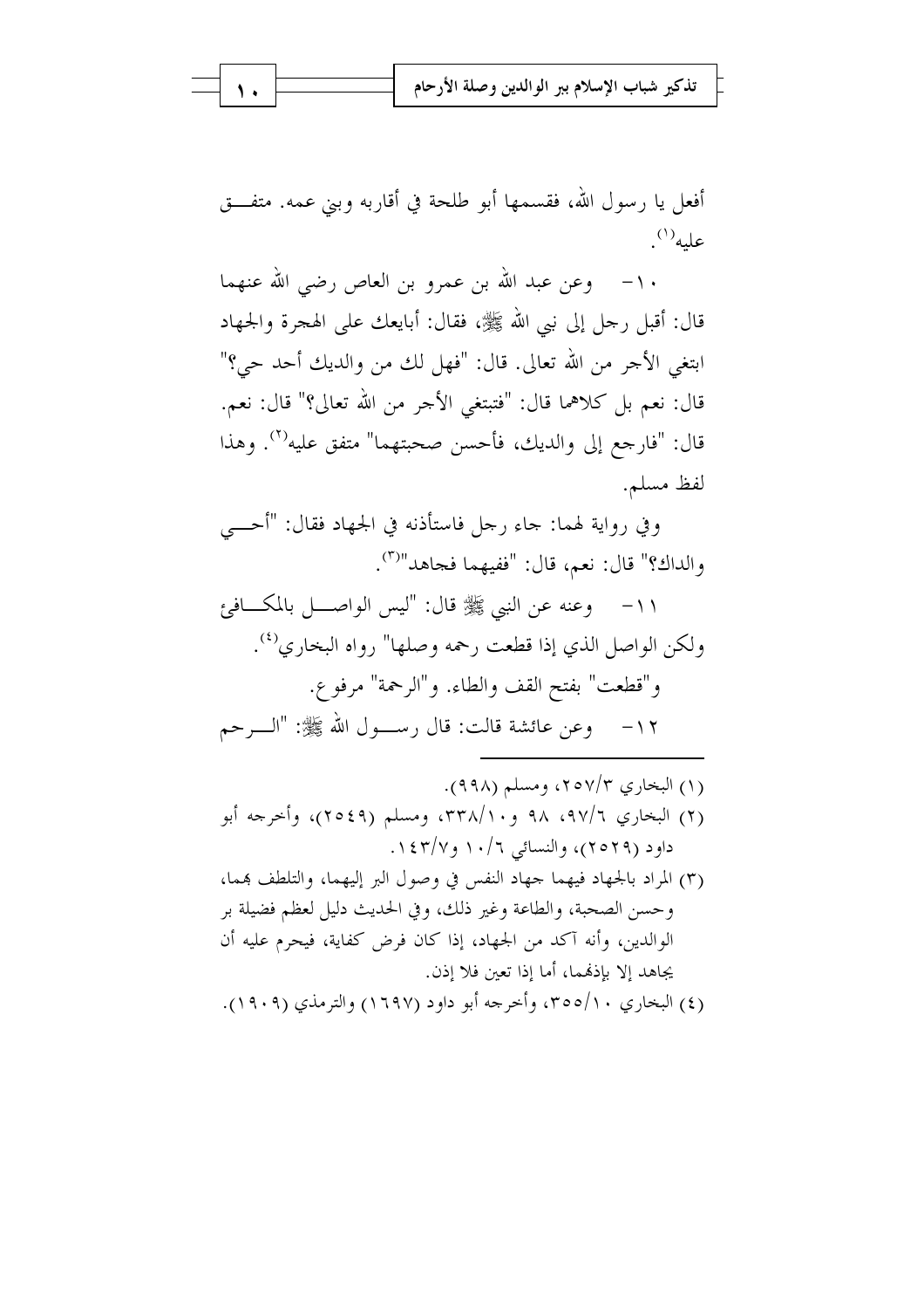أفعل يا رسول الله، فقسمها أبو طلحة في أقاربه وبني عمه. متفق عليه[1].

١٠- وعن عبد الله بن عمرو بن العاص رضي الله عنهما قال: أقبل رجل إلى نبي الله ﷺ، فقال: أبايعك على الهجرة والجهاد ابتغي الأجر من الله تعالى. قال: "فهل لك من والديك أحد حي؟" قال: نعم بل كلاهما قال: "فتبتغي الأجر من الله تعالى؟" قال: نعم. قال: "فارجع إلى والديك، فأحسن صحبتهما" متفق عليه[2]. وهذا لفظ مسلم.

وفي رواية لهما: جاء رجل فاستأذنه في الجهاد فقال: "أحي والداك؟" قال: نعم، قال: "ففيهما فجاهد"[3].

١١- وعنه عن النبي ﷺ قال: "ليس الواصل بالمكافئ ولكن الواصل الذي إذا قطعت رحمه وصلها" رواه البخاري[4].

و"قطعت" بفتح القف والطاء. و"الرحمة" مرفوع.

١٢- وعن عائشة قالت: قال رسول الله ﷺ: "الرحم

---

(١) البخاري ٢٥٧/٣، ومسلم (٩٩٨).

(٢) البخاري ٩٧/٦، ٩٨ و٣٣٨/١٠، ومسلم (٢٥٤٩)، وأخرجه أبو داود (٢٥٢٩)، والنسائي ١٠/٦ و١٤٣/٧.

(٣) المراد بالجهاد فيهما جهاد النفس في وصول البر إليهما، والتلطف بهما، وحسن الصحبة، والطاعة وغير ذلك، وفي الحديث دليل لعظم فضيلة بر الوالدين، وأنه آكد من الجهاد، إذا كان فرض كفاية، فيحرم عليه أن يجاهد إلا بإذنهما، أما إذا تعين فلا إذن.

(٤) البخاري ٣٥٥/١٠، وأخرجه أبو داود (١٦٩٧) والترمذي (١٩٠٩).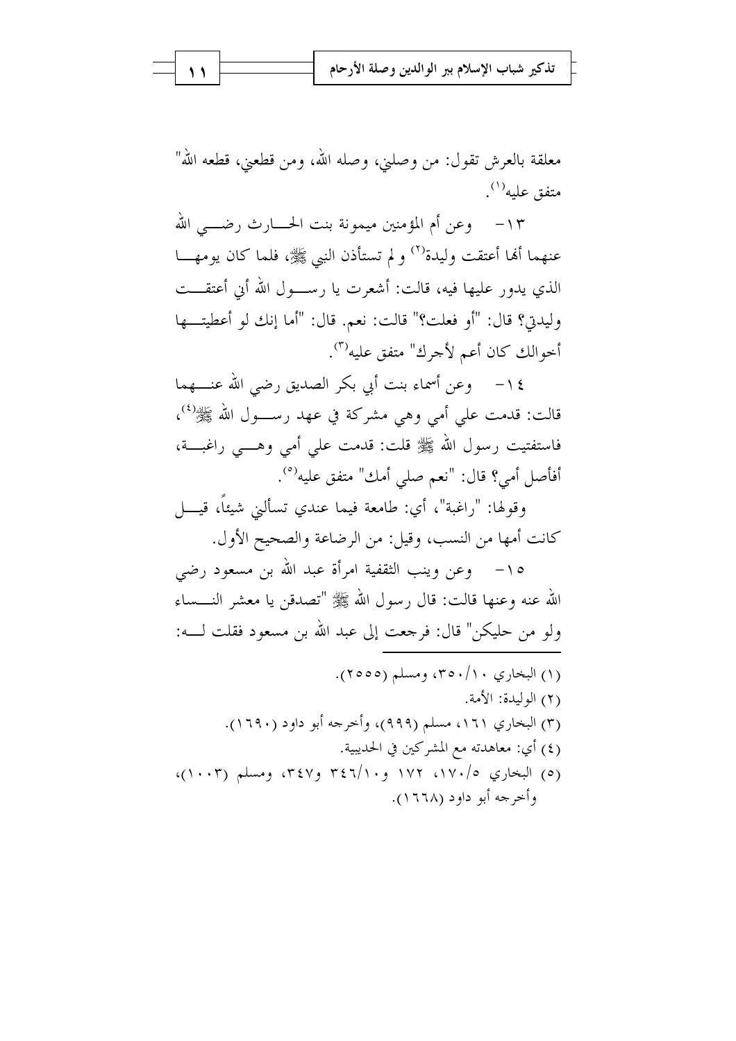معلقة بالعرش تقول: من وصلني، وصله الله، ومن قطعني، قطعه الله" متفق عليه[1].

١٣- وعن أم المؤمنين ميمونة بنت الحارث رضي الله عنهما أنها أعتقت وليدة[2] و لم تستأذن النبي ﷺ، فلما كان يومها الذي يدور عليها فيه، قالت: أشعرت يا رسول الله أني أعتقت وليدتي؟ قال: "أو فعلت؟" قالت: نعم. قال: "أما إنك لو أعطيتها أخوالك كان أعم لأجرك" متفق عليه[3].

١٤- وعن أسماء بنت أبي بكر الصديق رضي الله عنهما قالت: قدمت علي أمي وهي مشركة في عهد رسول الله ﷺ[4]، فاستفتيت رسول الله ﷺ قلت: قدمت علي أمي وهي راغبة، أفأصل أمي؟ قال: "نعم صلي أمك" متفق عليه[5].

وقولها: "راغبة"، أي: طامعة فيما عندي تسألني شيئاً، قيل كانت أمها من النسب، وقيل: من الرضاعة والصحيح الأول.

١٥- وعن زينب الثقفية امرأة عبد الله بن مسعود رضي الله عنه وعنها قالت: قال رسول الله ﷺ "تصدقن يا معشر النساء ولو من حليكن" قال: فرجعت إلى عبد الله بن مسعود فقلت له:

---

(١) البخاري ٣٥٠/١٠، ومسلم (٢٥٥٥).

(٢) الوليدة: الأمة.

(٣) البخاري ١٦١، مسلم (٩٩٩)، وأخرجه أبو داود (١٦٩٠).

(٤) أي: معاهدته مع المشركين في الحديبية.

(٥) البخاري ١٧٠/٥، ١٧٢ و٣٤٦/١٠ و٣٤٧، ومسلم (١٠٠٣)، وأخرجه أبو داود (١٦٦٨).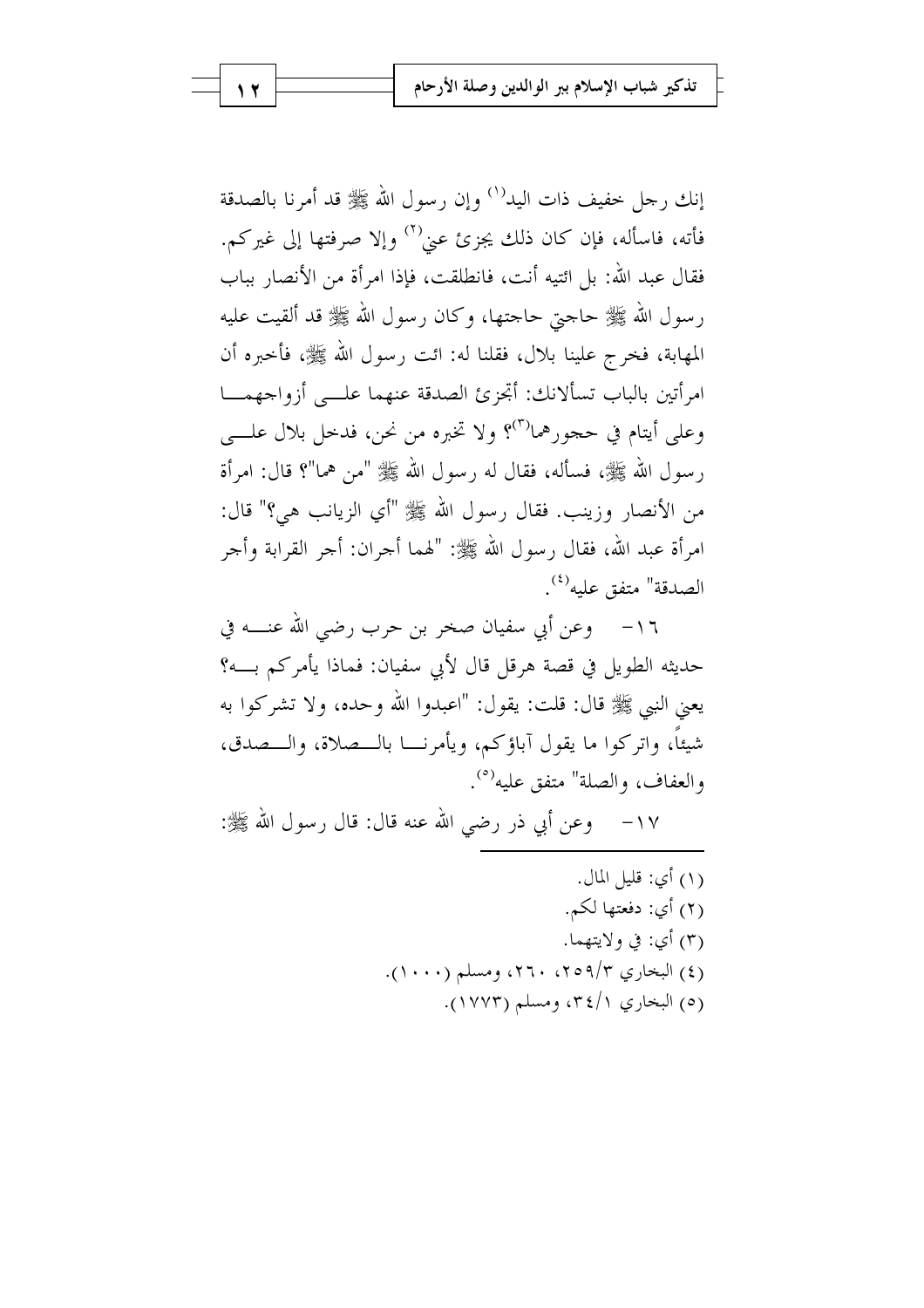إنك رجل خفيف ذات اليد[1] وإن رسول الله ﷺ قد أمرنا بالصدقة فأته، فاسأله، فإن كان ذلك يجزئ عني[2] وإلا صرفتها إلى غيركم. فقال عبد الله: بل ائتيه أنت، فانطلقت، فإذا امرأة من الأنصار بباب رسول الله ﷺ حاجتي حاجتها، وكان رسول الله ﷺ قد ألقيت عليه المهابة، فخرج علينا بلال، فقلنا له: ائت رسول الله ﷺ، فأخبره أن امرأتين بالباب تسألانك: أتجزئ الصدقة عنهما على أزواجهما وعلى أيتام في حجورهما[3]؟ ولا تخبره من نحن، فدخل بلال على رسول الله ﷺ، فسأله، فقال له رسول الله ﷺ "من هما"؟ قال: امرأة من الأنصار وزينب. فقال رسول الله ﷺ "أي الزيانب هي؟" قال: امرأة عبد الله، فقال رسول الله ﷺ: "لهما أجران: أجر القرابة وأجر الصدقة" متفق عليه[4].

١٦- وعن أبي سفيان صخر بن حرب رضي الله عنه في حديثه الطويل في قصة هرقل قال لأبي سفيان: فماذا يأمركم به؟ يعني النبي ﷺ قال: قلت: يقول: "اعبدوا الله وحده، ولا تشركوا به شيئاً، واتركوا ما يقول آباؤكم، ويأمرنا بالصلاة، والصدق، والعفاف، والصلة" متفق عليه[5].

١٧- وعن أبي ذر رضي الله عنه قال: قال رسول الله ﷺ:

---

(١) أي: قليل المال.

(٢) أي: دفعتها لكم.

(٣) أي: في ولايتهما.

(٤) البخاري ٣/٢٥٩، ٢٦٠، ومسلم (١٠٠٠).

(٥) البخاري ١/٣٤، ومسلم (١٧٧٣).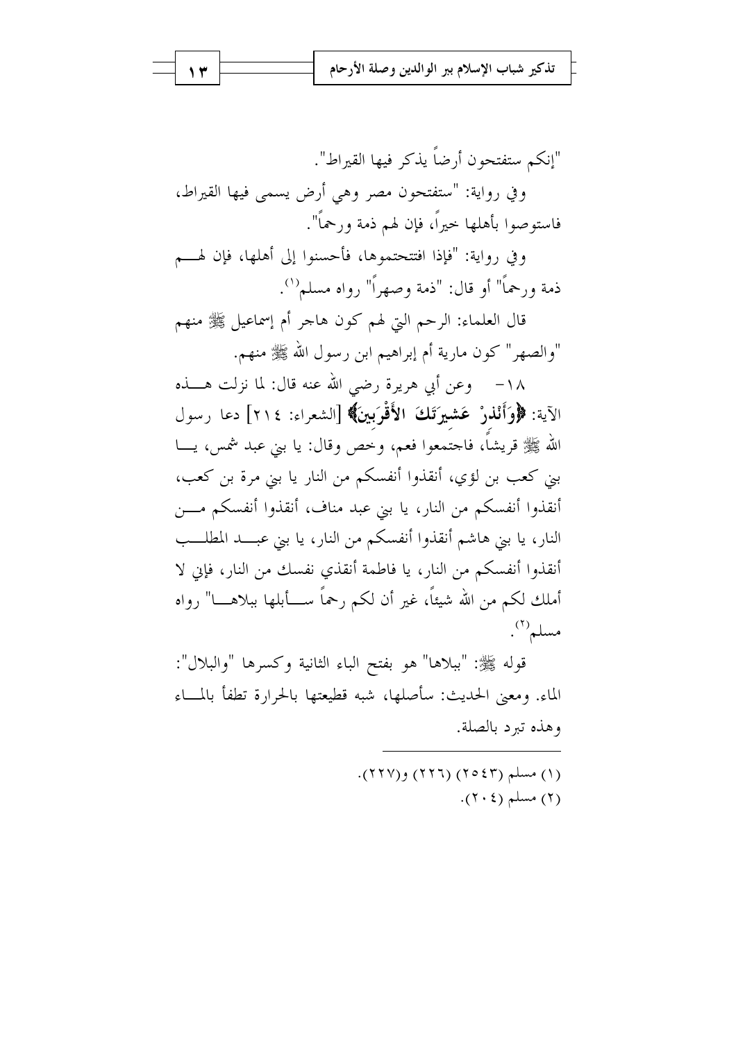"إنكم ستفتحون أرضاً يذكر فيها القيراط".

وفي رواية: "ستفتحون مصر وهي أرض يسمى فيها القيراط، فاستوصوا بأهلها خيراً، فإن لهم ذمة ورحماً".

وفي رواية: "فإذا افتتحتموها، فأحسنوا إلى أهلها، فإن لهم ذمة ورحماً" أو قال: "ذمة وصهراً" رواه مسلم[1].

قال العلماء: الرحم التي لهم كون هاجر أم إسماعيل ﷺ منهم "والصهر" كون مارية أم إبراهيم ابن رسول الله ﷺ منهم.

١٨- وعن أبي هريرة رضي الله عنه قال: لما نزلت هذه الآية: **﴿وَأَنْذِرْ عَشِيرَتَكَ الْأَقْرَبِينَ﴾** [الشعراء: ٢١٤] دعا رسول الله ﷺ قريشاً، فاجتمعوا فعم، وخص وقال: يا بني عبد شمس، يا بني كعب بن لؤي، أنقذوا أنفسكم من النار يا بني مرة بن كعب، أنقذوا أنفسكم من النار، يا بني عبد مناف، أنقذوا أنفسكم من النار، يا بني هاشم أنقذوا أنفسكم من النار، يا بني عبد المطلب أنقذوا أنفسكم من النار، يا فاطمة أنقذي نفسك من النار، فإني لا أملك لكم من الله شيئاً، غير أن لكم رحماً سأبلها ببلاها" رواه مسلم[2].

قوله ﷺ: "ببلاها" هو بفتح الباء الثانية وكسرها "والبلال": الماء. ومعنى الحديث: سأصلها، شبه قطيعتها بالحرارة تطفأ بالماء وهذه تبرد بالصلة.

---

(١) مسلم (٢٥٤٣) (٢٢٦) و(٢٢٧).

(٢) مسلم (٢٠٤).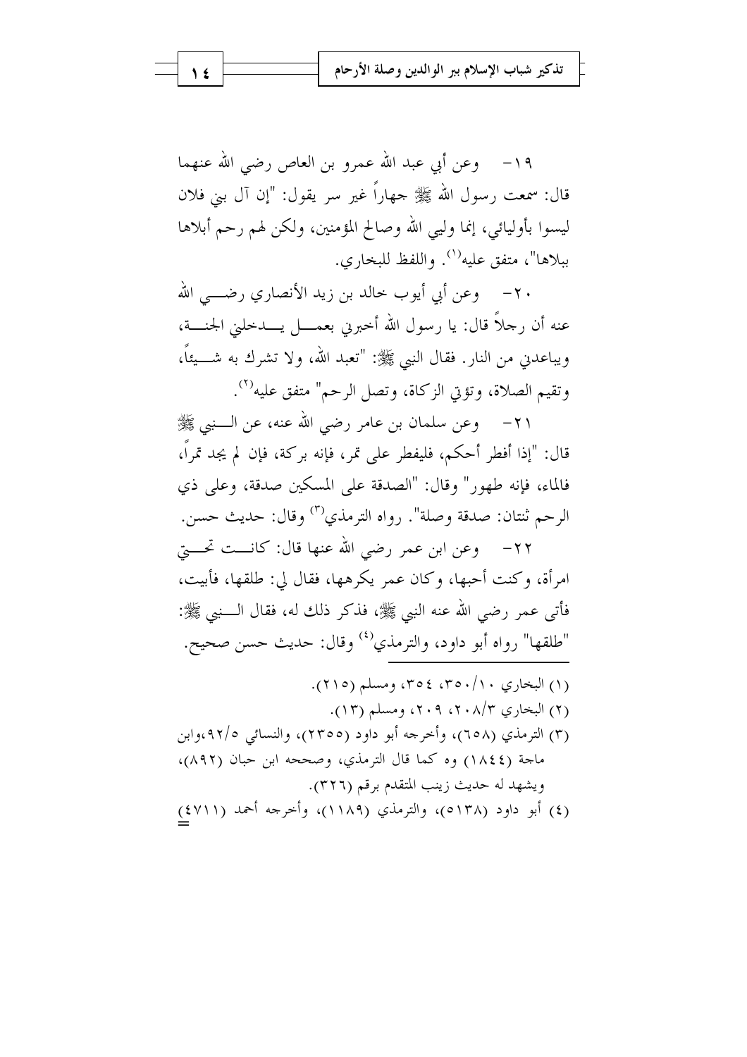١٩- وعن أبي عبد الله عمرو بن العاص رضي الله عنهما قال: سمعت رسول الله ﷺ جهاراً غير سر يقول: "إن آل بني فلان ليسوا بأوليائي، إنما وليي الله وصالح المؤمنين، ولكن لهم رحم أبلاها ببلاها"، متفق عليه[١]. واللفظ للبخاري.

٢٠- وعن أبي أيوب خالد بن زيد الأنصاري رضي الله عنه أن رجلاً قال: يا رسول الله أخبرني بعمل يدخلني الجنة، ويباعدني من النار. فقال النبي ﷺ: "تعبد الله، ولا تشرك به شيئاً، وتقيم الصلاة، وتؤتي الزكاة، وتصل الرحم" متفق عليه[٢].

٢١- وعن سلمان بن عامر رضي الله عنه، عن النبي ﷺ قال: "إذا أفطر أحدكم، فليفطر على تمر، فإنه بركة، فإن لم يجد تمراً، فالماء، فإنه طهور" وقال: "الصدقة على المسكين صدقة، وعلى ذي الرحم ثنتان: صدقة وصلة". رواه الترمذي[٣] وقال: حديث حسن.

٢٢- وعن ابن عمر رضي الله عنها قال: كانت تحتي امرأة، وكنت أحبها، وكان عمر يكرهها، فقال لي: طلقها، فأبيت، فأتى عمر رضي الله عنه النبي ﷺ، فذكر ذلك له، فقال النبي ﷺ: "طلقها" رواه أبو داود، والترمذي[٤] وقال: حديث حسن صحيح.

---

(١) البخاري ١٠/٣٥٠، ٣٥٤، ومسلم (٢١٥).

(٢) البخاري ٣/٢٠٨، ٢٠٩، ومسلم (١٣).

(٣) الترمذي (٦٥٨)، وأخرجه أبو داود (٢٣٥٥)، والنسائي ٥/٩٢،وابن ماجة (١٨٤٤) وه كما قال الترمذي، وصححه ابن حبان (٨٩٢)، ويشهد له حديث زينب المتقدم برقم (٣٢٦).

(٤) أبو داود (٥١٣٨)، والترمذي (١١٨٩)، وأخرجه أحمد (٤٧١١)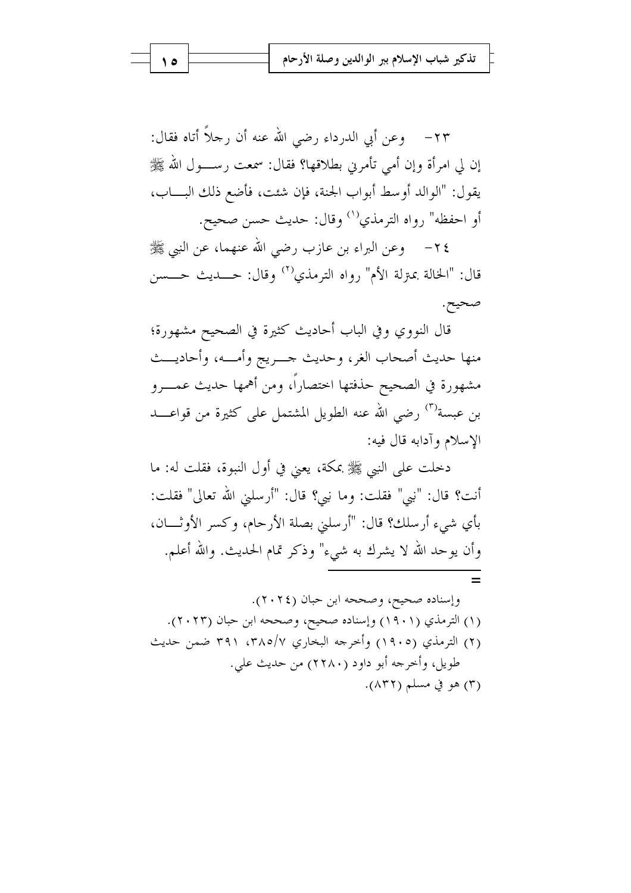٢٣- وعن أبي الدرداء رضي الله عنه أن رجلاً أتاه فقال: إن لي امرأة وإن أمي تأمرني بطلاقها؟ فقال: سمعت رسول الله ﷺ يقول: "الوالد أوسط أبواب الجنة، فإن شئت، فأضع ذلك الباب، أو احفظه" رواه الترمذي[١] وقال: حديث حسن صحيح.

٢٤- وعن البراء بن عازب رضي الله عنهما، عن النبي ﷺ قال: "الخالة بمنزلة الأم" رواه الترمذي[٢] وقال: حديث حسن صحيح.

قال النووي وفي الباب أحاديث كثيرة في الصحيح مشهورة؛ منها حديث أصحاب الغر، وحديث جريج وأمه، وأحاديث مشهورة في الصحيح حذفتها اختصاراً، ومن أهمها حديث عمرو بن عبسة[٣] رضي الله عنه الطويل المشتمل على كثيرة من قواعد الإسلام وآدابه قال فيه:

دخلت على النبي ﷺ بمكة، يعني في أول النبوة، فقلت له: ما أنت؟ قال: "نبي" فقلت: وما نبي؟ قال: "أرسلني الله تعالى" فقلت: بأي شيء أرسلك؟ قال: "أرسلني بصلة الأرحام، وكسر الأوثان، وأن يوحد الله لا يشرك به شيء" وذكر تمام الحديث. والله أعلم.

---

وإسناده صحيح، وصححه ابن حبان (٢٠٢٤).

(١) الترمذي (١٩٠١) وإسناده صحيح، وصححه ابن حبان (٢٠٢٣).

(٢) الترمذي (١٩٠٥) وأخرجه البخاري ٧/٣٨٥، ٣٩١ ضمن حديث طويل، وأخرجه أبو داود (٢٢٨٠) من حديث علي.

(٣) هو في مسلم (٨٣٢).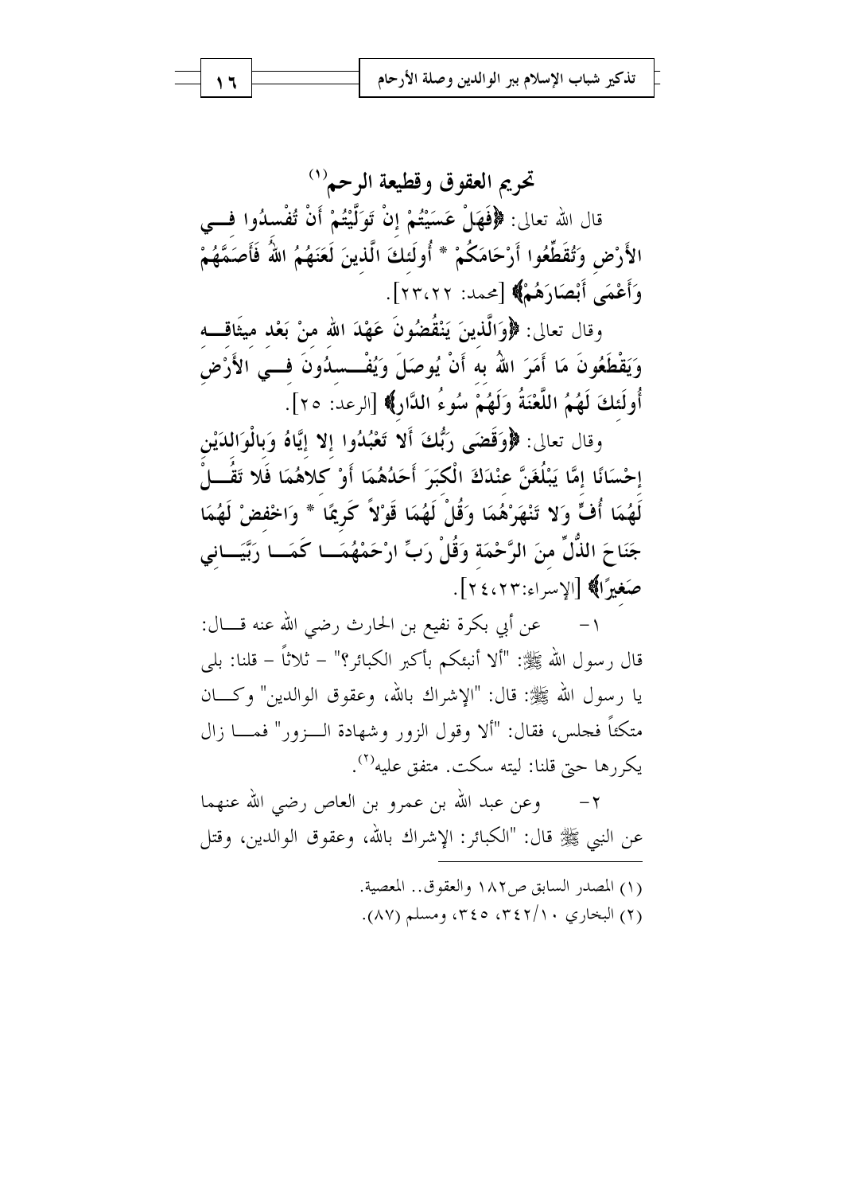## تحريم العقوق وقطيعة الرحم[1]

قال الله تعالى: ﴿فَهَلْ عَسَيْتُمْ إِنْ تَوَلَّيْتُمْ أَنْ تُفْسِدُوا فِي الأَرْضِ وَتُقَطِّعُوا أَرْحَامَكُمْ * أُولَئِكَ الَّذِينَ لَعَنَهُمُ اللهُ فَأَصَمَّهُمْ وَأَعْمَى أَبْصَارَهُمْ﴾ [محمد: ٢٢،٢٣].

وقال تعالى: ﴿وَالَّذِينَ يَنْقُضُونَ عَهْدَ اللهِ مِنْ بَعْدِ مِيثَاقِهِ وَيَقْطَعُونَ مَا أَمَرَ اللهُ بِهِ أَنْ يُوصَلَ وَيُفْسِدُونَ فِي الأَرْضِ أُولَئِكَ لَهُمُ اللَّعْنَةُ وَلَهُمْ سُوءُ الدَّارِ﴾ [الرعد: ٢٥].

وقال تعالى: ﴿وَقَضَى رَبُّكَ أَلا تَعْبُدُوا إِلا إِيَّاهُ وَبِالْوَالِدَيْنِ إِحْسَانًا إِمَّا يَبْلُغَنَّ عِنْدَكَ الْكِبَرَ أَحَدُهُمَا أَوْ كِلاهُمَا فَلا تَقُلْ لَهُمَا أُفٍّ وَلا تَنْهَرْهُمَا وَقُلْ لَهُمَا قَوْلاً كَرِيمًا * وَاخْفِضْ لَهُمَا جَنَاحَ الذُّلِّ مِنَ الرَّحْمَةِ وَقُلْ رَبِّ ارْحَمْهُمَا كَمَا رَبَّيَانِي صَغِيرًا﴾ [الإسراء:٢٣،٢٤].

١- عن أبي بكرة نفيع بن الحارث رضي الله عنه قال: قال رسول الله ﷺ: "ألا أنبئكم بأكبر الكبائر؟" - ثلاثاً - قلنا: بلى يا رسول الله ﷺ: قال: "الإشراك بالله، وعقوق الوالدين" وكان متكئاً فجلس، فقال: "ألا وقول الزور وشهادة الزور" فما زال يكررها حتى قلنا: ليته سكت. متفق عليه[2].

٢- وعن عبد الله بن عمرو بن العاص رضي الله عنهما عن النبي ﷺ قال: "الكبائر: الإشراك بالله، وعقوق الوالدين، وقتل

---

(١) المصدر السابق ص١٨٢ والعقوق.. المعصية.

(٢) البخاري ١٠/٣٤٢، ٣٤٥، ومسلم (٨٧).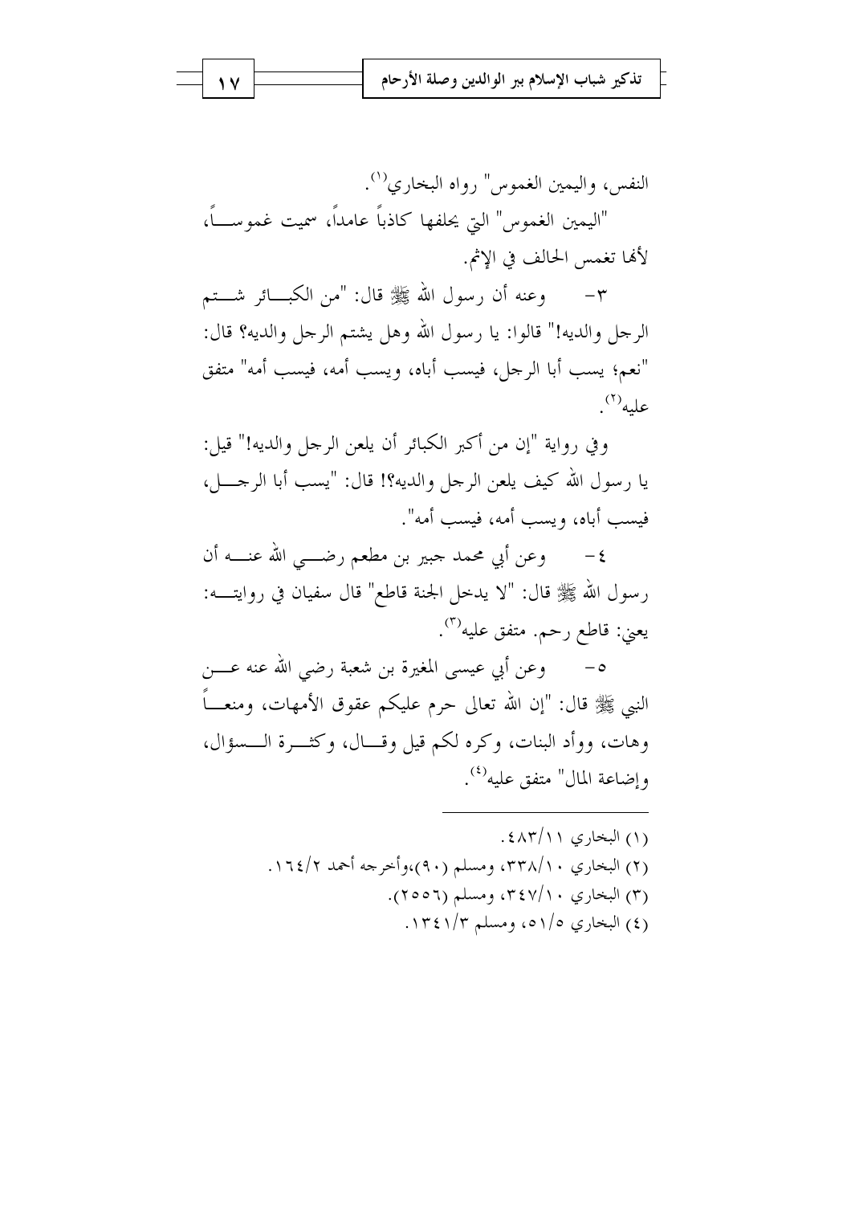النفس، واليمين الغموس" رواه البخاري[1].

"اليمين الغموس" التي يحلفها كاذباً عامداً، سميت غموساً، لأنها تغمس الحالف في الإثم.

٣- وعنه أن رسول الله ﷺ قال: "من الكبائر شتم الرجل والديه!" قالوا: يا رسول الله وهل يشتم الرجل والديه؟ قال: "نعم؛ يسب أبا الرجل، فيسب أباه، ويسب أمه، فيسب أمه" متفق عليه[2].

وفي رواية "إن من أكبر الكبائر أن يلعن الرجل والديه!" قيل: يا رسول الله كيف يلعن الرجل والديه؟! قال: "يسب أبا الرجل، فيسب أباه، ويسب أمه، فيسب أمه".

٤- وعن أبي محمد جبير بن مطعم رضي الله عنه أن رسول الله ﷺ قال: "لا يدخل الجنة قاطع" قال سفيان في روايته: يعني: قاطع رحم. متفق عليه[3].

٥- وعن أبي عيسى المغيرة بن شعبة رضي الله عنه عن النبي ﷺ قال: "إن الله تعالى حرم عليكم عقوق الأمهات، ومنعاً وهات، ووأد البنات، وكره لكم قيل وقال، وكثرة السؤال، وإضاعة المال" متفق عليه[4].

---

(١) البخاري ٤٨٣/١١.

(٢) البخاري ٣٣٨/١٠، ومسلم (٩٠)،وأخرجه أحمد ١٦٤/٢.

(٣) البخاري ٣٤٧/١٠، ومسلم (٢٥٥٦).

(٤) البخاري ٥١/٥، ومسلم ١٣٤١/٣.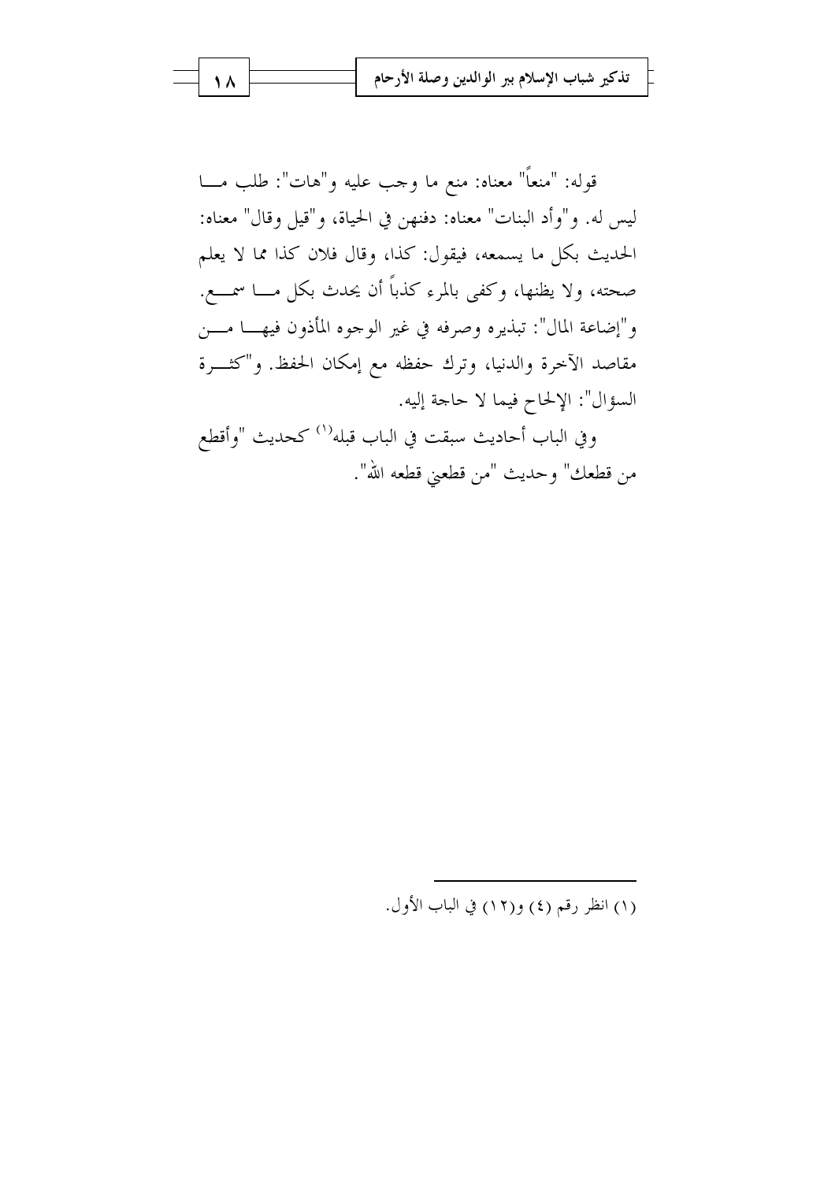قوله: "منعاً" معناه: منع ما وجب عليه و"هات": طلب ما ليس له. و"وأد البنات" معناه: دفنهن في الحياة، و"قيل وقال" معناه: الحديث بكل ما يسمعه، فيقول: كذا، وقال فلان كذا مما لا يعلم صحته، ولا يظنها، وكفى بالمرء كذباً أن يحدث بكل ما سمع. و"إضاعة المال": تبذيره وصرفه في غير الوجوه المأذون فيها من مقاصد الآخرة والدنيا، وترك حفظه مع إمكان الحفظ. و"كثرة السؤال": الإلحاح فيما لا حاجة إليه.

وفي الباب أحاديث سبقت في الباب قبله[1] كحديث "وأقطع من قطعك" وحديث "من قطعني قطعه الله".

---

(١) انظر رقم (٤) و(١٢) في الباب الأول.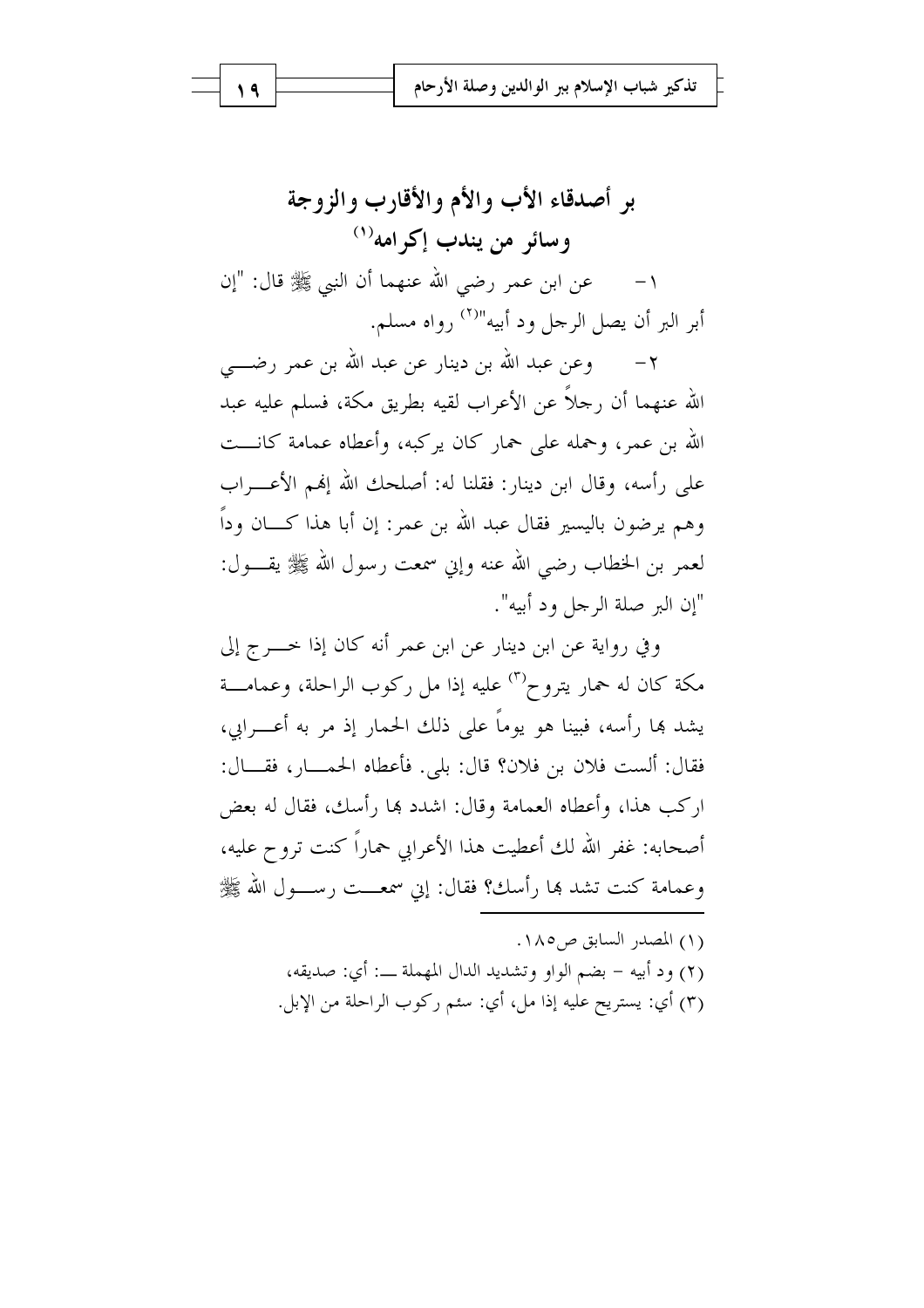## بر أصدقاء الأب والأم والأقارب والزوجة وسائر من يندب إكرامه[1]

١- عن ابن عمر رضي الله عنهما أن النبي ﷺ قال: "إن أبر البر أن يصل الرجل ود أبيه"[2] رواه مسلم.

٢- وعن عبد الله بن دينار عن عبد الله بن عمر رضي الله عنهما أن رجلاً من الأعراب لقيه بطريق مكة، فسلم عليه عبد الله بن عمر، وحمله على حمار كان يركبه، وأعطاه عمامة كانت على رأسه، وقال ابن دينار: فقلنا له: أصلحك الله إنهم الأعراب وهم يرضون باليسير فقال عبد الله بن عمر: إن أبا هذا كان وداً لعمر بن الخطاب رضي الله عنه وإني سمعت رسول الله ﷺ يقول: "إن البر صلة الرجل ود أبيه".

وفي رواية عن ابن دينار عن ابن عمر أنه كان إذا خرج إلى مكة كان له حمار يتروح[3] عليه إذا مل ركوب الراحلة، وعمامة يشد بها رأسه، فبينا هو يوماً على ذلك الحمار إذ مر به أعرابي، فقال: ألست فلان بن فلان؟ قال: بلى. فأعطاه الحمار، فقال: اركب هذا، وأعطاه العمامة وقال: اشدد بها رأسك، فقال له بعض أصحابه: غفر الله لك أعطيت هذا الأعرابي حماراً كنت تروح عليه، وعمامة كنت تشد بها رأسك؟ فقال: إني سمعت رسول الله ﷺ

---

(١) المصدر السابق ص١٨٥.

(٢) ود أبيه – بضم الواو وتشديد الدال المهملة ـــ: أي: صديقه،

(٣) أي: يستريح عليه إذا مل، أي: سئم ركوب الراحلة من الإبل.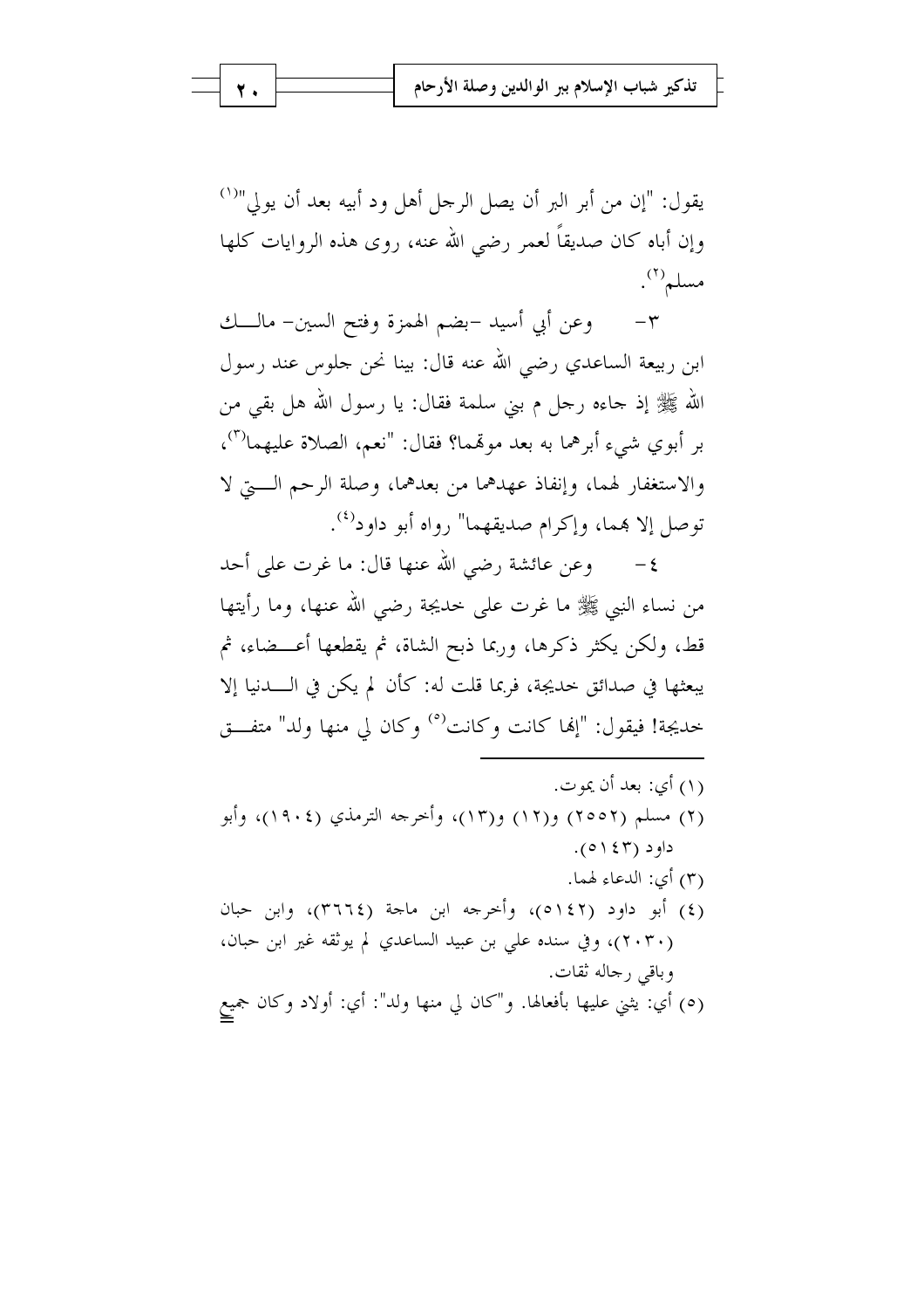يقول: "إن من أبر البر أن يصل الرجل أهل ود أبيه بعد أن يولي"[(1)] وإن أباه كان صديقاً لعمر رضي الله عنه، روى هذه الروايات كلها مسلم[(2)].

٣- وعن أبي أسيد -بضم الهمزة وفتح السين- مالك ابن ربيعة الساعدي رضي الله عنه قال: بينا نحن جلوس عند رسول الله ﷺ إذ جاءه رجل م بني سلمة فقال: يا رسول الله هل بقي من بر أبوي شيء أبرهما به بعد موتهما؟ فقال: "نعم، الصلاة عليهما[(3)]، والاستغفار لهما، وإنفاذ عهدهما من بعدهما، وصلة الرحم التي لا توصل إلا بهما، وإكرام صديقهما" رواه أبو داود[(4)].

٤- وعن عائشة رضي الله عنها قال: ما غرت على أحد من نساء النبي ﷺ ما غرت على خديجة رضي الله عنها، وما رأيتها قط، ولكن يكثر ذكرها، وربما ذبح الشاة، ثم يقطعها أعضاء، ثم يبعثها في صدائق خديجة، فربما قلت له: كأن لم يكن في الدنيا إلا خديجة! فيقول: "إنها كانت وكانت[(5)] وكان لي منها ولد" متفق

---

(١) أي: بعد أن يموت.

(٢) مسلم (٢٥٥٢) و(١٢) و(١٣)، وأخرجه الترمذي (١٩٠٤)، وأبو داود (٥١٤٣).

(٣) أي: الدعاء لهما.

(٤) أبو داود (٥١٤٢)، وأخرجه ابن ماجة (٣٦٦٤)، وابن حبان (٢٠٣٠)، وفي سنده علي بن عبيد الساعدي لم يوثقه غير ابن حبان، وباقي رجاله ثقات.

(٥) أي: يثني عليها بأفعالها. و"كان لي منها ولد": أي: أولاد وكان جميع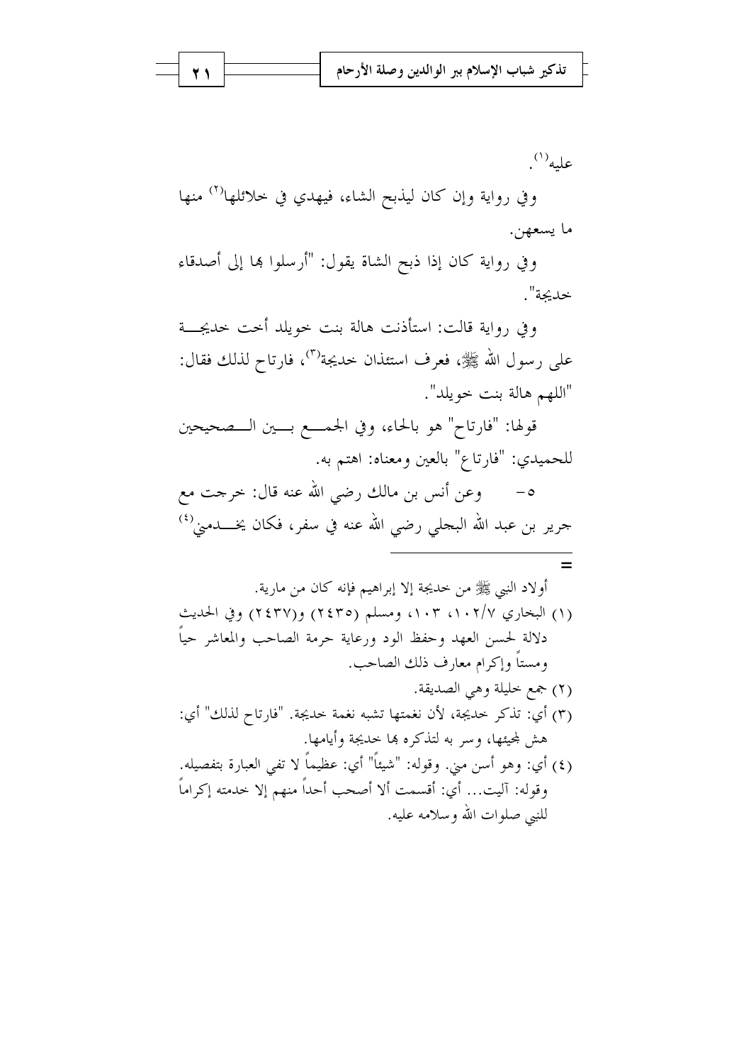عليه[1].

وفي رواية وإن كان ليذبح الشاء، فيهدي في خلائلها[2] منها ما يسعهن.

وفي رواية كان إذا ذبح الشاة يقول: "أرسلوا بها إلى أصدقاء خديجة".

وفي رواية قالت: استأذنت هالة بنت خويلد أخت خديجة على رسول الله ﷺ، فعرف استئذان خديجة[3]، فارتاح لذلك فقال: "اللهم هالة بنت خويلد".

قولها: "فارتاح" هو بالحاء، وفي الجمع بين الصحيحين للحميدي: "فارتاع" بالعين ومعناه: اهتم به.

٥- وعن أنس بن مالك رضي الله عنه قال: خرجت مع جرير بن عبد الله البجلي رضي الله عنه في سفر، فكان يخدمني[4]

---

أولاد النبي ﷺ من خديجة إلا إبراهيم فإنه كان من مارية.

(١) البخاري ٧/١٠٢، ١٠٣، ومسلم (٢٤٣٥) و(٢٤٣٧) وفي الحديث دلالة لحسن العهد وحفظ الود ورعاية حرمة الصاحب والمعاشر حياً وميتاً وإكرام معارف ذلك الصاحب.

(٢) جمع خليلة وهي الصديقة.

(٣) أي: تذكر خديجة، لأن نغمتها تشبه نغمة خديجة. "فارتاح لذلك" أي: هش لمجيئها، وسر به لتذكره بها خديجة وأيامها.

(٤) أي: وهو أسن مني. وقوله: "شيئاً" أي: عظيماً لا تفي العبارة بتفصيله. وقوله: آليت... أي: أقسمت ألا أصحب أحداً منهم إلا خدمته إكراماً للنبي صلوات الله وسلامه عليه.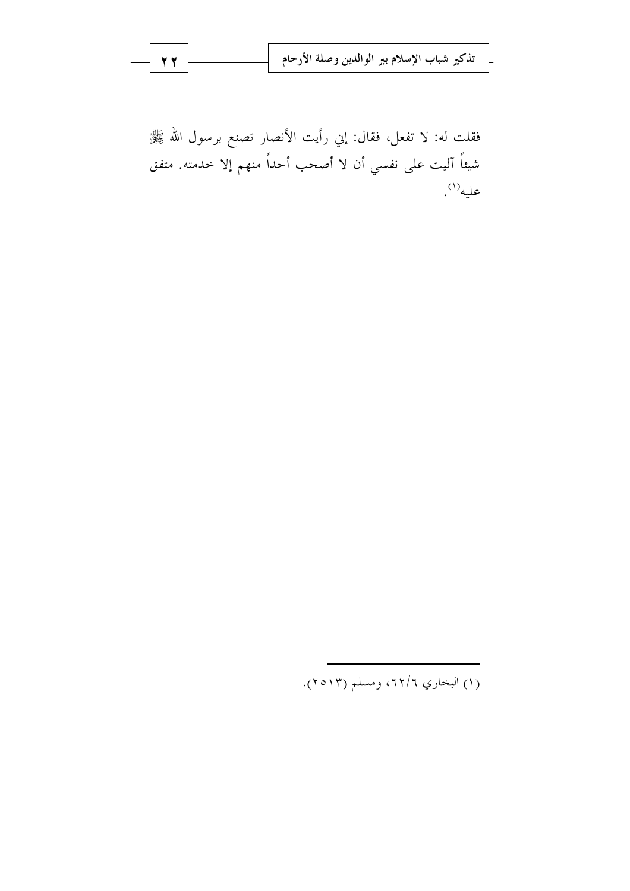فقلت له: لا تفعل، فقال: إني رأيت الأنصار تصنع برسول الله ﷺ شيئاً آليت على نفسي أن لا أصحب أحداً منهم إلا خدمته. متفق عليه[1].

---

(١) البخاري ٦٢/٦، ومسلم (٢٥١٣).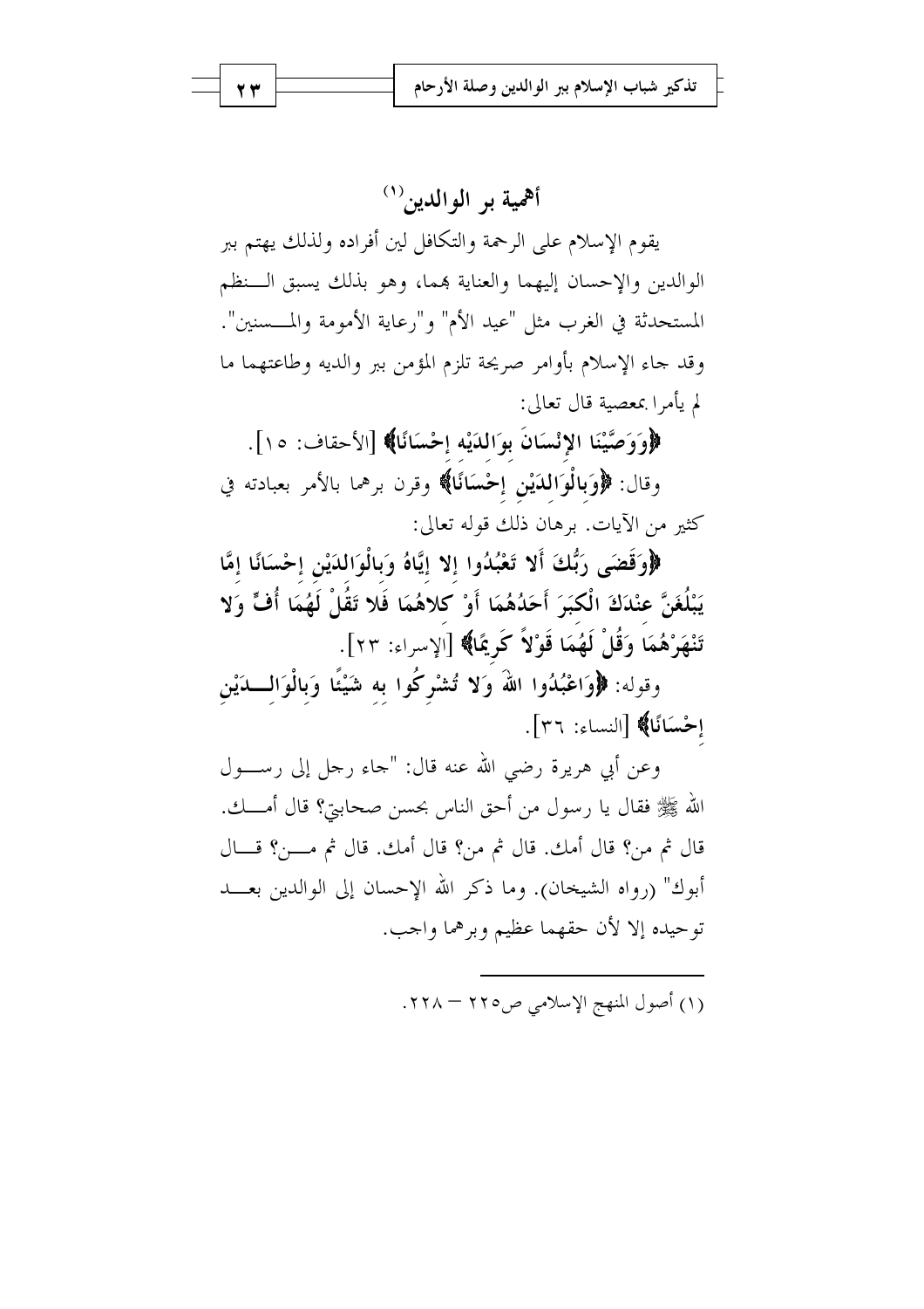## أهمية بر الوالدين[1]

يقوم الإسلام على الرحمة والتكافل لين أفراده ولذلك يهتم ببر الوالدين والإحسان إليهما والعناية بهما، وهو بذلك يسبق النظم المستحدثة في الغرب مثل "عيد الأم" و"رعاية الأمومة والمسنين". وقد جاء الإسلام بأوامر صريحة تلزم المؤمن ببر والديه وطاعتهما ما لم يأمرا بمعصية قال تعالى:

**﴿وَوَصَّيْنَا الإِنْسَانَ بِوَالِدَيْهِ إِحْسَانًا﴾** [الأحقاف: ١٥].

وقال: **﴿وَبِالْوَالِدَيْنِ إِحْسَانًا﴾** وقرن برهما بالأمر بعبادته في كثير من الآيات. برهان ذلك قوله تعالى:

**﴿وَقَضَى رَبُّكَ أَلا تَعْبُدُوا إِلا إِيَّاهُ وَبِالْوَالِدَيْنِ إِحْسَانًا إِمَّا يَبْلُغَنَّ عِنْدَكَ الْكِبَرَ أَحَدُهُمَا أَوْ كِلاهُمَا فَلا تَقُلْ لَهُمَا أُفٍّ وَلا تَنْهَرْهُمَا وَقُلْ لَهُمَا قَوْلاً كَرِيمًا﴾** [الإسراء: ٢٣].

وقوله: **﴿وَاعْبُدُوا اللهَ وَلا تُشْرِكُوا بِهِ شَيْئًا وَبِالْوَالِدَيْنِ إِحْسَانًا﴾** [النساء: ٣٦].

وعن أبي هريرة رضي الله عنه قال: "جاء رجل إلى رسول الله ﷺ فقال يا رسول من أحق الناس بحسن صحابتي؟ قال أمك. قال ثم من؟ قال أمك. قال ثم من؟ قال أمك. قال ثم من؟ قال أبوك" (رواه الشيخان). وما ذكر الله الإحسان إلى الوالدين بعد توحيده إلا لأن حقهما عظيم وبرهما واجب.

---

(١) أصول المنهج الإسلامي ص٢٢٥ – ٢٢٨.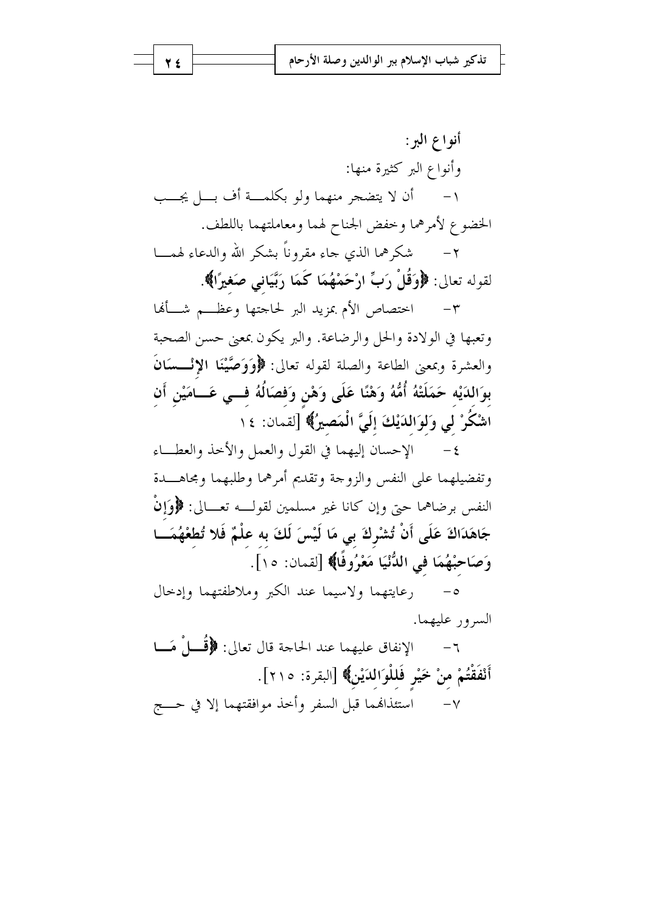## أنواع البر:

وأنواع البر كثيرة منها:

١- أن لا يتضجر منهما ولو بكلمة أف بل يجب الخضوع لأمرهما وخفض الجناح لهما ومعاملتهما باللطف.

٢- شكرهما الذي جاء مقروناً بشكر الله والدعاء لهما لقوله تعالى: ﴿**وَقُلْ رَبِّ ارْحَمْهُمَا كَمَا رَبَّيَانِي صَغِيرًا**﴾.

٣- اختصاص الأم بمزيد البر لحاجتها وعظم شأنها وتعبها في الولادة والحمل والرضاعة. والبر يكون بمعنى حسن الصحبة والعشرة وبمعنى الطاعة والصلة لقوله تعالى: ﴿**وَوَصَّيْنَا الإِنْسَانَ بِوَالِدَيْهِ حَمَلَتْهُ أُمُّهُ وَهْنًا عَلَى وَهْنٍ وَفِصَالُهُ فِي عَامَيْنِ أَنِ اشْكُرْ لِي وَلِوَالِدَيْكَ إِلَيَّ الْمَصِيرُ**﴾ [لقمان: ١٤]

٤- الإحسان إليهما في القول والعمل والأخذ والعطاء وتفضيلهما على النفس والزوجة وتقديم أمرهما وطلبهما ومجاهدة النفس برضاهما حتى وإن كانا غير مسلمين لقوله تعالى: ﴿**وَإِنْ جَاهَدَاكَ عَلَى أَنْ تُشْرِكَ بِي مَا لَيْسَ لَكَ بِهِ عِلْمٌ فَلا تُطِعْهُمَا وَصَاحِبْهُمَا فِي الدُّنْيَا مَعْرُوفًا**﴾ [لقمان: ١٥].

٥- رعايتهما ولاسيما عند الكبر وملاطفتهما وإدخال السرور عليهما.

٦- الإنفاق عليهما عند الحاجة قال تعالى: ﴿**قُلْ مَا أَنْفَقْتُمْ مِنْ خَيْرٍ فَلِلْوَالِدَيْنِ**﴾ [البقرة: ٢١٥].

٧- استئذانهما قبل السفر وأخذ موافقتهما إلا في حج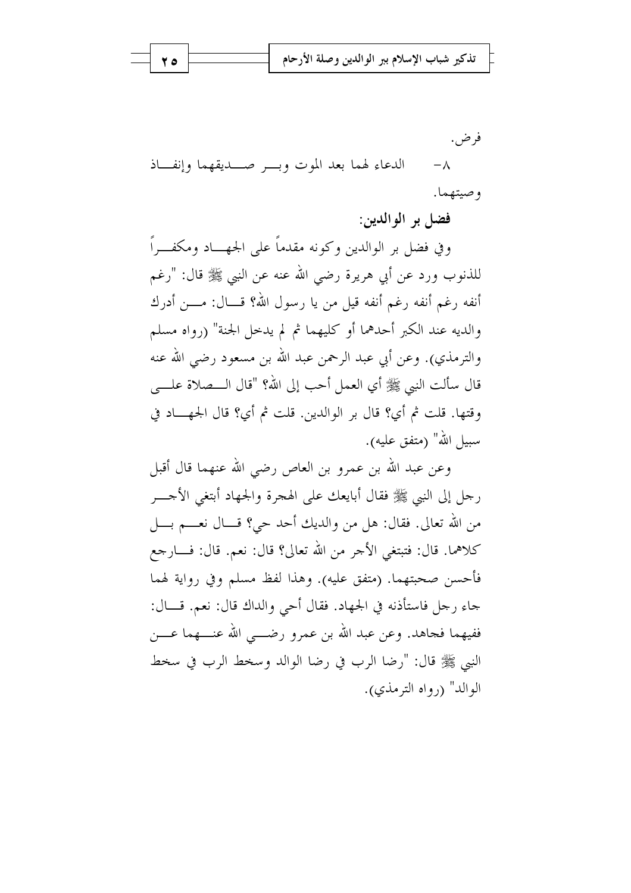فرض.

٨- الدعاء لهما بعد الموت وبر صديقهما وإنفاذ وصيتهما.

**فضل بر الوالدين:**

وفي فضل بر الوالدين وكونه مقدماً على الجهاد ومكفراً للذنوب ورد عن أبي هريرة رضي الله عنه عن النبي ﷺ قال: "رغم أنفه رغم أنفه رغم أنفه قيل من يا رسول الله؟ قال: من أدرك والديه عند الكبر أحدهما أو كليهما ثم لم يدخل الجنة" (رواه مسلم والترمذي). وعن أبي عبد الرحمن عبد الله بن مسعود رضي الله عنه قال سألت النبي ﷺ أي العمل أحب إلى الله؟ "قال الصلاة على وقتها. قلت ثم أي؟ قال بر الوالدين. قلت ثم أي؟ قال الجهاد في سبيل الله" (متفق عليه).

وعن عبد الله بن عمرو بن العاص رضي الله عنهما قال أقبل رجل إلى النبي ﷺ فقال أبايعك على الهجرة والجهاد أبتغي الأجر من الله تعالى. فقال: هل من والديك أحد حي؟ قال نعم بل كلاهما. قال: فتبتغي الأجر من الله تعالى؟ قال: نعم. قال: فارجع فأحسن صحبتهما. (متفق عليه). وهذا لفظ مسلم وفي رواية لهما جاء رجل فاستأذنه في الجهاد. فقال أحي والداك قال: نعم. قال: ففيهما فجاهد. وعن عبد الله بن عمرو رضي الله عنهما عن النبي ﷺ قال: "رضا الرب في رضا الوالد وسخط الرب في سخط الوالد" (رواه الترمذي).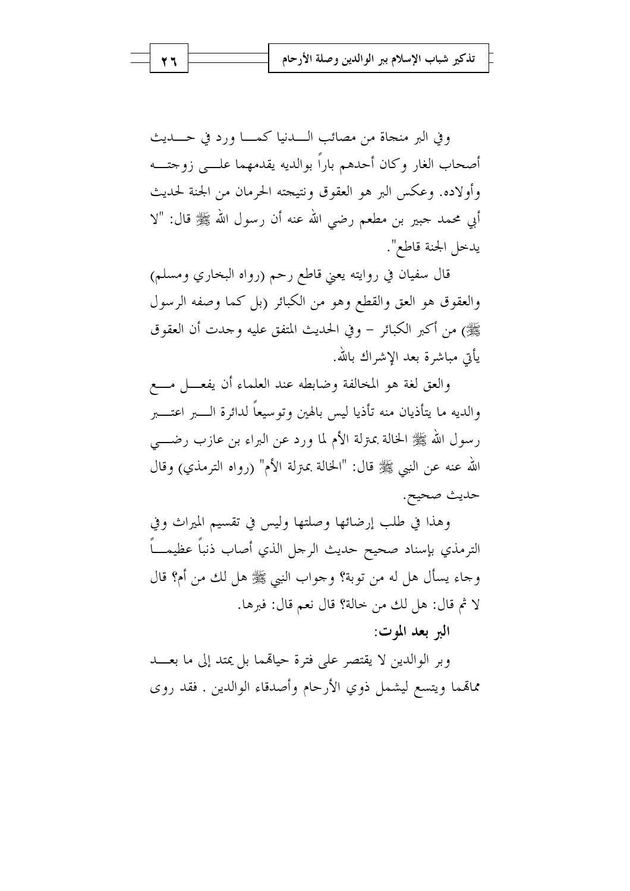وفي البر منجاة من مصائب الدنيا كما ورد في حديث أصحاب الغار وكان أحدهم باراً بوالديه يقدمهما على زوجته وأولاده. وعكس البر هو العقوق ونتيجته الحرمان من الجنة لحديث أبي محمد جبير بن مطعم رضي الله عنه أن رسول الله ﷺ قال: "لا يدخل الجنة قاطع".

قال سفيان في روايته يعني قاطع رحم (رواه البخاري ومسلم) والعقوق هو العق والقطع وهو من الكبائر (بل كما وصفه الرسول ﷺ) من أكبر الكبائر – وفي الحديث المتفق عليه وجدت أن العقوق يأتي مباشرة بعد الإشراك بالله.

والعق لغة هو المخالفة وضابطه عند العلماء أن يفعل مع والديه ما يتأذيان منه تأذيا ليس بالهين وتوسيعاً لدائرة البر اعتبر رسول الله ﷺ الخالة بمترلة الأم لما ورد عن البراء بن عازب رضي الله عنه عن النبي ﷺ قال: "الخالة بمترلة الأم" (رواه الترمذي) وقال حديث صحيح.

وهذا في طلب إرضائها وصلتها وليس في تقسيم الميراث وفي الترمذي بإسناد صحيح حديث الرجل الذي أصاب ذنباً عظيماً وجاء يسأل هل له من توبة؟ وجواب النبي ﷺ هل لك من أم؟ قال لا ثم قال: هل لك من خالة؟ قال نعم قال: فبرها.

**البر بعد الموت:**

وبر الوالدين لا يقتصر على فترة حياتهما بل يمتد إلى ما بعد مماتهما ويتسع ليشمل ذوي الأرحام وأصدقاء الوالدين . فقد روى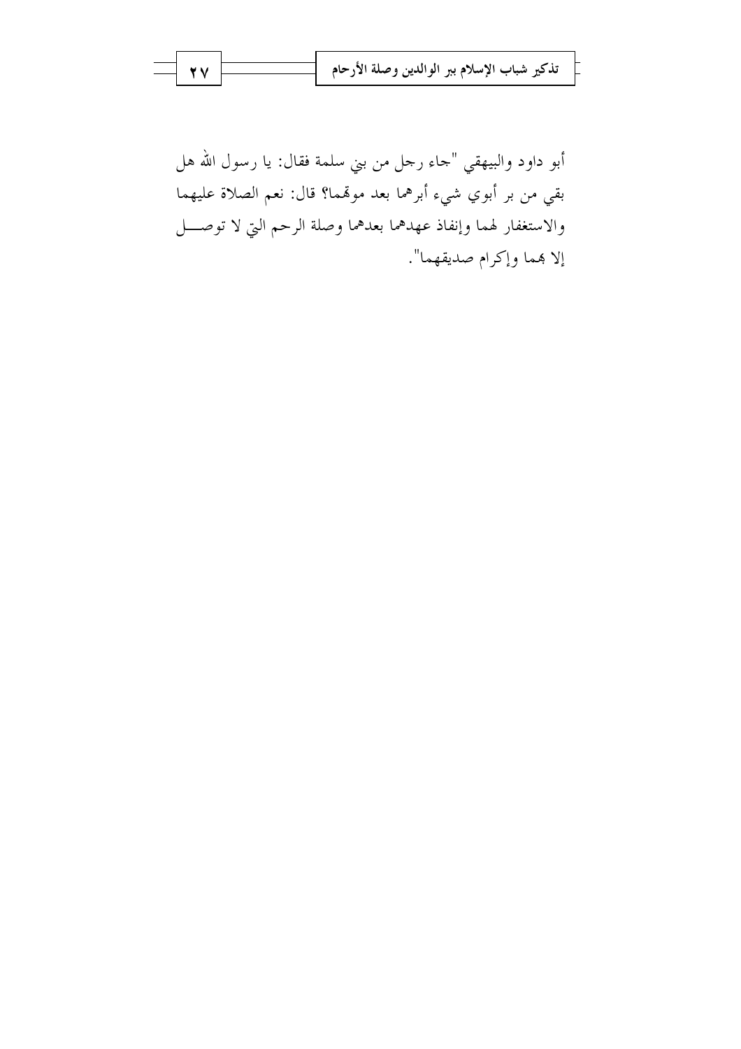أبو داود والبيهقي "جاء رجل من بني سلمة فقال: يا رسول الله هل بقي من بر أبوي شيء أبرهما بعد موتهما؟ قال: نعم الصلاة عليهما والاستغفار لهما وإنفاذ عهدهما بعدهما وصلة الرحم التي لا توصل إلا بهما وإكرام صديقهما".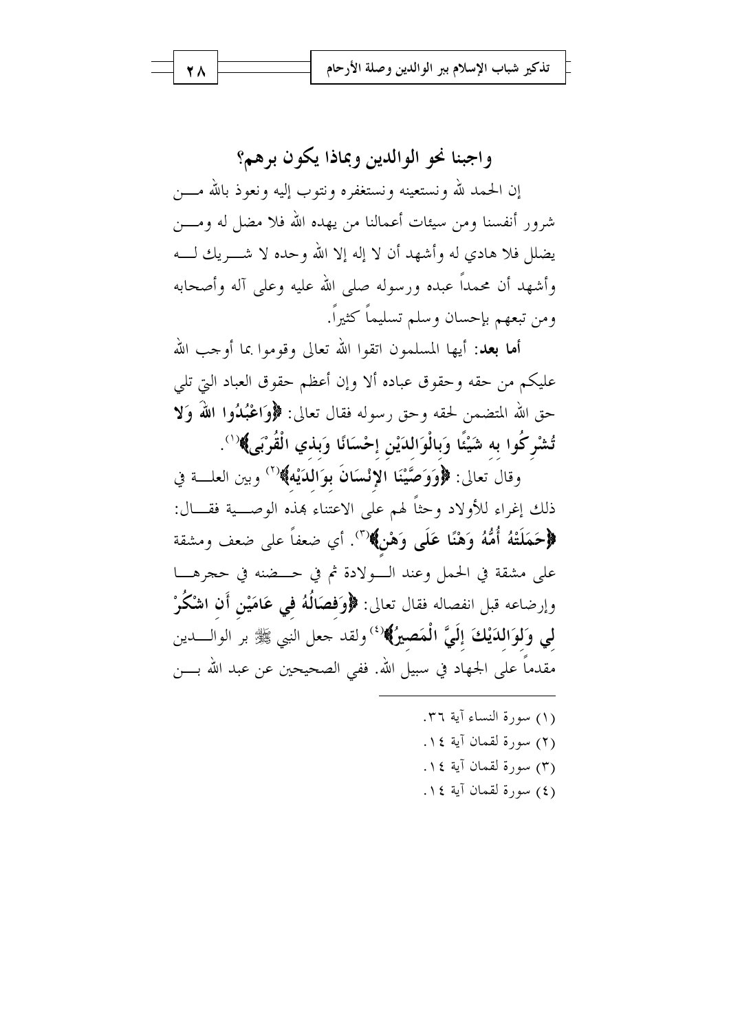## واجبنا نحو الوالدين وبماذا يكون برهم؟

إن الحمد لله ونستعينه ونستغفره ونتوب إليه ونعوذ بالله من شرور أنفسنا ومن سيئات أعمالنا من يهده الله فلا مضل له ومن يضلل فلا هادي له وأشهد أن لا إله إلا الله وحده لا شريك له وأشهد أن محمداً عبده ورسوله صلى الله عليه وعلى آله وأصحابه ومن تبعهم بإحسان وسلم تسليماً كثيراً.

**أما بعد:** أيها المسلمون اتقوا الله تعالى وقوموا بما أوجب الله عليكم من حقه وحقوق عباده ألا وإن أعظم حقوق العباد التي تلي حق الله المتضمن لحقه وحق رسوله فقال تعالى: **﴿وَاعْبُدُوا اللهَ وَلا تُشْرِكُوا بِهِ شَيْئًا وَبِالْوَالِدَيْنِ إِحْسَانًا وَبِذِي الْقُرْبَى﴾**(1).

وقال تعالى: **﴿وَوَصَّيْنَا الإِنْسَانَ بِوَالِدَيْهِ﴾**(2) وبين العلة في ذلك إغراء للأولاد وحثاً لهم على الاعتناء بهذه الوصية فقال: **﴿حَمَلَتْهُ أُمُّهُ وَهْنًا عَلَى وَهْنٍ﴾**(3). أي ضعفاً على ضعف ومشقة على مشقة في الحمل وعند الولادة ثم في حضنه في حجرها وإرضاعه قبل انفصاله فقال تعالى: **﴿وَفِصَالُهُ فِي عَامَيْنِ أَنِ اشْكُرْ لِي وَلِوَالِدَيْكَ إِلَيَّ الْمَصِيرُ﴾**(4) ولقد جعل النبي ﷺ بر الوالدين مقدماً على الجهاد في سبيل الله. ففي الصحيحين عن عبد الله بن

---

(1) سورة النساء آية ٣٦.

(2) سورة لقمان آية ١٤.

(3) سورة لقمان آية ١٤.

(4) سورة لقمان آية ١٤.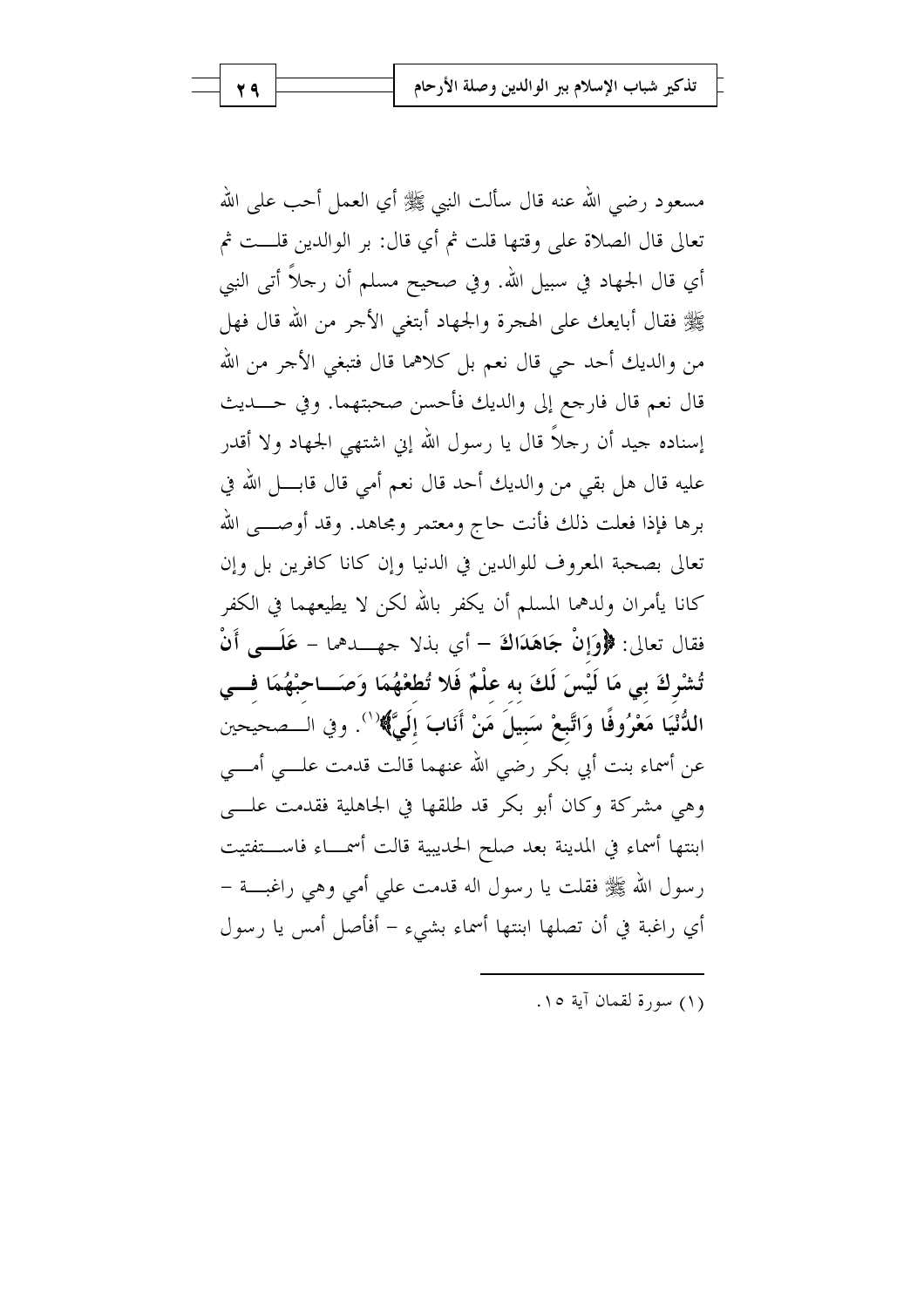مسعود رضي الله عنه قال سألت النبي ﷺ أي العمل أحب على الله تعالى قال الصلاة على وقتها قلت ثم أي قال: بر الوالدين قلت ثم أي قال الجهاد في سبيل الله. وفي صحيح مسلم أن رجلاً أتى النبي ﷺ فقال أبايعك على الهجرة والجهاد أبتغي الأجر من الله قال فهل من والديك أحد حي قال نعم بل كلاهما قال فتبغي الأجر من الله قال نعم قال فارجع إلى والديك فأحسن صحبتهما. وفي حديث إسناده جيد أن رجلاً قال يا رسول الله إني اشتهي الجهاد ولا أقدر عليه قال هل بقي من والديك أحد قال نعم أمي قال قابل الله في برها فإذا فعلت ذلك فأنت حاج ومعتمر ومجاهد. وقد أوصى الله تعالى بصحبة المعروف للوالدين في الدنيا وإن كانا كافرين بل وإن كانا يأمران ولدهما المسلم أن يكفر بالله لكن لا يطيعهما في الكفر فقال تعالى: **﴿وَإِنْ جَاهَدَاكَ** – أي بذلا جهدهما – **عَلَى أَنْ تُشْرِكَ بِي مَا لَيْسَ لَكَ به علْمٌ فَلا تُطعْهُمَا وَصَاحبْهُمَا فِي الدُّنْيَا مَعْرُوفًا وَاتَّبِعْ سَبِيلَ مَنْ أَنَابَ إِلَيَّ﴾**[1]. وفي الصحيحين عن أسماء بنت أبي بكر رضي الله عنهما قالت قدمت علي أمي وهي مشركة وكان أبو بكر قد طلقها في الجاهلية فقدمت على ابنتها أسماء في المدينة بعد صلح الحديبية قالت أسماء فاستفتيت رسول الله ﷺ فقلت يا رسول اله قدمت علي أمي وهي راغبة – أي راغبة في أن تصلها ابنتها أسماء بشيء – أفأصل أمس يا رسول

---

(١) سورة لقمان آية ١٥.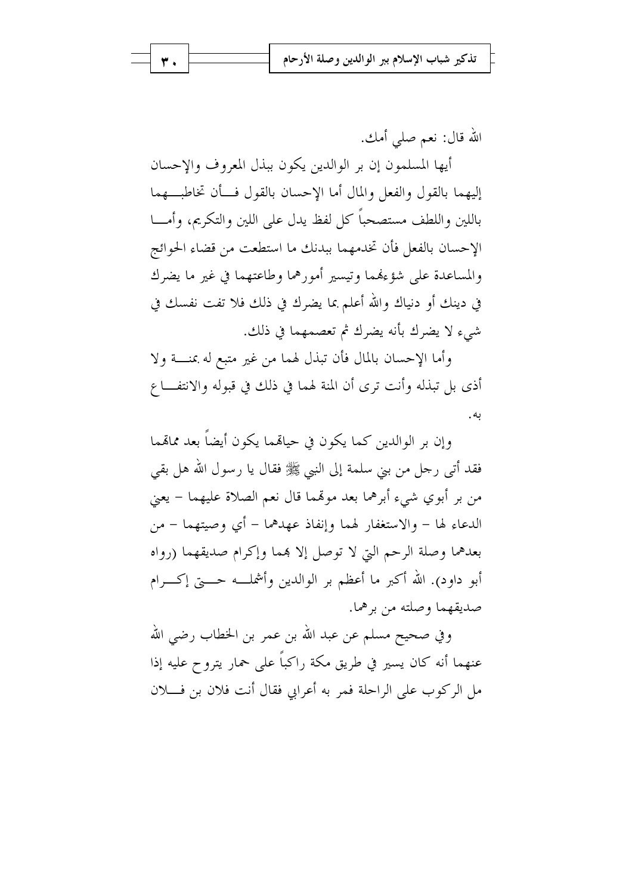الله قال: نعم صلي أمك.

أيها المسلمون إن بر الوالدين يكون ببذل المعروف والإحسان إليهما بالقول والفعل والمال أما الإحسان بالقول فأن تخاطبهما باللين واللطف مستصحباً كل لفظ يدل على اللين والتكريم، وأما الإحسان بالفعل فأن تخدمهما ببدنك ما استطعت من قضاء الحوائج والمساعدة على شؤهما وتيسير أمورهما وطاعتهما في غير ما يضرك في دينك أو دنياك والله أعلم بما يضرك في ذلك فلا تفت نفسك في شيء لا يضرك بأنه يضرك ثم تعصمهما في ذلك.

وأما الإحسان بالمال فأن تبذل لهما من غير متبع له بمنة ولا أذى بل تبذله وأنت ترى أن المنة لهما في ذلك في قبوله والانتفاع به.

وإن بر الوالدين كما يكون في حياتهما يكون أيضاً بعد مماتهما فقد أتى رجل من بني سلمة إلى النبي ﷺ فقال يا رسول الله هل بقي من بر أبوي شيء أبرهما بعد موتهما قال نعم الصلاة عليهما – يعني الدعاء لها – والاستغفار لهما وإنفاذ عهدهما – أي وصيتهما – من بعدهما وصلة الرحم التي لا توصل إلا بهما وإكرام صديقهما (رواه أبو داود). الله أكبر ما أعظم بر الوالدين وأشمله حتى إكرام صديقهما وصلته من برهما.

وفي صحيح مسلم عن عبد الله بن عمر بن الخطاب رضي الله عنهما أنه كان يسير في طريق مكة راكباً على حمار يتروح عليه إذا مل الركوب على الراحلة فمر به أعرابي فقال أنت فلان بن فلان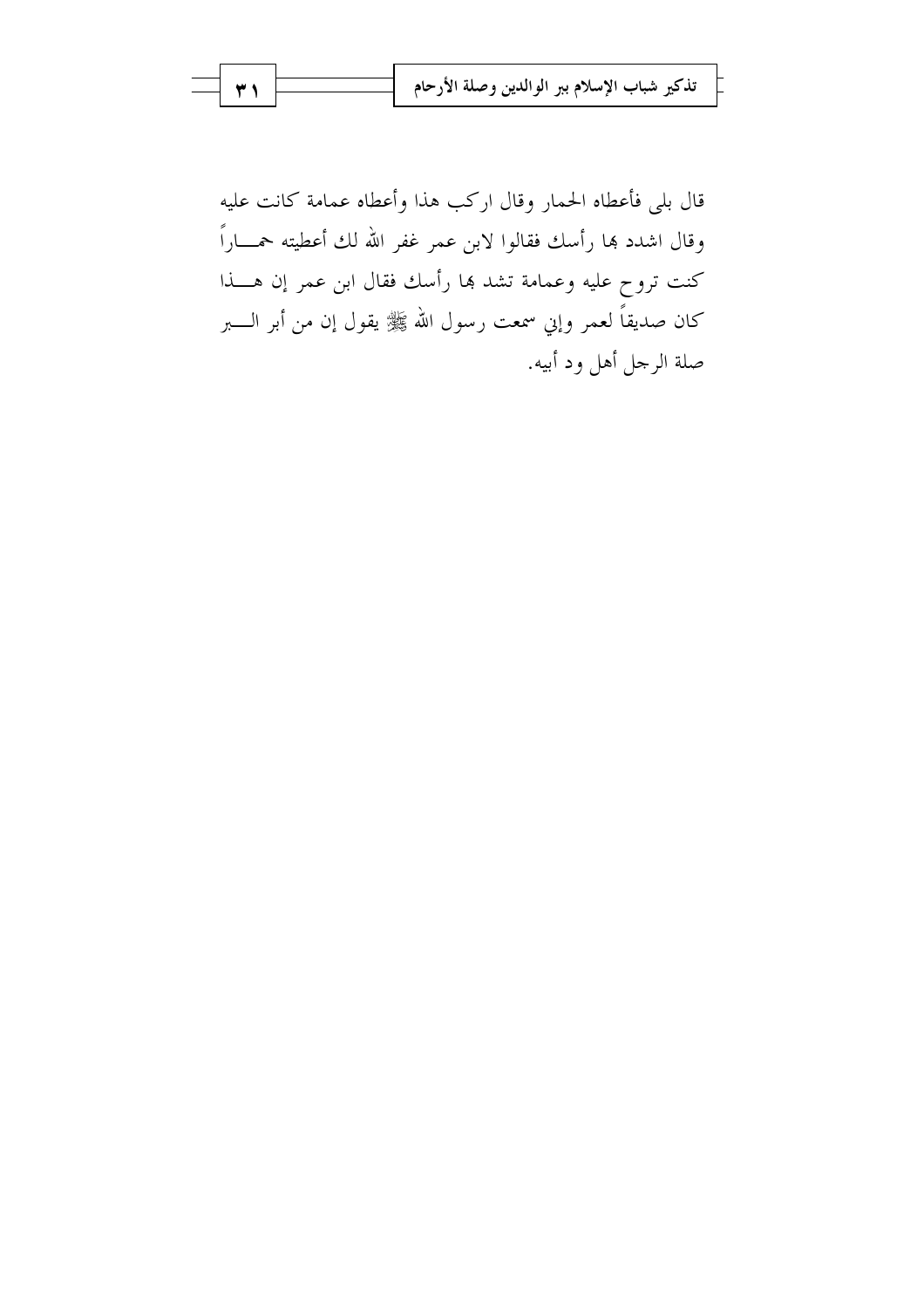قال بلى فأعطاه الحمار وقال اركب هذا وأعطاه عمامة كانت عليه وقال اشدد بها رأسك فقالوا لابن عمر غفر الله لك أعطيته حماراً كنت تروح عليه وعمامة تشد بها رأسك فقال ابن عمر إن هذا كان صديقاً لعمر وإني سمعت رسول الله ﷺ يقول إن من أبر البر صلة الرجل أهل ود أبيه.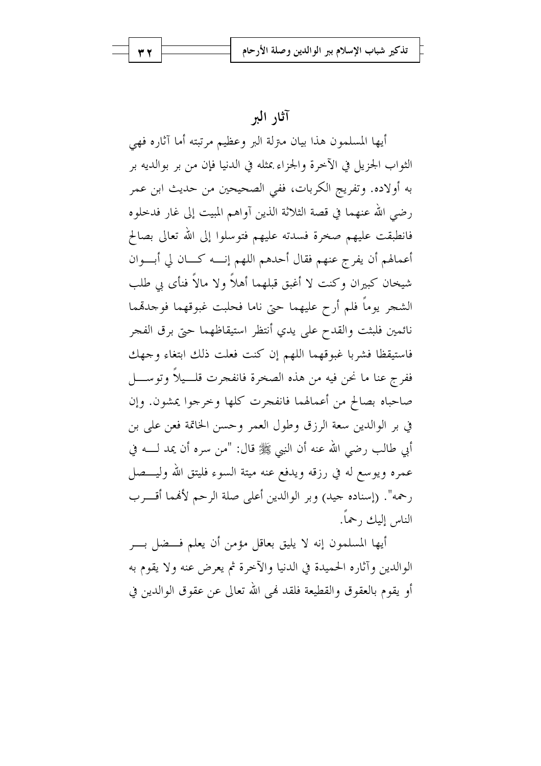## آثار البر

أيها المسلمون هذا بيان مترلة البر وعظيم مرتبته أما آثاره فهي الثواب الجزيل في الآخرة والجزاء بمثله في الدنيا فإن من بر بوالديه بر به أولاده. وتفريج الكربات، ففي الصحيحين من حديث ابن عمر رضي الله عنهما في قصة الثلاثة الذين آواهم المبيت إلى غار فدخلوه فانطبقت عليهم صخرة فسدته عليهم فتوسلوا إلى الله تعالى بصالح أعمالهم أن يفرج عنهم فقال أحدهم اللهم إنه كان لي أبوان شيخان كبيران وكنت لا أغبق قبلهما أهلاً ولا مالاً فنأى بي طلب الشجر يوماً فلم أرح عليهما حتى ناما فحلبت غبوقهما فوجدتهما نائمين فلبثت والقدح على يدي أنتظر استيقاظهما حتى برق الفجر فاستيقظا فشربا غبوقهما اللهم إن كنت فعلت ذلك ابتغاء وجهك ففرج عنا ما نحن فيه من هذه الصخرة فانفجرت قليلاً وتوسل صاحباه بصالح من أعمالهما فانفجرت كلها وخرجوا يمشون. وإن في بر الوالدين سعة الرزق وطول العمر وحسن الخاتمة فعن علي بن أبي طالب رضي الله عنه أن النبي ﷺ قال: "من سره أن يمد له في عمره ويوسع له في رزقه ويدفع عنه ميتة السوء فليتق الله وليصل رحمه". (إسناده جيد) وبر الوالدين أعلى صلة الرحم لأنهما أقرب الناس إليك رحماً.

أيها المسلمون إنه لا يليق بعاقل مؤمن أن يعلم فضل بر الوالدين وآثاره الحميدة في الدنيا والآخرة ثم يعرض عنه ولا يقوم به أو يقوم بالعقوق والقطيعة فلقد نهى الله تعالى عن عقوق الوالدين في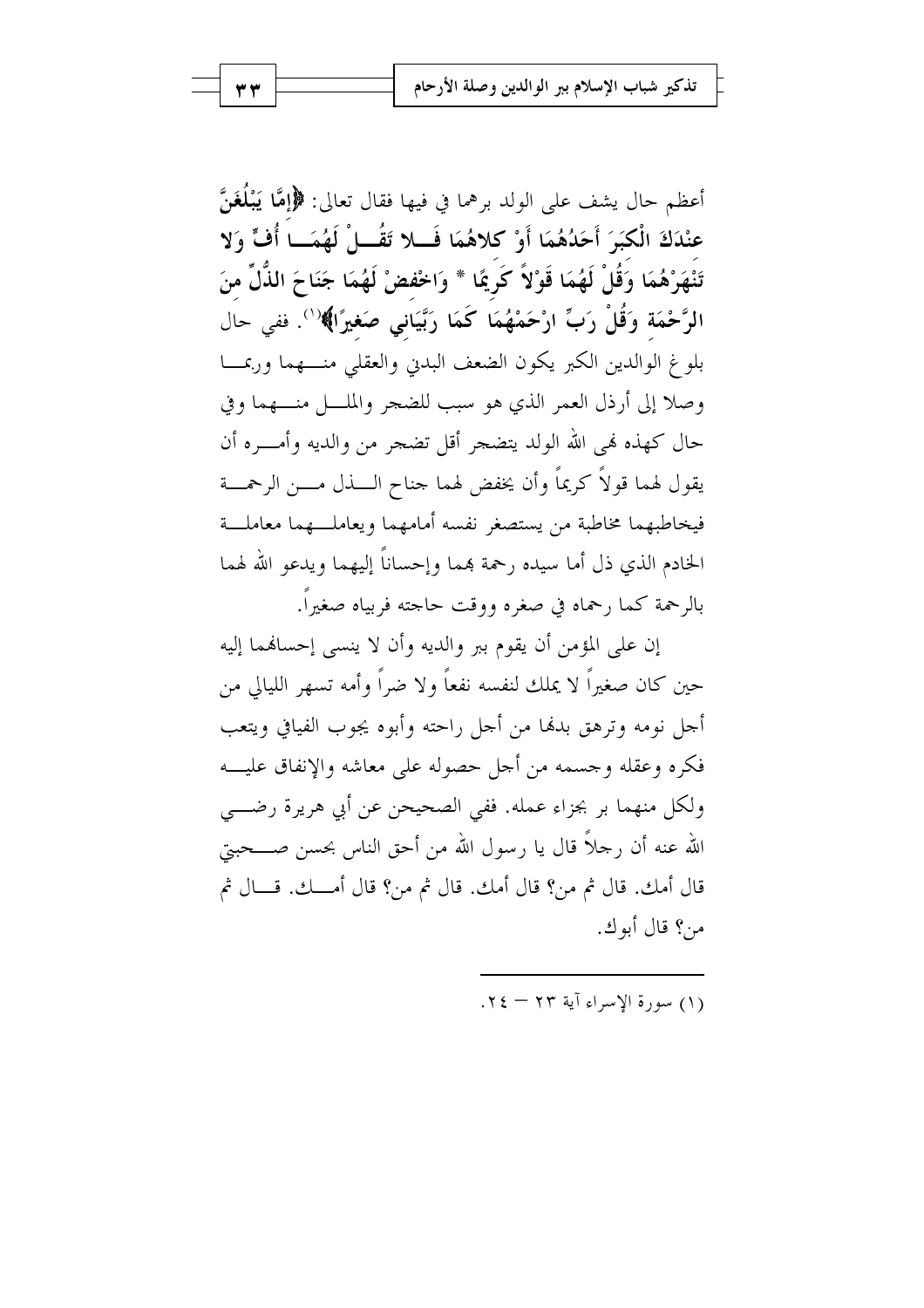أعظم حال يشف على الولد برهما في فيها فقال تعالى: ﴿إِمَّا يَبْلُغَنَّ عِنْدَكَ الْكِبَرَ أَحَدُهُمَا أَوْ كِلاهُمَا فَلا تَقُلْ لَهُمَا أُفٍّ وَلا تَنْهَرْهُمَا وَقُلْ لَهُمَا قَوْلاً كَرِيمًا * وَاخْفِضْ لَهُمَا جَنَاحَ الذُّلِّ مِنَ الرَّحْمَةِ وَقُلْ رَبِّ ارْحَمْهُمَا كَمَا رَبَّيَانِي صَغِيرًا﴾[1]. ففي حال بلوغ الوالدين الكبر يكون الضعف البدني والعقلي منهما وربما وصلا إلى أرذل العمر الذي هو سبب للضجر والملل منهما وفي حال كهذه نهى الله الولد يتضجر أقل تضجر من والديه وأمره أن يقول لهما قولاً كريماً وأن يخفض لهما جناح الذل من الرحمة فيخاطبهما مخاطبة من يستصغر نفسه أمامهما ويعاملهما معاملة الخادم الذي ذل أما سيده رحمة بهما وإحساناً إليهما ويدعو الله لهما بالرحمة كما رحماه في صغره ووقت حاجته فربياه صغيراً.

إن على المؤمن أن يقوم ببر والديه وأن لا ينسى إحسانهما إليه حين كان صغيراً لا يملك لنفسه نفعاً ولا ضراً وأمه تسهر الليالي من أجل نومه وترهق بدنها من أجل راحته وأبوه يجوب الفيافي ويتعب فكره وعقله وجسمه من أجل حصوله على معاشه والإنفاق عليه ولكل منهما بر بجزاء عمله. ففي الصحيحن عن أبي هريرة رضي الله عنه أن رجلاً قال يا رسول الله من أحق الناس بحسن صحبتي قال أمك. قال ثم من؟ قال أمك. قال ثم من؟ قال أمك. قال ثم من؟ قال أبوك.

---

(١) سورة الإسراء آية ٢٣ – ٢٤.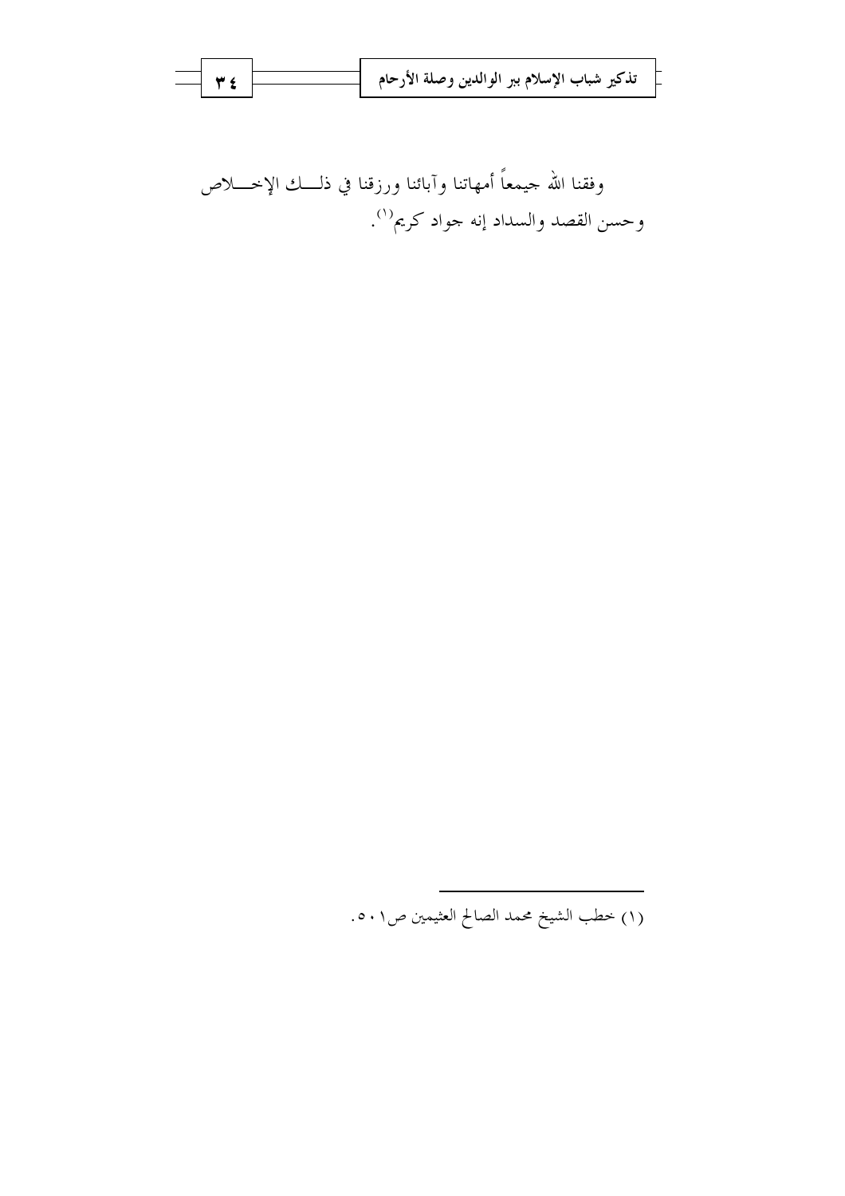وفقنا الله جيمعاً أمهاتنا وآبائنا ورزقنا في ذلـــك الإخـــلاص وحسن القصد والسداد إنه جواد كريم[1].

---

(١) خطب الشيخ محمد الصالح العثيمين ص٥٠١.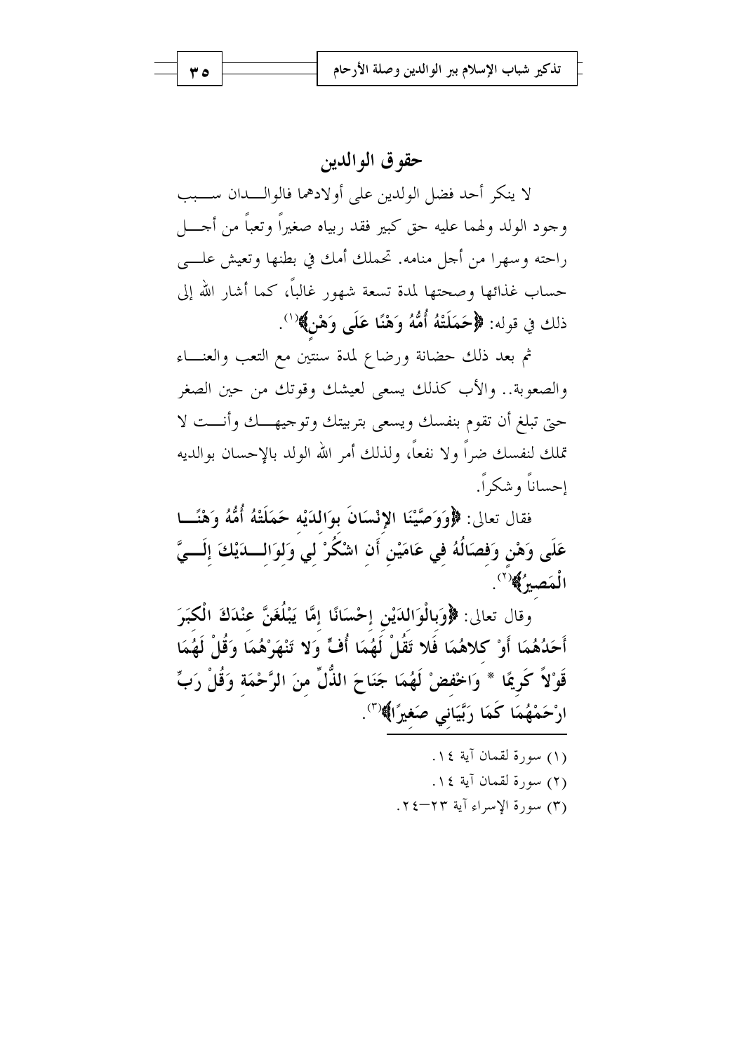## حقوق الوالدين

لا ينكر أحد فضل الوالدين على أولادهما فالوالدان سبب وجود الولد ولهما عليه حق كبير فقد ربياه صغيراً وتعباً من أجل راحته وسهرا من أجل منامه. تحملك أمك في بطنها وتعيش على حساب غذائها وصحتها لمدة تسعة شهور غالباً، كما أشار الله إلى ذلك في قوله: ﴿حَمَلَتْهُ أُمُّهُ وَهْنًا عَلَى وَهْنٍ﴾[1].

ثم بعد ذلك حضانة ورضاع لمدة سنتين مع التعب والعناء والصعوبة.. والأب كذلك يسعى لعيشك وقوتك من حين الصغر حتى تبلغ أن تقوم بنفسك ويسعى بتربيتك وتوجيهك وأنت لا تملك لنفسك ضراً ولا نفعاً، ولذلك أمر الله الولد بالإحسان بوالديه إحساناً وشكراً.

فقال تعالى: ﴿وَوَصَّيْنَا الإِنْسَانَ بِوَالِدَيْهِ حَمَلَتْهُ أُمُّهُ وَهْنًا عَلَى وَهْنٍ وَفِصَالُهُ فِي عَامَيْنِ أَنِ اشْكُرْ لِي وَلِوَالِدَيْكَ إِلَيَّ الْمَصِيرُ﴾[2].

وقال تعالى: ﴿وَبِالْوَالِدَيْنِ إِحْسَانًا إِمَّا يَبْلُغَنَّ عِنْدَكَ الْكِبَرَ أَحَدُهُمَا أَوْ كِلاهُمَا فَلا تَقُلْ لَهُمَا أُفٍّ وَلا تَنْهَرْهُمَا وَقُلْ لَهُمَا قَوْلاً كَرِيمًا * وَاخْفِضْ لَهُمَا جَنَاحَ الذُّلِّ مِنَ الرَّحْمَةِ وَقُلْ رَبِّ ارْحَمْهُمَا كَمَا رَبَّيَانِي صَغِيرًا﴾[3].

---

(١) سورة لقمان آية ١٤.

(٢) سورة لقمان آية ١٤.

(٣) سورة الإسراء آية ٢٣–٢٤.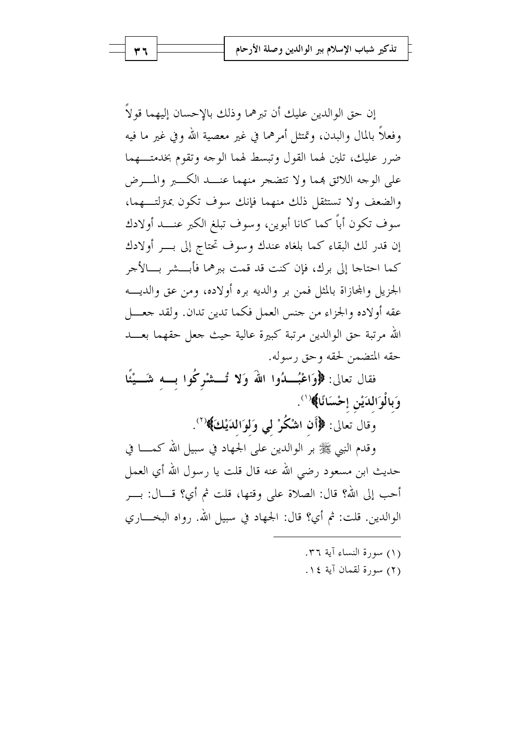إن حق الوالدين عليك أن تبرهما وذلك بالإحسان إليهما قولاً وفعلاً بالمال والبدن، وتمتثل أمرهما في غير معصية الله وفي غير ما فيه ضرر عليك، تلين لهما القول وتبسط لهما الوجه وتقوم بخدمتهما على الوجه اللائق بهما ولا تتضجر منهما عند الكبر والمرض والضعف ولا تستثقل ذلك منهما فإنك سوف تكون بمترلتهما، سوف تكون أباً كما كانا أبوين، وسوف تبلغ الكبر عند أولادك إن قدر لك البقاء كما بلغاه عندك وسوف تحتاج إلى بر أولادك كما احتاجا إلى برك، فإن كنت قد قمت ببرهما فأبشر بالأجر الجزيل والمجازاة بالمثل فمن بر والديه بره أولاده، ومن عق والديه عقه أولاده والجزاء من جنس العمل فكما تدين تدان. ولقد جعل الله مرتبة حق الوالدين مرتبة كبيرة عالية حيث جعل حقهما بعد حقه المتضمن لحقه وحق رسوله.

فقال تعالى: **﴿وَاعْبُدُوا اللَّهَ وَلا تُشْرِكُوا بِهِ شَيْئًا وَبِالْوَالِدَيْنِ إِحْسَانًا﴾**[1].

وقال تعالى: **﴿أَنِ اشْكُرْ لِي وَلِوَالِدَيْكَ﴾**[2].

وقدم النبي ﷺ بر الوالدين على الجهاد في سبيل الله كما في حديث ابن مسعود رضي الله عنه قال قلت يا رسول الله أي العمل أحب إلى الله؟ قال: الصلاة على وقتها، قلت ثم أي؟ قال: بر الوالدين. قلت: ثم أي؟ قال: الجهاد في سبيل الله. رواه البخاري

---

(١) سورة النساء آية ٣٦.

(٢) سورة لقمان آية ١٤.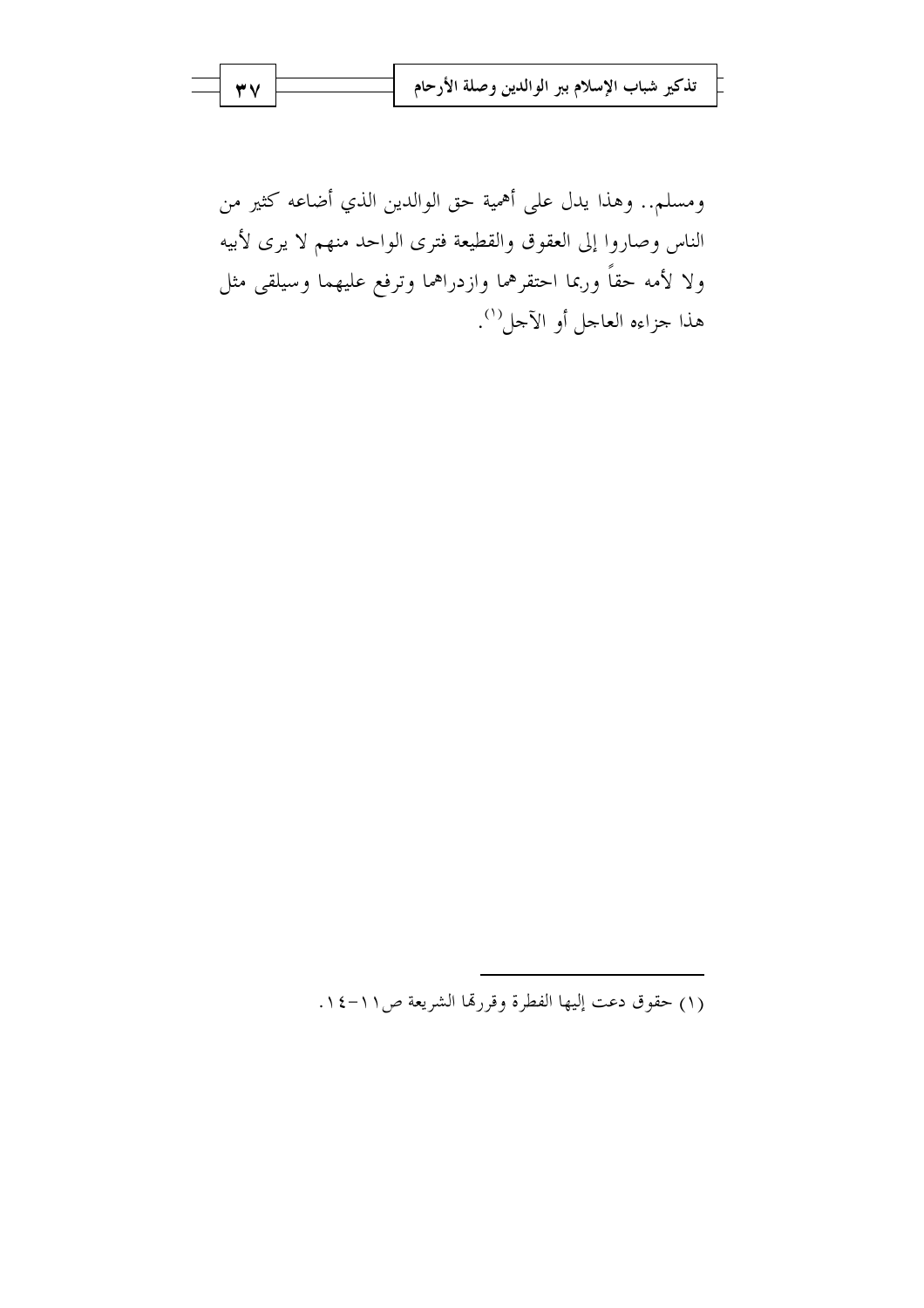ومسلم.. وهذا يدل على أهمية حق الوالدين الذي أضاعه كثير من الناس وصاروا إلى العقوق والقطيعة فترى الواحد منهم لا يرى لأبيه ولا لأمه حقاً وربما احتقرهما وازدراهما وترفع عليهما وسيلقى مثل هذا جزاءه العاجل أو الآجل[1].

---

(١) حقوق دعت إليها الفطرة وقررتها الشريعة ص١١-١٤.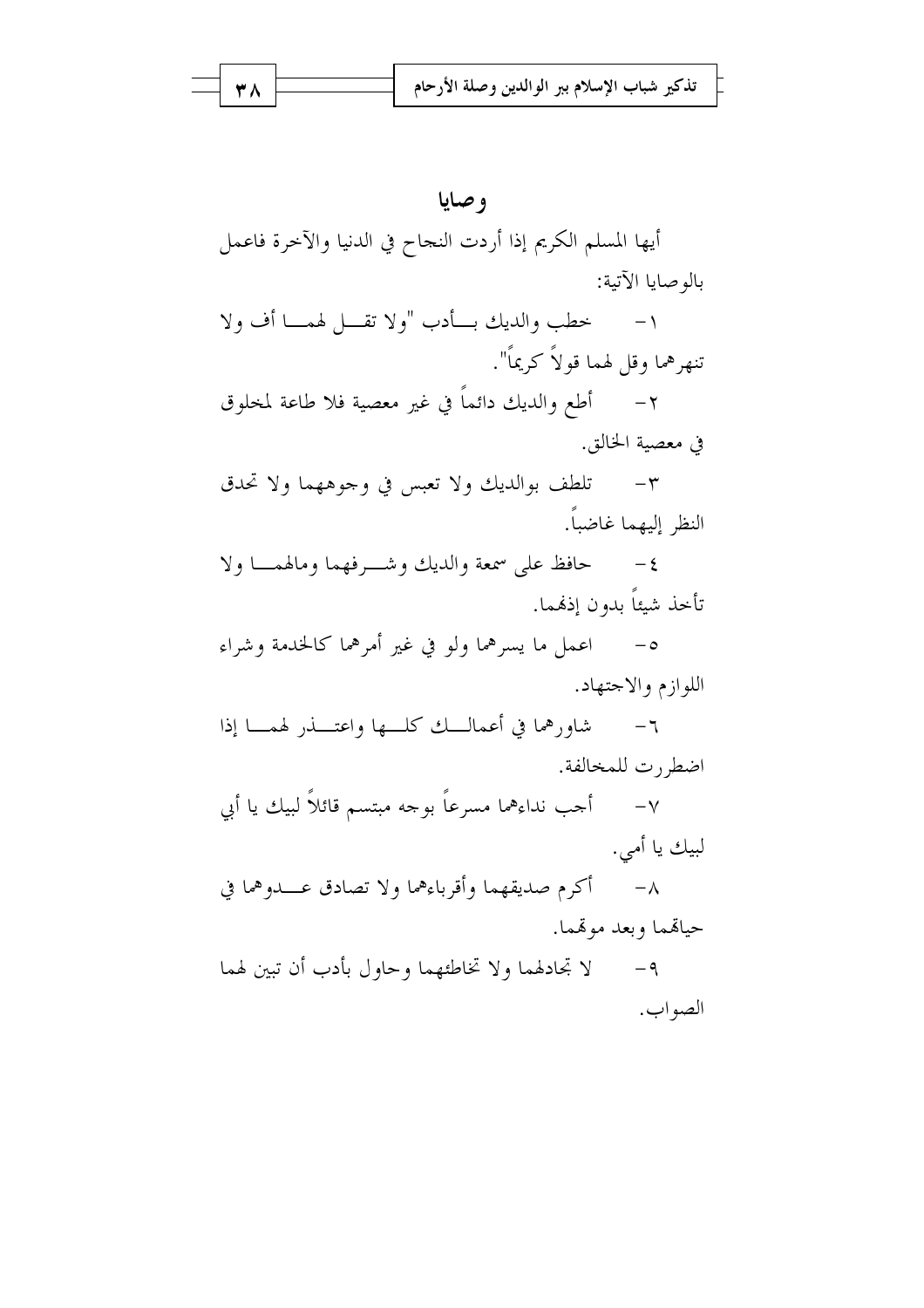## وصايا

أيها المسلم الكريم إذا أردت النجاح في الدنيا والآخرة فاعمل بالوصايا الآتية:

١- خطب والديك بأدب "ولا تقل لهما أف ولا تنهرهما وقل لهما قولاً كريماً".

٢- أطع والديك دائماً في غير معصية فلا طاعة لمخلوق في معصية الخالق.

٣- تلطف بوالديك ولا تعبس في وجوههما ولا تحدق النظر إليهما غاضباً.

٤- حافظ على سمعة والديك وشرفهما ومالهما ولا تأخذ شيئاً بدون إذنهما.

٥- اعمل ما يسرهما ولو في غير أمرهما كالخدمة وشراء اللوازم والاجتهاد.

٦- شاورهما في أعمالك كلها واعتذر لهما إذا اضطررت للمخالفة.

٧- أجب نداءهما مسرعاً بوجه مبتسم قائلاً لبيك يا أبي لبيك يا أمي.

٨- أكرم صديقهما وأقرباءهما ولا تصادق عدوهما في حياتهما وبعد موتهما.

٩- لا تجادلهما ولا تخاطئهما وحاول بأدب أن تبين لهما الصواب.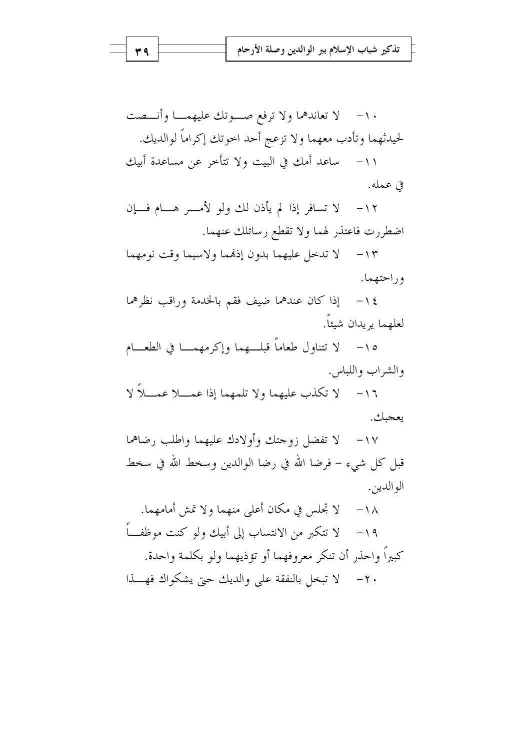١٠- لا تعاندهما ولا ترفع صوتك عليهما وأنصت لحديثهما وتأدب معهما ولا تزعج أحد اخوتك إكراماً لوالديك.

١١- ساعد أمك في البيت ولا تتأخر عن مساعدة أبيك في عمله.

١٢- لا تسافر إذا لم يأذن لك ولو لأمر هام فإن اضطررت فاعتذر لهما ولا تقطع رسائلك عنهما.

١٣- لا تدخل عليهما بدون إذنهما ولاسيما وقت نومهما وراحتهما.

١٤- إذا كان عندهما ضيف فقم بالخدمة وراقب نظرهما لعلهما يريدان شيئاً.

١٥- لا تتناول طعاماً قبلهما وإكرمهما في الطعام والشراب واللباس.

١٦- لا تكذب عليهما ولا تلمهما إذا عملا عملاً لا يعجبك.

١٧- لا تفضل زوجتك وأولادك عليهما واطلب رضاهما قبل كل شيء - فرضا الله في رضا الوالدين وسخط الله في سخط الوالدين.

١٨- لا تجلس في مكان أعلى منهما ولا تمش أمامهما.

١٩- لا تتكبر من الانتساب إلى أبيك ولو كنت موظفاً كبيراً واحذر أن تنكر معروفهما أو تؤذيهما ولو بكلمة واحدة.

٢٠- لا تبخل بالنفقة على والديك حتى يشكواك فهذا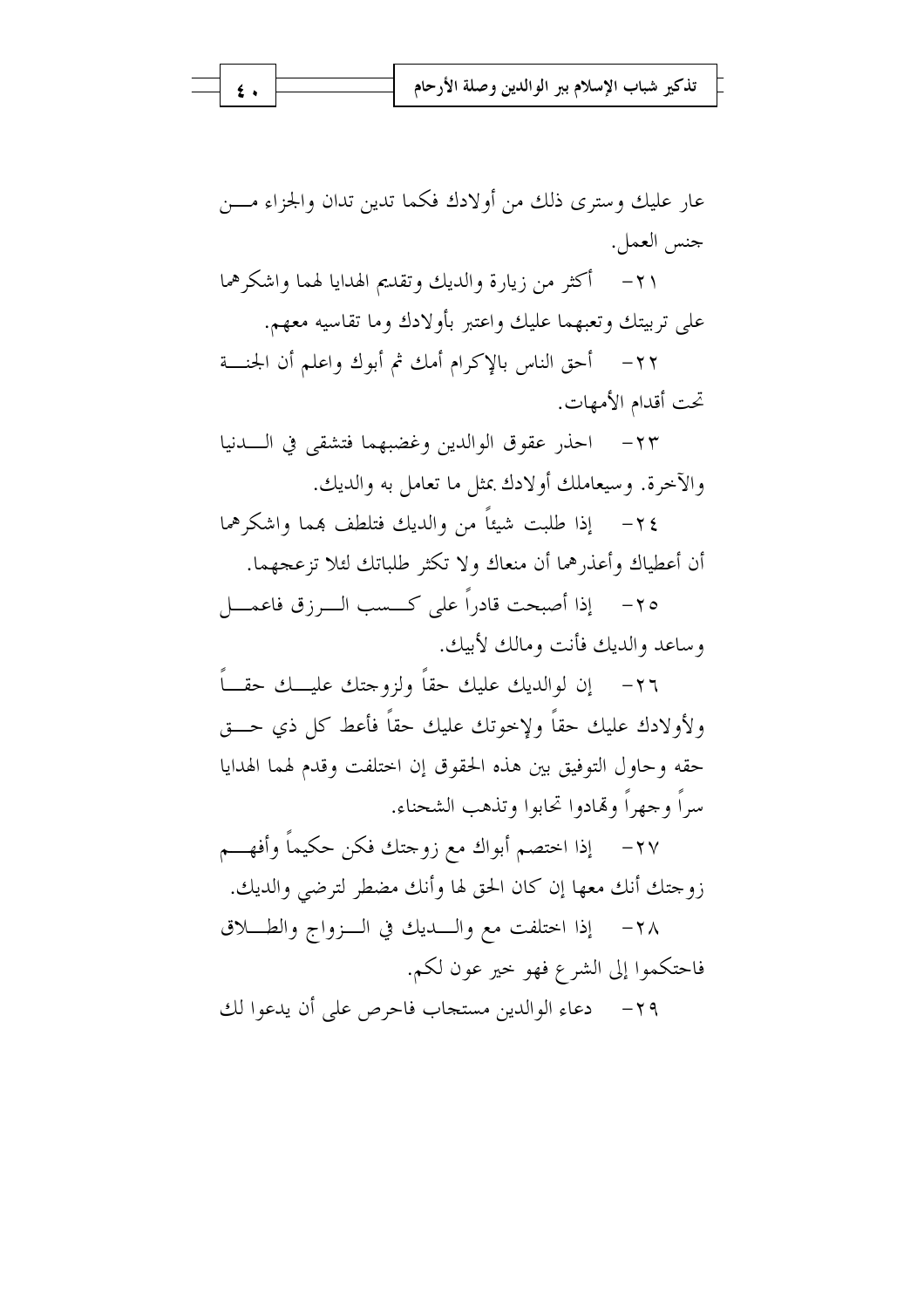عار عليك وسترى ذلك من أولادك فكما تدين تدان والجزاء من جنس العمل.

٢١- أكثر من زيارة والديك وتقديم الهدايا لهما واشكرهما على تربيتك وتعبهما عليك واعتبر بأولادك وما تقاسيه معهم.

٢٢- أحق الناس بالإكرام أمك ثم أبوك واعلم أن الجنة تحت أقدام الأمهات.

٢٣- احذر عقوق الوالدين وغضبهما فتشقى في الدنيا والآخرة. وسيعاملك أولادك بمثل ما تعامل به والديك.

٢٤- إذا طلبت شيئاً من والديك فتلطف بهما واشكرهما أن أعطياك وأعذرهما أن منعاك ولا تكثر طلباتك لئلا تزعجهما.

٢٥- إذا أصبحت قادراً على كسب الرزق فاعمل وساعد والديك فأنت ومالك لأبيك.

٢٦- إن لوالديك عليك حقاً ولزوجتك عليك حقاً ولأولادك عليك حقاً ولإخوتك عليك حقاً فأعط كل ذي حق حقه وحاول التوفيق بين هذه الحقوق إن اختلفت وقدم لهما الهدايا سراً وجهراً وتهادوا تحابوا وتذهب الشحناء.

٢٧- إذا اختصم أبواك مع زوجتك فكن حكيماً وأفهم زوجتك أنك معها إن كان الحق لها وأنك مضطر لترضي والديك.

٢٨- إذا اختلفت مع والديك في الزواج والطلاق فاحتكموا إلى الشرع فهو خير عون لكم.

٢٩- دعاء الوالدين مستجاب فاحرص على أن يدعوا لك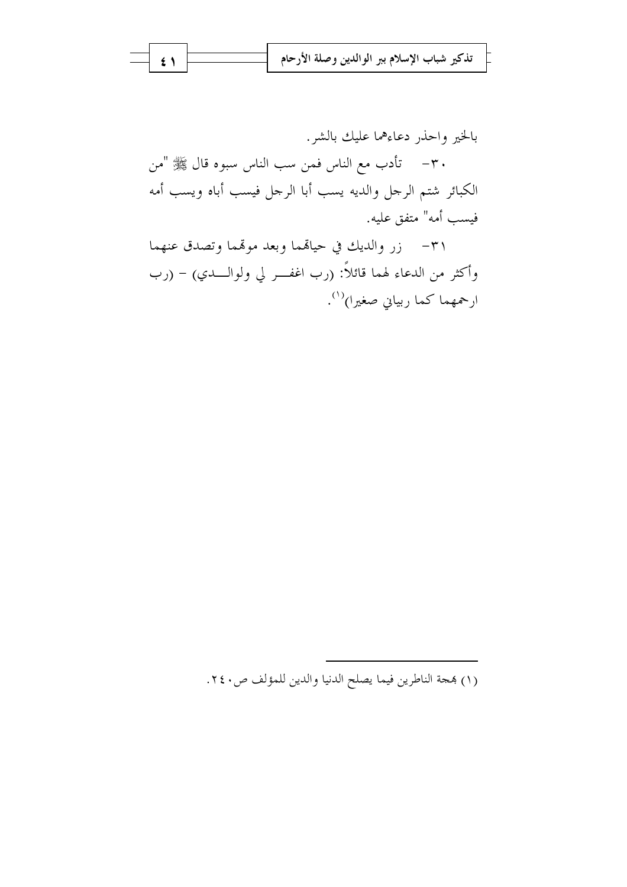بالخير واحذر دعاءهما عليك بالشر.

٣٠- تأدب مع الناس فمن سب الناس سبوه قال ﷺ "من الكبائر شتم الرجل والديه يسب أبا الرجل فيسب أباه ويسب أمه فيسب أمه" متفق عليه.

٣١- زر والديك في حياتهما وبعد موتهما وتصدق عنهما وأكثر من الدعاء لهما قائلاً: (رب اغفر لي ولوالدي) - (رب ارحمهما كما ربياني صغيرا)[1].

---

(١) بهجة الناظرين فيما يصلح الدنيا والدين للمؤلف ص٢٤٠.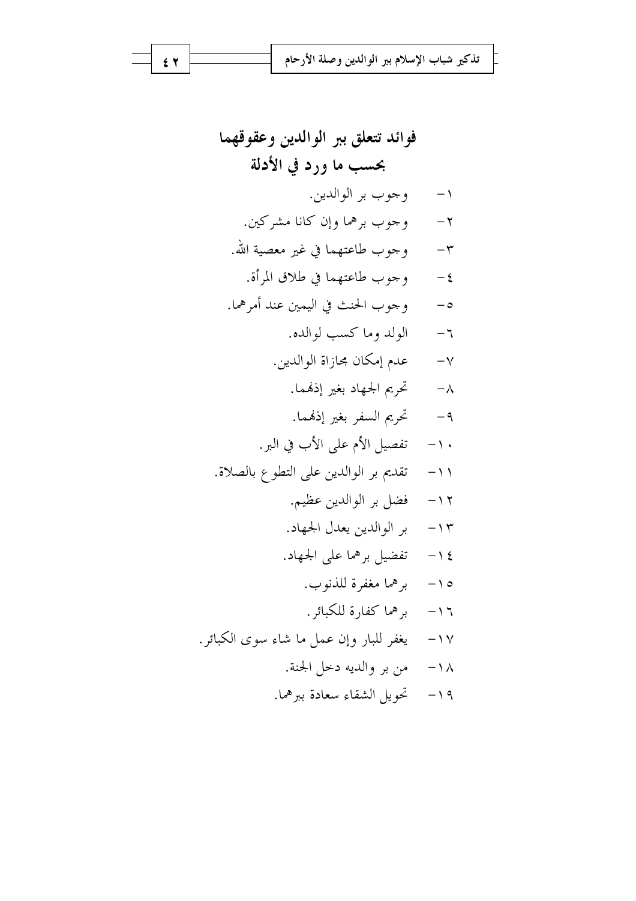## فوائد تتعلق ببر الوالدين وعقوقهما بحسب ما ورد في الأدلة

١- وجوب بر الوالدين.

٢- وجوب برهما وإن كانا مشركين.

٣- وجوب طاعتهما في غير معصية الله.

٤- وجوب طاعتهما في طلاق المرأة.

٥- وجوب الحنث في اليمين عند أمرهما.

٦- الولد وما كسب لوالده.

٧- عدم إمكان مجازاة الوالدين.

٨- تحريم الجهاد بغير إذنهما.

٩- تحريم السفر بغير إذنهما.

١٠- تفضيل الأم على الأب في البر.

١١- تقديم بر الوالدين على التطوع بالصلاة.

١٢- فضل بر الوالدين عظيم.

١٣- بر الوالدين يعدل الجهاد.

١٤- تفضيل برهما على الجهاد.

١٥- برهما مغفرة للذنوب.

١٦- برهما كفارة للكبائر.

١٧- يغفر للبار وإن عمل ما شاء سوى الكبائر.

١٨- من بر والديه دخل الجنة.

١٩- تحويل الشقاء سعادة ببرهما.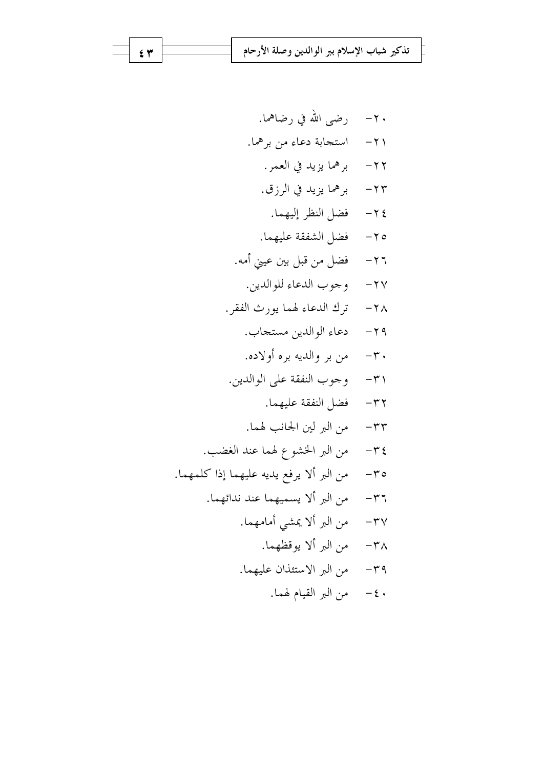٢٠- رضى الله في رضاهما.

٢١- استجابة دعاء من برهما.

٢٢- برهما يزيد في العمر.

٢٣- برهما يزيد في الرزق.

٢٤- فضل النظر إليهما.

٢٥- فضل الشفقة عليهما.

٢٦- فضل من قبل بين عيني أمه.

٢٧- وجوب الدعاء للوالدين.

٢٨- ترك الدعاء لهما يورث الفقر.

٢٩- دعاء الوالدين مستجاب.

٣٠- من بر والديه بره أولاده.

٣١- وجوب النفقة على الوالدين.

٣٢- فضل النفقة عليهما.

٣٣- من البر لين الجانب لهما.

٣٤- من البر الخشوع لهما عند الغضب.

٣٥- من البر ألا يرفع يديه عليهما إذا كلمهما.

٣٦- من البر ألا يسميهما عند ندائهما.

٣٧- من البر ألا يمشي أمامهما.

٣٨- من البر ألا يوقظهما.

٣٩- من البر الاستئذان عليهما.

٤٠- من البر القيام لهما.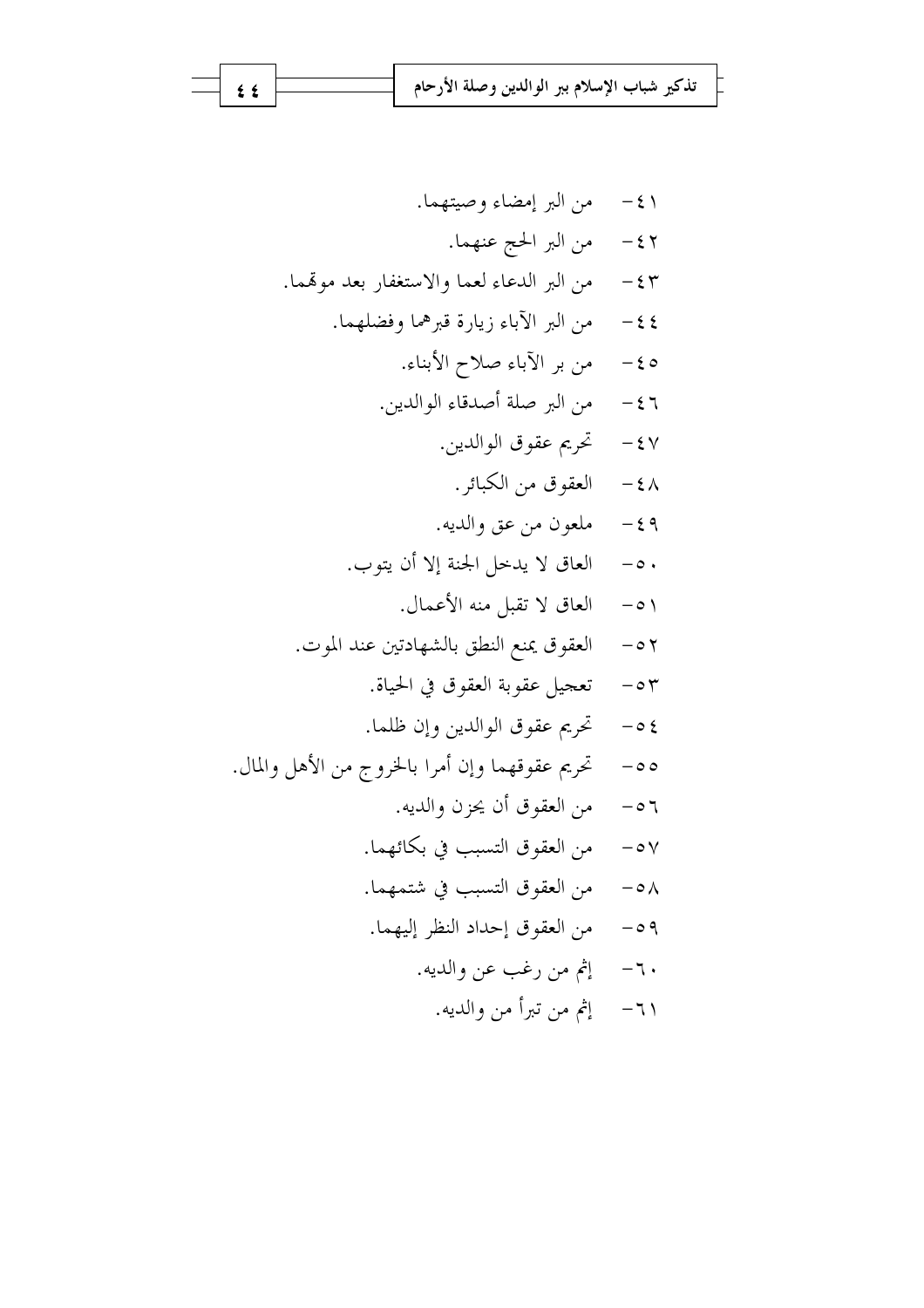٤١- من البر إمضاء وصيتهما.

٤٢- من البر الحج عنهما.

٤٣- من البر الدعاء لعما والاستغفار بعد موهما.

٤٤- من البر الآباء زيارة قبرهما وفضلهما.

٤٥- من بر الآباء صلاح الأبناء.

٤٦- من البر صلة أصدقاء الوالدين.

٤٧- تحريم عقوق الوالدين.

٤٨- العقوق من الكبائر.

٤٩- ملعون من عق والديه.

٥٠- العاق لا يدخل الجنة إلا أن يتوب.

٥١- العاق لا تقبل منه الأعمال.

٥٢- العقوق يمنع النطق بالشهادتين عند الموت.

٥٣- تعجيل عقوبة العقوق في الحياة.

٥٤- تحريم عقوق الوالدين وإن ظلما.

٥٥- تحريم عقوقهما وإن أمرا بالخروج من الأهل والمال.

٥٦- من العقوق أن يحزن والديه.

٥٧- من العقوق التسبب في بكائهما.

٥٨- من العقوق التسبب في شتمهما.

٥٩- من العقوق إحداد النظر إليهما.

٦٠- إثم من رغب عن والديه.

٦١- إثم من تبرأ من والديه.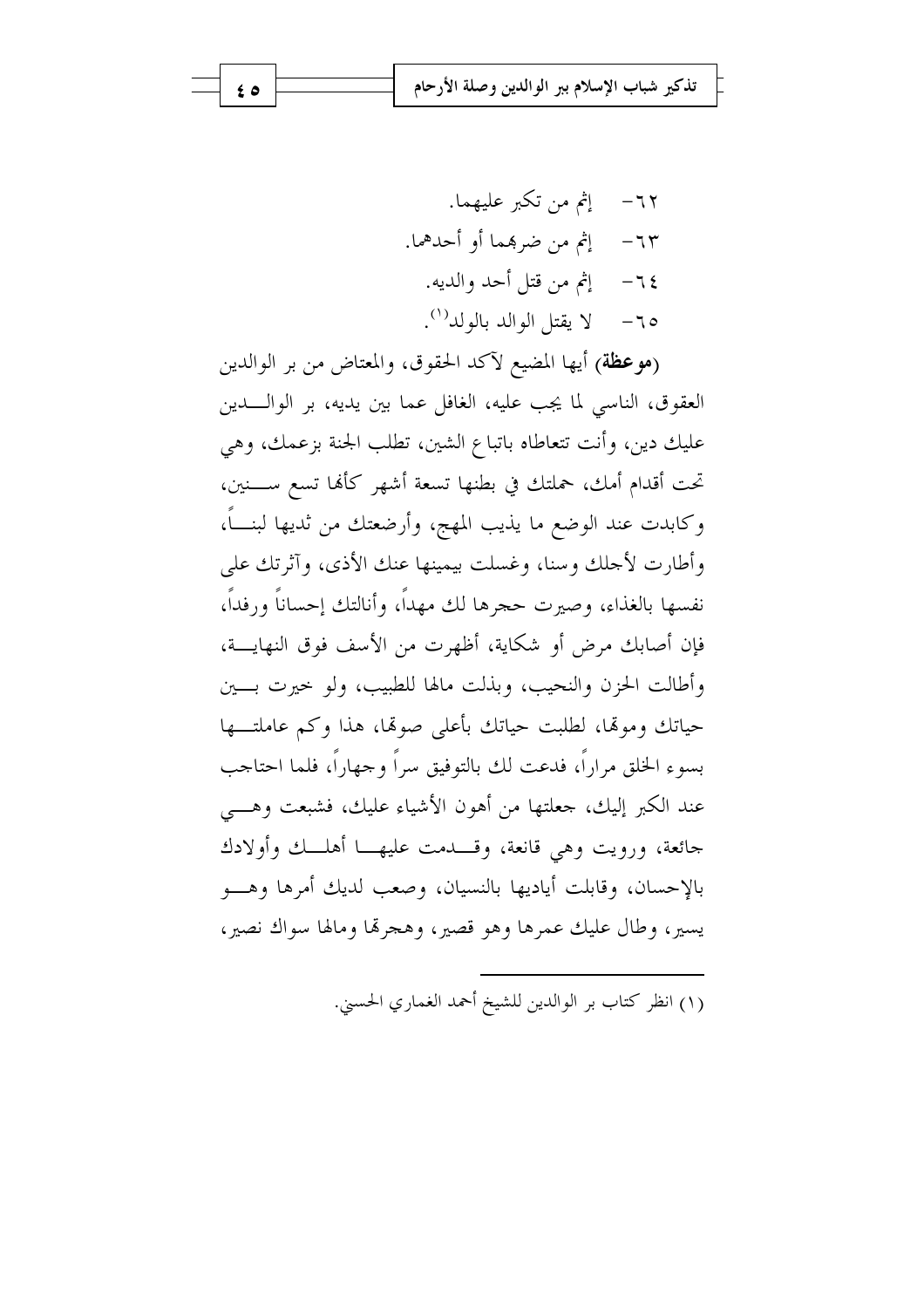٦٢- إثم من تكبر عليهما.

٦٣- إثم من ضربهما أو أحدهما.

٦٤- إثم من قتل أحد والديه.

٦٥- لا يقتل الوالد بالولد[1].

(**موعظة**) أيها المضيع لآكد الحقوق، والمعتاض من بر الوالدين العقوق، الناسي لما يجب عليه، الغافل عما بين يديه، بر الوالدين عليك دين، وأنت تتعاطاه باتباع الشين، تطلب الجنة بزعمك، وهي تحت أقدام أمك، حملتك في بطنها تسعة أشهر كأنها تسع سنين، وكابدت عند الوضع ما يذيب المهج، وأرضعتك من ثديها لبناً، وأطارت لأجلك وسنا، وغسلت بيمينها عنك الأذى، وآثرتك على نفسها بالغذاء، وصيرت حجرها لك مهداً، وأنالتك إحساناً ورفداً، فإن أصابك مرض أو شكاية، أظهرت من الأسف فوق النهاية، وأطالت الحزن والنحيب، وبذلت مالها للطبيب، ولو خيرت بين حياتك وموتها، لطلبت حياتك بأعلى صوتها، هذا وكم عاملتها بسوء الخلق مراراً، فدعت لك بالتوفيق سراً وجهاراً، فلما احتاجت عند الكبر إليك، جعلتها من أهون الأشياء عليك، فشبعت وهي جائعة، ورويت وهي قانعة، وقدمت عليها أهلك وأولادك بالإحسان، وقابلت أياديها بالنسيان، وصعب لديك أمرها وهو يسير، وطال عليك عمرها وهو قصير، وهجرتها ومالها سواك نصير،

---

(١) انظر كتاب بر الوالدين للشيخ أحمد الغماري الحسني.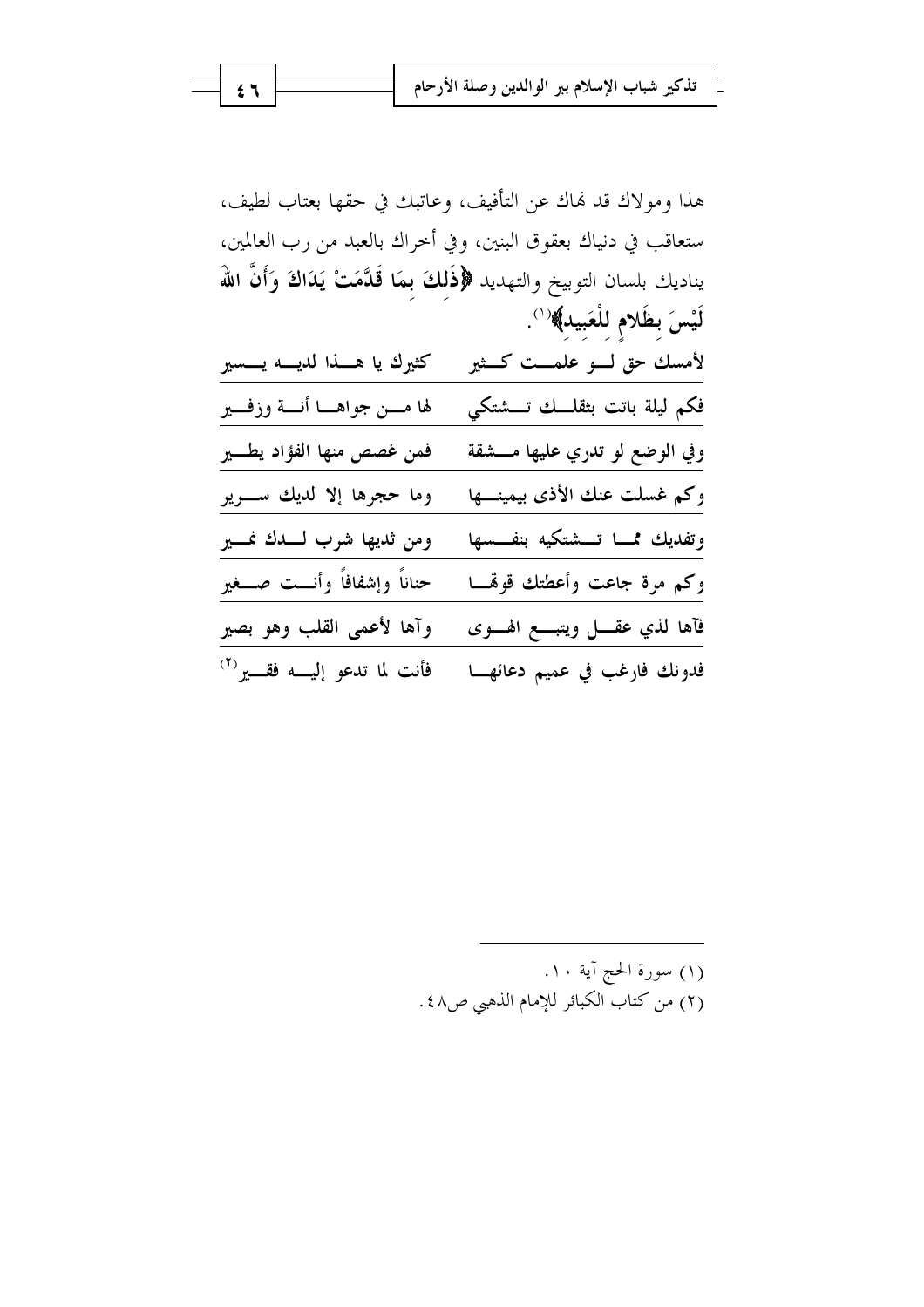هذا ومولاك قد نهاك عن التأفيف، وعاتبك في حقها بعتاب لطيف، ستعاقب في دنياك بعقوق البنين، وفي أخراك بالعبد من رب العالمين، يناديك بلسان التوبيخ والتهديد **﴿ذَلِكَ بِمَا قَدَّمَتْ يَدَاكَ وَأَنَّ اللهَ لَيْسَ بِظَلَامٍ لِلْعَبِيدِ﴾**[1].

| | |
|---|---|
| لأمسك حق لـو علمـت كـثير | كثيرك يا هـذا لديـه يـسير |
| فكم ليلة باتت بثقلـك تـشتكي | لها مـن جواهـا أنـة وزفـير |
| وفي الوضع لو تدري عليها مـشقة | فمن غصص منها الفؤاد يطـير |
| وكم غسلت عنك الأذى بيمينـها | وما حجرها إلا لديك سـرير |
| وتفديك ممـا تـشتكيه بنفـسها | ومن ثديها شرب لـدك نمـير |
| وكم مرة جاعت وأعطتك قوتها | حناناً وإشفاقاً وأنـت صـغير |
| فآها لذي عقـل ويتبـع الهـوى | وآها لأعمى القلب وهو بصير |
| فدونك فارغب في عميم دعائهـا | فأنت لما تدعو إليـه فقـير[2] |

---

(١) سورة الحج آية ١٠.

(٢) من كتاب الكبائر للإمام الذهبي ص٤٨.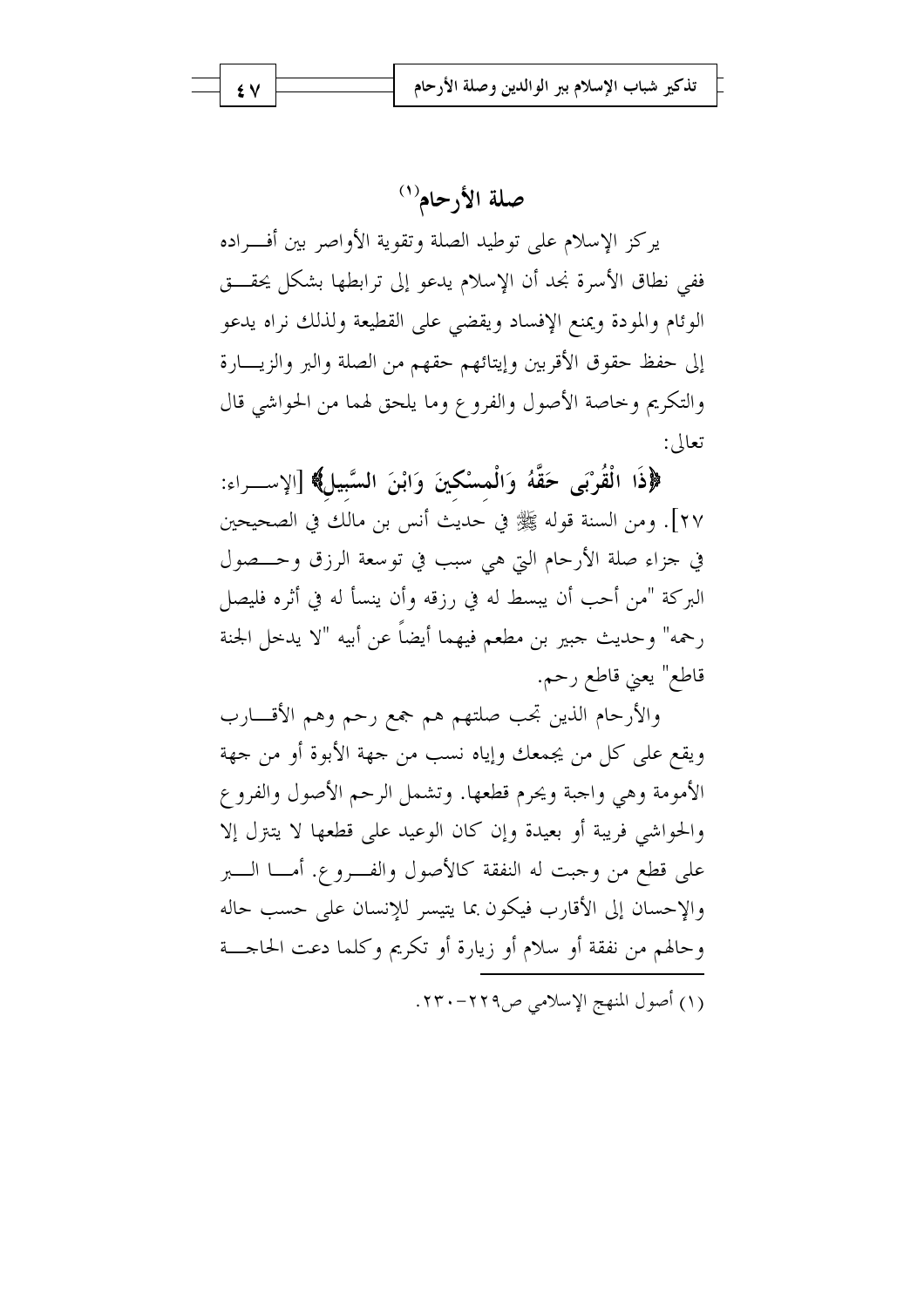## صلة الأرحام[1]

يركز الإسلام على توطيد الصلة وتقوية الأواصر بين أفراده ففي نطاق الأسرة نجد أن الإسلام يدعو إلى ترابطها بشكل يحقق الوئام والمودة ويمنع الإفساد ويقضي على القطيعة ولذلك نراه يدعو إلى حفظ حقوق الأقربين وإيتائهم حقهم من الصلة والبر والزيارة والتكريم وخاصة الأصول والفروع وما يلحق لهما من الحواشي قال تعالى:

﴿**ذَا الْقُرْبَى حَقَّهُ وَالْمِسْكِينَ وَابْنَ السَّبِيلِ**﴾ [الإسراء: ٢٧]. ومن السنة قوله ﷺ في حديث أنس بن مالك في الصحيحين في جزاء صلة الأرحام التي هي سبب في توسعة الرزق وحصول البركة "من أحب أن يبسط له في رزقه وأن ينسأ له في أثره فليصل رحمه" وحديث جبير بن مطعم فيهما أيضاً عن أبيه "لا يدخل الجنة قاطع" يعني قاطع رحم.

والأرحام الذين تجب صلتهم هم جمع رحم وهم الأقارب ويقع على كل من يجمعك وإياه نسب من جهة الأبوة أو من جهة الأمومة وهي واجبة ويحرم قطعها. وتشمل الرحم الأصول والفروع والحواشي قريبة أو بعيدة وإن كان الوعيد على قطعها لا يتنزل إلا على قطع من وجبت له النفقة كالأصول والفروع. أما البر والإحسان إلى الأقارب فيكون بما يتيسر للإنسان على حسب حاله وحالهم من نفقة أو سلام أو زيارة أو تكريم وكلما دعت الحاجة

---

(١) أصول المنهج الإسلامي ص٢٢٩-٢٣٠.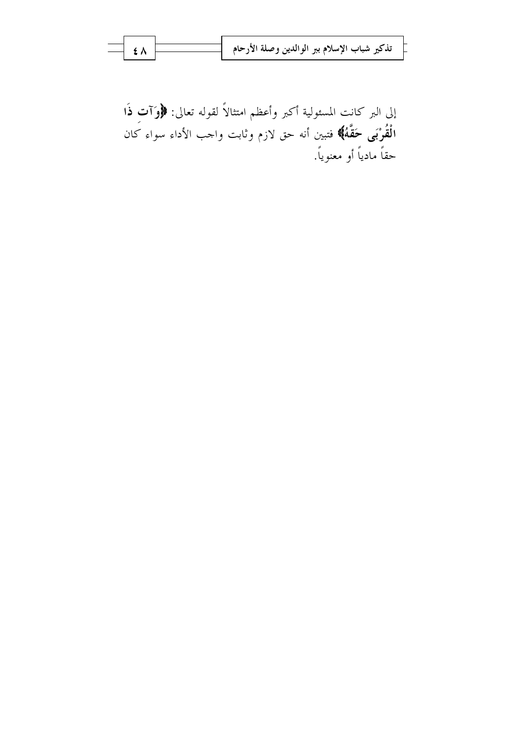إلى البر كانت المسئولية أكبر وأعظم امتثالاً لقوله تعالى: ﴿**وَآتِ ذَا الْقُرْبَى حَقَّهُ**﴾ فتبين أنه حق لازم وثابت واجب الأداء سواء كان حقاً مادياً أو معنوياً.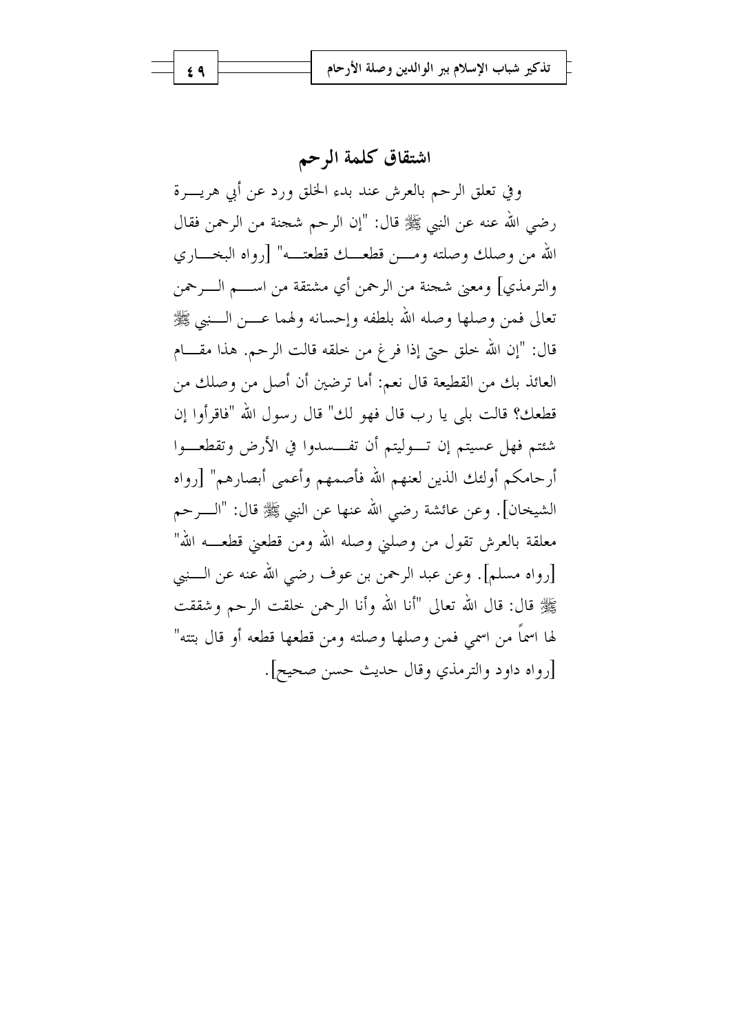## اشتقاق كلمة الرحم

وفي تعلق الرحم بالعرش عند بدء الخلق ورد عن أبي هريرة رضي الله عنه عن النبي ﷺ قال: "إن الرحم شجنة من الرحمن فقال الله من وصلك وصلته ومن قطعك قطعته" [رواه البخاري والترمذي] ومعنى شجنة من الرحمن أي مشتقة من اسم الرحمن تعالى فمن وصلها وصله الله بلطفه وإحسانه ولهما عن النبي ﷺ قال: "إن الله خلق حتى إذا فرغ من خلقه قالت الرحم. هذا مقام العائذ بك من القطيعة قال نعم: أما ترضين أن أصل من وصلك من قطعك؟ قالت بلى يا رب قال فهو لك" قال رسول الله "فاقرأوا إن شئتم فهل عسيتم إن توليتم أن تفسدوا في الأرض وتقطعوا أرحامكم أولئك الذين لعنهم الله فأصمهم وأعمى أبصارهم" [رواه الشيخان]. وعن عائشة رضي الله عنها عن النبي ﷺ قال: "الرحم معلقة بالعرش تقول من وصلني وصله الله ومن قطعني قطعه الله" [رواه مسلم]. وعن عبد الرحمن بن عوف رضي الله عنه عن النبي ﷺ قال: قال الله تعالى "أنا الله وأنا الرحمن خلقت الرحم وشققت لها اسماً من اسمي فمن وصلها وصلته ومن قطعها قطعه أو قال بتته" [رواه داود والترمذي وقال حديث حسن صحيح].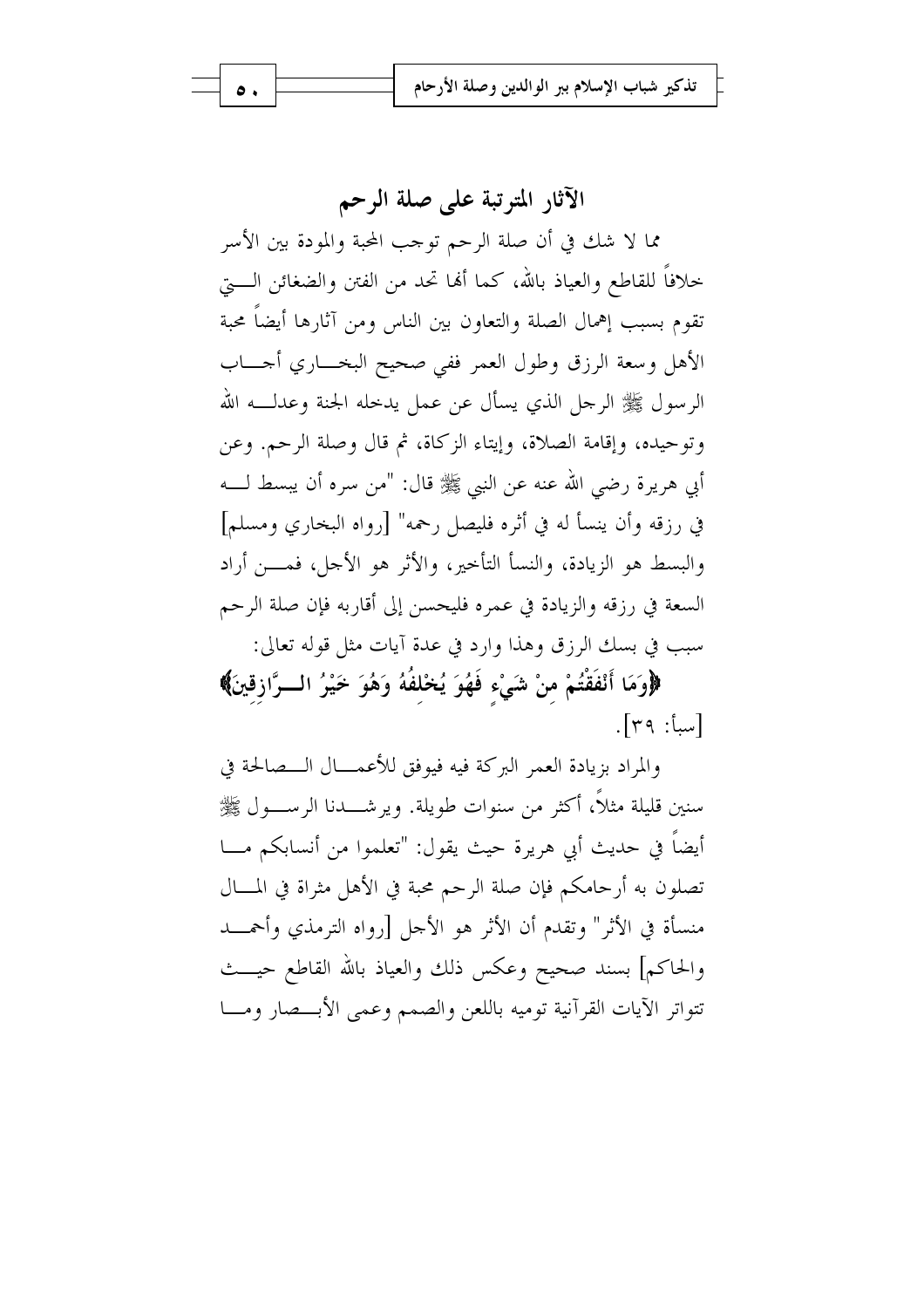## الآثار المترتبة على صلة الرحم

مما لا شك في أن صلة الرحم توجب المحبة والمودة بين الأسر خلافاً للقاطع والعياذ بالله، كما أنها تحد من الفتن والضغائن التي تقوم بسبب إهمال الصلة والتعاون بين الناس ومن آثارها أيضاً محبة الأهل وسعة الرزق وطول العمر ففي صحيح البخاري أجاب الرسول ﷺ الرجل الذي يسأل عن عمل يدخله الجنة وعدله الله وتوحيده، وإقامة الصلاة، وإيتاء الزكاة، ثم قال وصلة الرحم. وعن أبي هريرة رضي الله عنه عن النبي ﷺ قال: "من سره أن يبسط له في رزقه وأن ينسأ له في أثره فليصل رحمه" [رواه البخاري ومسلم] والبسط هو الزيادة، والنسأ التأخير، والأثر هو الأجل، فمن أراد السعة في رزقه والزيادة في عمره فليحسن إلى أقاربه فإن صلة الرحم سبب في بسك الرزق وهذا وارد في عدة آيات مثل قوله تعالى:

﴿وَمَا أَنْفَقْتُمْ مِنْ شَيْءٍ فَهُوَ يُخْلِفُهُ وَهُوَ خَيْرُ الرَّازِقِينَ﴾ [سبأ: ٣٩].

والمراد بزيادة العمر البركة فيه فيوفق للأعمال الصالحة في سنين قليلة مثلاً، أكثر من سنوات طويلة. ويرشدنا الرسول ﷺ أيضاً في حديث أبي هريرة حيث يقول: "تعلموا من أنسابكم ما تصلون به أرحامكم فإن صلة الرحم محبة في الأهل مثراة في المال منسأة في الأثر" وتقدم أن الأثر هو الأجل [رواه الترمذي وأحمد والحاكم] بسند صحيح وعكس ذلك والعياذ بالله القاطع حيث تتواتر الآيات القرآنية توميه باللعن والصمم وعمى الأبصار وما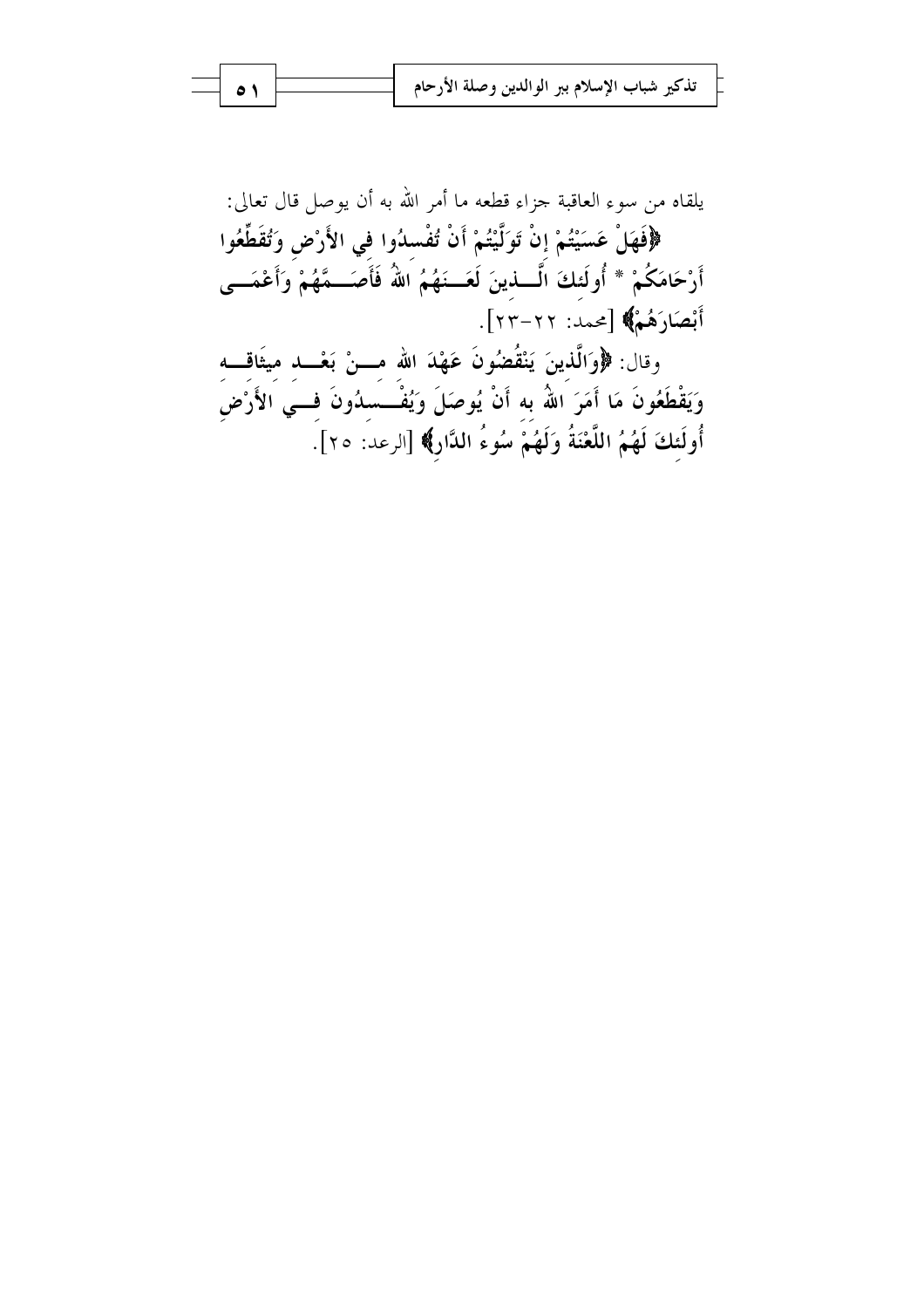يلقاه من سوء العاقبة جزاء قطعه ما أمر الله به أن يوصل قال تعالى:

**﴿فَهَلْ عَسَيْتُمْ إِنْ تَوَلَّيْتُمْ أَنْ تُفْسِدُوا فِي الأَرْضِ وَتُقَطِّعُوا أَرْحَامَكُمْ * أُولَئِكَ الَّذِينَ لَعَنَهُمُ اللهُ فَأَصَمَّهُمْ وَأَعْمَى أَبْصَارَهُمْ﴾** [محمد: ٢٢-٢٣].

وقال: **﴿وَالَّذِينَ يَنْقُضُونَ عَهْدَ اللهِ مِنْ بَعْدِ مِيثَاقِهِ وَيَقْطَعُونَ مَا أَمَرَ اللهُ بِهِ أَنْ يُوصَلَ وَيُفْسِدُونَ فِي الأَرْضِ أُولَئِكَ لَهُمُ اللَّعْنَةُ وَلَهُمْ سُوءُ الدَّارِ﴾** [الرعد: ٢٥].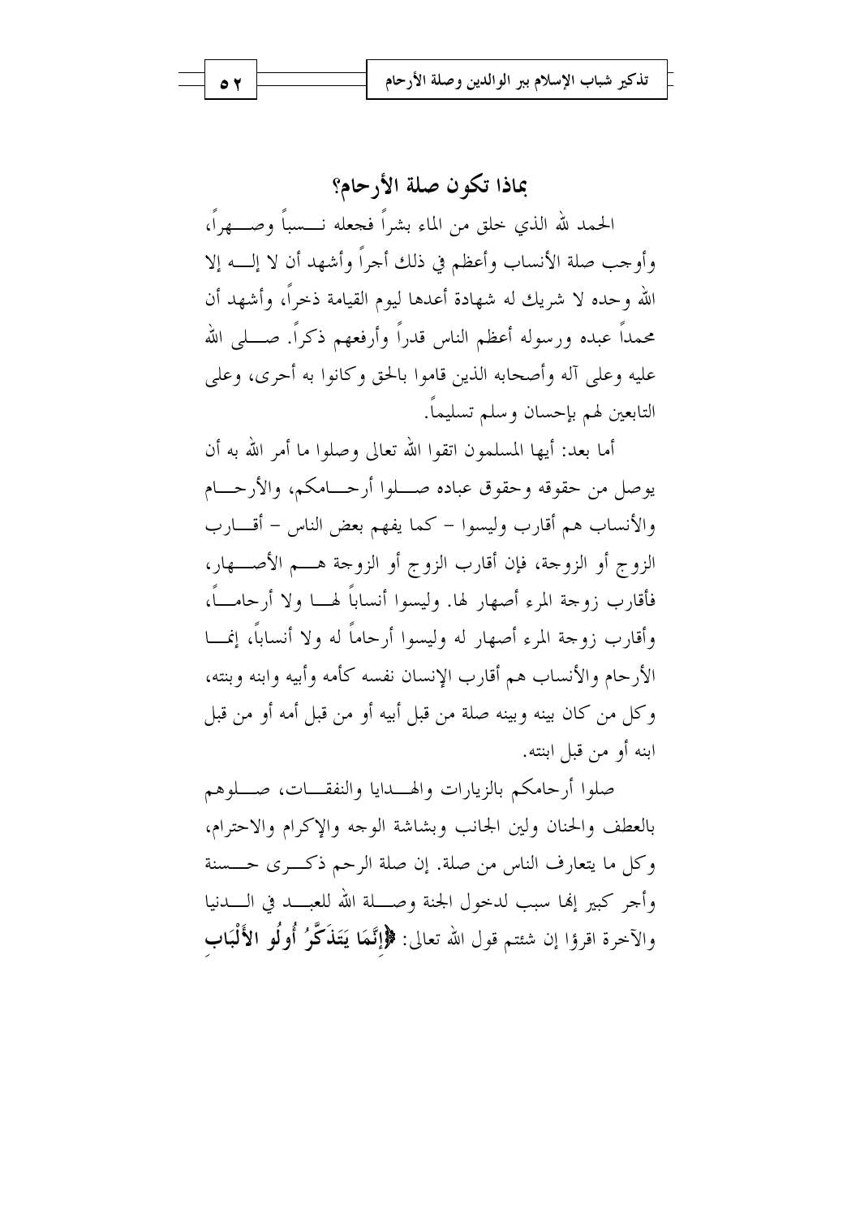## بماذا تكون صلة الأرحام؟

الحمد لله الذي خلق من الماء بشراً فجعله نسباً وصهراً، وأوجب صلة الأنساب وأعظم في ذلك أجراً وأشهد أن لا إله إلا الله وحده لا شريك له شهادة أعدها ليوم القيامة ذخراً، وأشهد أن محمداً عبده ورسوله أعظم الناس قدراً وأرفعهم ذكراً. صلى الله عليه وعلى آله وأصحابه الذين قاموا بالحق وكانوا به أحرى، وعلى التابعين لهم بإحسان وسلم تسليماً.

أما بعد: أيها المسلمون اتقوا الله تعالى وصلوا ما أمر الله به أن يوصل من حقوقه وحقوق عباده صلوا أرحامكم، والأرحام والأنساب هم أقارب وليسوا - كما يفهم بعض الناس - أقارب الزوج أو الزوجة، فإن أقارب الزوج أو الزوجة هم الأصهار، فأقارب زوجة المرء أصهار لها. وليسوا أنساباً لها ولا أرحاماً، وأقارب زوجة المرء أصهار له وليسوا أرحاماً له ولا أنساباً، إنما الأرحام والأنساب هم أقارب الإنسان نفسه كأمه وأبيه وابنه وبنته، وكل من كان بينه وبينه صلة من قبل أبيه أو من قبل أمه أو من قبل ابنه أو من قبل ابنته.

صلوا أرحامكم بالزيارات والهدايا والنفقات، صلوهم بالعطف والحنان ولين الجانب وبشاشة الوجه والإكرام والاحترام، وكل ما يتعارف الناس من صلة. إن صلة الرحم ذكرى حسنة وأجر كبير إنها سبب لدخول الجنة وصلة الله للعبد في الدنيا والآخرة اقرؤا إن شئتم قول الله تعالى: **﴿إِنَّمَا يَتَذَكَّرُ أُولُو الأَلْبَابِ**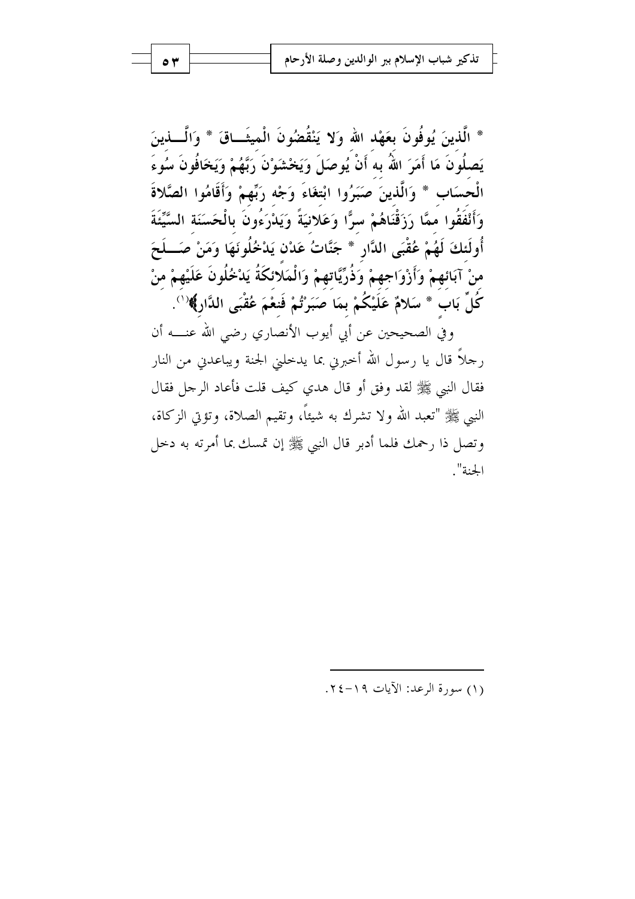* الَّذِينَ يُوفُونَ بِعَهْدِ اللهِ وَلا يَنْقُضُونَ الْمِيثَاقَ * وَالَّذِينَ يَصِلُونَ مَا أَمَرَ اللهُ بِهِ أَنْ يُوصَلَ وَيَخْشَوْنَ رَبَّهُمْ وَيَخَافُونَ سُوءَ الْحِسَابِ * وَالَّذِينَ صَبَرُوا ابْتِغَاءَ وَجْهِ رَبِّهِمْ وَأَقَامُوا الصَّلاةَ وَأَنْفَقُوا مِمَّا رَزَقْنَاهُمْ سِرًّا وَعَلانِيَةً وَيَدْرَءُونَ بِالْحَسَنَةِ السَّيِّئَةَ أُولَئِكَ لَهُمْ عُقْبَى الدَّارِ * جَنَّاتُ عَدْنٍ يَدْخُلُونَهَا وَمَنْ صَلَحَ مِنْ آبَائِهِمْ وَأَزْوَاجِهِمْ وَذُرِّيَّاتِهِمْ وَالْمَلائِكَةُ يَدْخُلُونَ عَلَيْهِمْ مِنْ كُلِّ بَابٍ * سَلامٌ عَلَيْكُمْ بِمَا صَبَرْتُمْ فَنِعْمَ عُقْبَى الدَّارِ﴾[1].

وفي الصحيحين عن أبي أيوب الأنصاري رضي الله عنه أن رجلاً قال يا رسول الله أخبرني بما يدخلني الجنة ويباعدني من النار فقال النبي ﷺ لقد وفق أو قال هدي كيف قلت فأعاد الرجل فقال النبي ﷺ "تعبد الله ولا تشرك به شيئاً، وتقيم الصلاة، وتؤتي الزكاة، وتصل ذا رحمك فلما أدبر قال النبي ﷺ إن تمسك بما أمرته به دخل الجنة".

---

(١) سورة الرعد: الآيات ١٩-٢٤.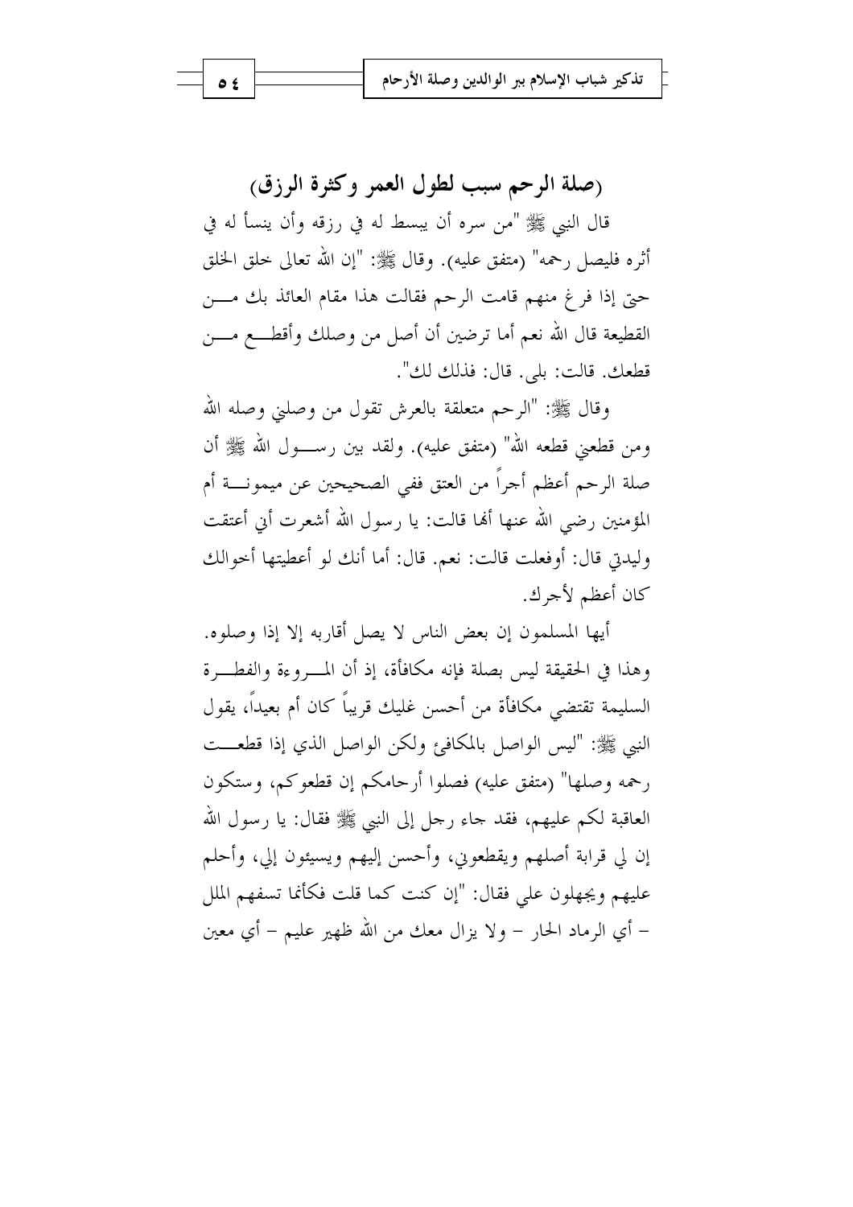## (صلة الرحم سبب لطول العمر وكثرة الرزق)

قال النبي ﷺ "من سره أن يبسط له في رزقه وأن ينسأ له في أثره فليصل رحمه" (متفق عليه). وقال ﷺ: "إن الله تعالى خلق الخلق حتى إذا فرغ منهم قامت الرحم فقالت هذا مقام العائذ بك من القطيعة قال الله نعم أما ترضين أن أصل من وصلك وأقطع من قطعك. قالت: بلى. قال: فذلك لك".

وقال ﷺ: "الرحم متعلقة بالعرش تقول من وصلني وصله الله ومن قطعني قطعه الله" (متفق عليه). ولقد بين رسول الله ﷺ أن صلة الرحم أعظم أجراً من العتق ففي الصحيحين عن ميمونة أم المؤمنين رضي الله عنها أنها قالت: يا رسول الله أشعرت أني أعتقت وليدتي قال: أوفعلت قالت: نعم. قال: أما أنك لو أعطيتها أخوالك كان أعظم لأجرك.

أيها المسلمون إن بعض الناس لا يصل أقاربه إلا إذا وصلوه. وهذا في الحقيقة ليس بصلة فإنه مكافأة، إذ أن المروءة والفطرة السليمة تقتضي مكافأة من أحسن غليك قريباً كان أم بعيداً، يقول النبي ﷺ: "ليس الواصل بالمكافئ ولكن الواصل الذي إذا قطعت رحمه وصلها" (متفق عليه) فصلوا أرحامكم إن قطعوكم، وستكون العاقبة لكم عليهم، فقد جاء رجل إلى النبي ﷺ فقال: يا رسول الله إن لي قرابة أصلهم ويقطعوني، وأحسن إليهم ويسيئون إلي، وأحلم عليهم ويجهلون علي فقال: "إن كنت كما قلت فكأنما تسفهم الملل – أي الرماد الحار – ولا يزال معك من الله ظهير عليم – أي معين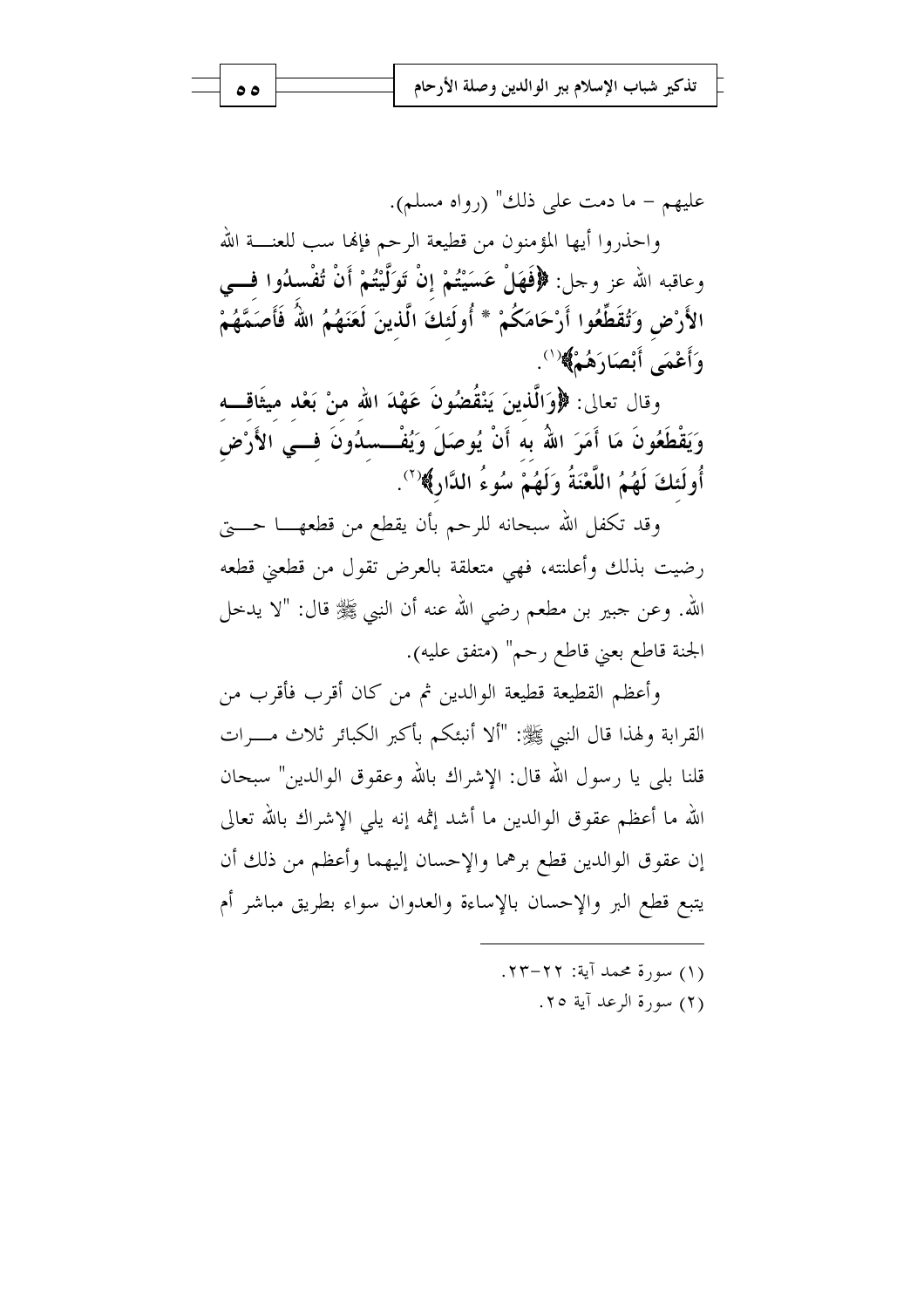عليهم – ما دمت على ذلك" (رواه مسلم).

واحذروا أيها المؤمنون من قطيعة الرحم فإنها سب للعنة الله وعاقبه الله عز وجل: **﴿فَهَلْ عَسَيْتُمْ إِنْ تَوَلَّيْتُمْ أَنْ تُفْسِدُوا فِي الأَرْضِ وَتُقَطِّعُوا أَرْحَامَكُمْ * أُولَئِكَ الَّذِينَ لَعَنَهُمُ اللهُ فَأَصَمَّهُمْ وَأَعْمَى أَبْصَارَهُمْ﴾**(١).

وقال تعالى: **﴿وَالَّذِينَ يَنْقُضُونَ عَهْدَ اللهِ مِنْ بَعْدِ مِيثَاقِهِ وَيَقْطَعُونَ مَا أَمَرَ اللهُ بِهِ أَنْ يُوصَلَ وَيُفْسِدُونَ فِي الأَرْضِ أُولَئِكَ لَهُمُ اللَّعْنَةُ وَلَهُمْ سُوءُ الدَّارِ﴾**(٢).

وقد تكفل الله سبحانه للرحم بأن يقطع من قطعها حتى رضيت بذلك وأعلنته، فهي متعلقة بالعرض تقول من قطعني قطعه الله. وعن جبير بن مطعم رضي الله عنه أن النبي ﷺ قال: "لا يدخل الجنة قاطع يعني قاطع رحم" (متفق عليه).

وأعظم القطيعة قطيعة الوالدين ثم من كان أقرب فأقرب من القرابة ولهذا قال النبي ﷺ: "ألا أنبئكم بأكبر الكبائر ثلاث مرات قلنا بلى يا رسول الله قال: الإشراك بالله وعقوق الوالدين" سبحان الله ما أعظم عقوق الوالدين ما أشد إثمه إنه يلي الإشراك بالله تعالى إن عقوق الوالدين قطع برهما والإحسان إليهما وأعظم من ذلك أن يتبع قطع البر والإحسان بالإساءة والعدوان سواء بطريق مباشر أم

---

(١) سورة محمد آية: ٢٢-٢٣.

(٢) سورة الرعد آية ٢٥.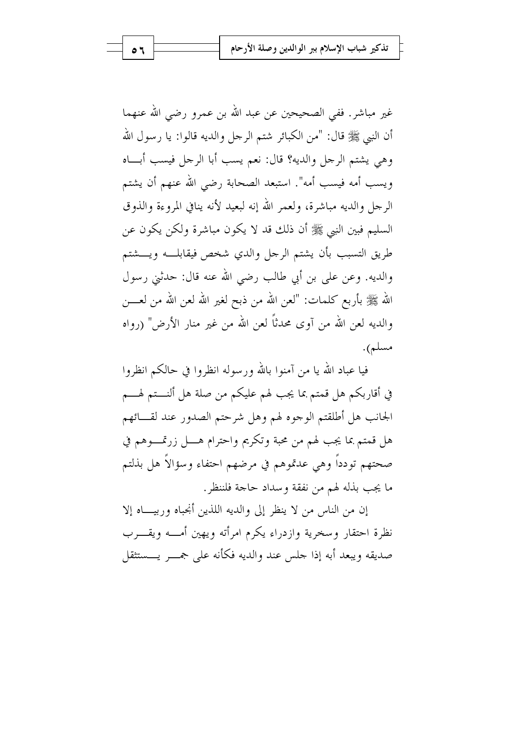غير مباشر. ففي الصحيحين عن عبد الله بن عمرو رضي الله عنهما أن النبي ﷺ قال: "من الكبائر شتم الرجل والديه قالوا: يا رسول الله وهي يشتم الرجل والديه؟ قال: نعم يسب أبا الرجل فيسب أباه ويسب أمه فيسب أمه". استبعد الصحابة رضي الله عنهم أن يشتم الرجل والديه مباشرة، ولعمر الله إنه لبعيد لأنه ينافي المروءة والذوق السليم فبين النبي ﷺ أن ذلك قد لا يكون مباشرة ولكن يكون عن طريق التسبب بأن يشتم الرجل والدي شخص فيقابله ويشتم والديه. وعن على بن أبي طالب رضي الله عنه قال: حدثني رسول الله ﷺ بأربع كلمات: "لعن الله من ذبح لغير الله لعن الله من لعن والديه لعن الله من آوى محدثاً لعن الله من غير منار الأرض" (رواه مسلم).

فيا عباد الله يا من آمنوا بالله ورسوله انظروا في حالكم انظروا في أقاربكم هل قمتم بما يجب لهم عليكم من صلة هل ألنتم لهم الجانب هل أطلقتم الوجوه لهم وهل شرحتم الصدور عند لقائهم هل قمتم بما يجب لهم من محبة وتكريم واحترام هل زرتموهم في صحتهم تودداً وهي عدتموهم في مرضهم احتفاء وسؤالاً هل بذلتم ما يجب بذله لهم من نفقة وسداد حاجة فلننظر.

إن من الناس من لا ينظر إلى والديه اللذين أنجباه وربياه إلا نظرة احتقار وسخرية وازدراء يكرم امرأته ويهين أمه ويقرب صديقه ويبعد أبه إذا جلس عند والديه فكأنه على جمر يستثقل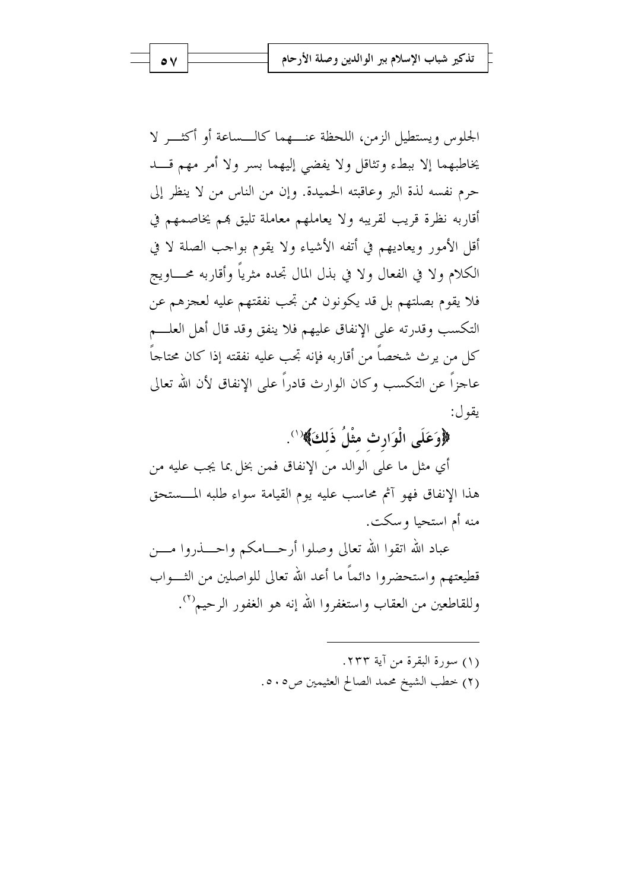الجلوس ويستطيل الزمن، اللحظة عنهما كالساعة أو أكثر لا يخاطبهما إلا ببطء وتثاقل ولا يفضي إليهما بسر ولا أمر مهم قد حرم نفسه لذة البر وعاقبته الحميدة. وإن من الناس من لا ينظر إلى أقاربه نظرة قريب لقريبه ولا يعاملهم معاملة تليق بهم يخاصمهم في أقل الأمور ويعاديهم في أتفه الأشياء ولا يقوم بواجب الصلة لا في الكلام ولا في الفعال ولا في بذل المال تجده مثرياً وأقاربه محاويج فلا يقوم بصلتهم بل قد يكونون ممن تجب نفقتهم عليه لعجزهم عن التكسب وقدرته على الإنفاق عليهم فلا ينفق وقد قال أهل العلم كل من يرث شخصاً من أقاربه فإنه تجب عليه نفقته إذا كان محتاجاً عاجزاً عن التكسب وكان الوارث قادراً على الإنفاق لأن الله تعالى يقول:

﴿وَعَلَى الْوَارِثِ مِثْلُ ذَلِكَ﴾[1].

أي مثل ما على الوالد من الإنفاق فمن بخل بما يجب عليه من هذا الإنفاق فهو آثم محاسب عليه يوم القيامة سواء طلبه المستحق منه أم استحيا وسكت.

عباد الله اتقوا الله تعالى وصلوا أرحامكم واحذروا من قطيعتهم واستحضروا دائماً ما أعد الله تعالى للواصلين من الثواب وللقاطعين من العقاب واستغفروا الله إنه هو الغفور الرحيم[2].

---

(١) سورة البقرة من آية ٢٣٣.

(٢) خطب الشيخ محمد الصالح العثيمين ص٥٠٥.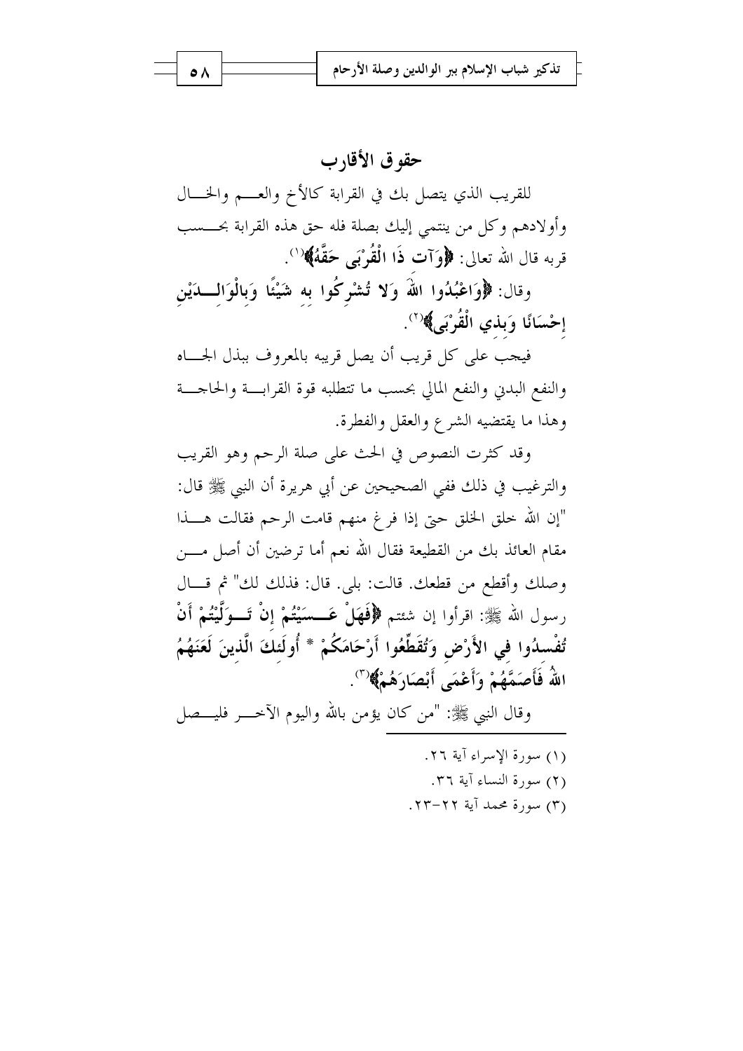## حقوق الأقارب

للقريب الذي يتصل بك في القرابة كالأخ والعم والخال وأولادهم وكل من ينتمي إليك بصلة فله حق هذه القرابة بحسب قربه قال الله تعالى: ﴿**وَآتِ ذَا الْقُرْبَى حَقَّهُ**﴾[1].

وقال: ﴿**وَاعْبُدُوا اللهَ وَلا تُشْرِكُوا بِهِ شَيْئًا وَبِالْوَالِدَيْنِ إِحْسَانًا وَبِذِي الْقُرْبَى**﴾[2].

فيجب على كل قريب أن يصل قريبه بالمعروف ببذل الجاه والنفع البدني والنفع المالي بحسب ما تتطلبه قوة القرابة والحاجة وهذا ما يقتضيه الشرع والعقل والفطرة.

وقد كثرت النصوص في الحث على صلة الرحم وهو القريب والترغيب في ذلك ففي الصحيحين عن أبي هريرة أن النبي ﷺ قال: "إن الله خلق الخلق حتى إذا فرغ منهم قامت الرحم فقالت هذا مقام العائذ بك من القطيعة فقال الله نعم أما ترضين أن أصل من وصلك وأقطع من قطعك. قالت: بلى. قال: فذلك لك" ثم قال رسول الله ﷺ: اقرأوا إن شئتم ﴿**فَهَلْ عَسَيْتُمْ إِنْ تَوَلَّيْتُمْ أَنْ تُفْسِدُوا فِي الأَرْضِ وَتُقَطِّعُوا أَرْحَامَكُمْ * أُولَئِكَ الَّذِينَ لَعَنَهُمُ اللهُ فَأَصَمَّهُمْ وَأَعْمَى أَبْصَارَهُمْ**﴾[3].

وقال النبي ﷺ: "من كان يؤمن بالله واليوم الآخر فليصل

---

(١) سورة الإسراء آية ٢٦.

(٢) سورة النساء آية ٣٦.

(٣) سورة محمد آية ٢٢-٢٣.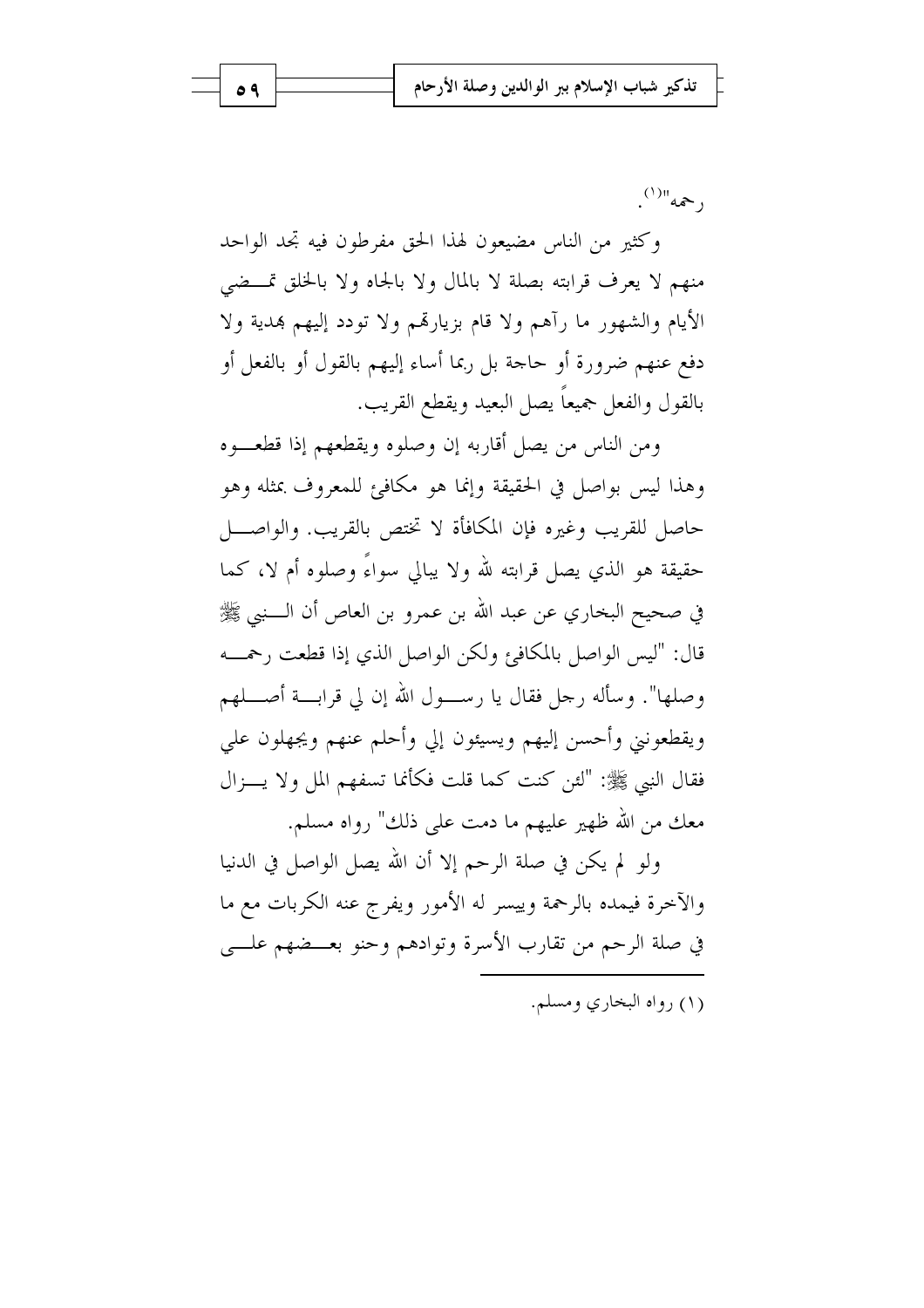رحمه"[1].

وكثير من الناس مضيعون لهذا الحق مفرطون فيه تجد الواحد منهم لا يعرف قرابته بصلة لا بالمال ولا بالجاه ولا بالخلق تمضي الأيام والشهور ما رآهم ولا قام بزيارتهم ولا تودد إليهم بهدية ولا دفع عنهم ضرورة أو حاجة بل ربما أساء إليهم بالقول أو بالفعل أو بالقول والفعل جميعاً يصل البعيد ويقطع القريب.

ومن الناس من يصل أقاربه إن وصلوه ويقطعهم إذا قطعوه وهذا ليس بواصل في الحقيقة وإنما هو مكافئ للمعروف بمثله وهو حاصل للقريب وغيره فإن المكافأة لا تختص بالقريب. والواصل حقيقة هو الذي يصل قرابته لله ولا يبالي سواءً وصلوه أم لا، كما في صحيح البخاري عن عبد الله بن عمرو بن العاص أن النبي ﷺ قال: "ليس الواصل بالمكافئ ولكن الواصل الذي إذا قطعت رحمه وصلها". وسأله رجل فقال يا رسول الله إن لي قرابة أصلهم ويقطعوني وأحسن إليهم ويسيئون إلي وأحلم عنهم ويجهلون علي فقال النبي ﷺ: "لئن كنت كما قلت فكأنما تسفهم المل ولا يزال معك من الله ظهير عليهم ما دمت على ذلك" رواه مسلم.

ولو لم يكن في صلة الرحم إلا أن الله يصل الواصل في الدنيا والآخرة فيمده بالرحمة وييسر له الأمور ويفرج عنه الكربات مع ما في صلة الرحم من تقارب الأسرة وتوادهم وحنو بعضهم على

---

(١) رواه البخاري ومسلم.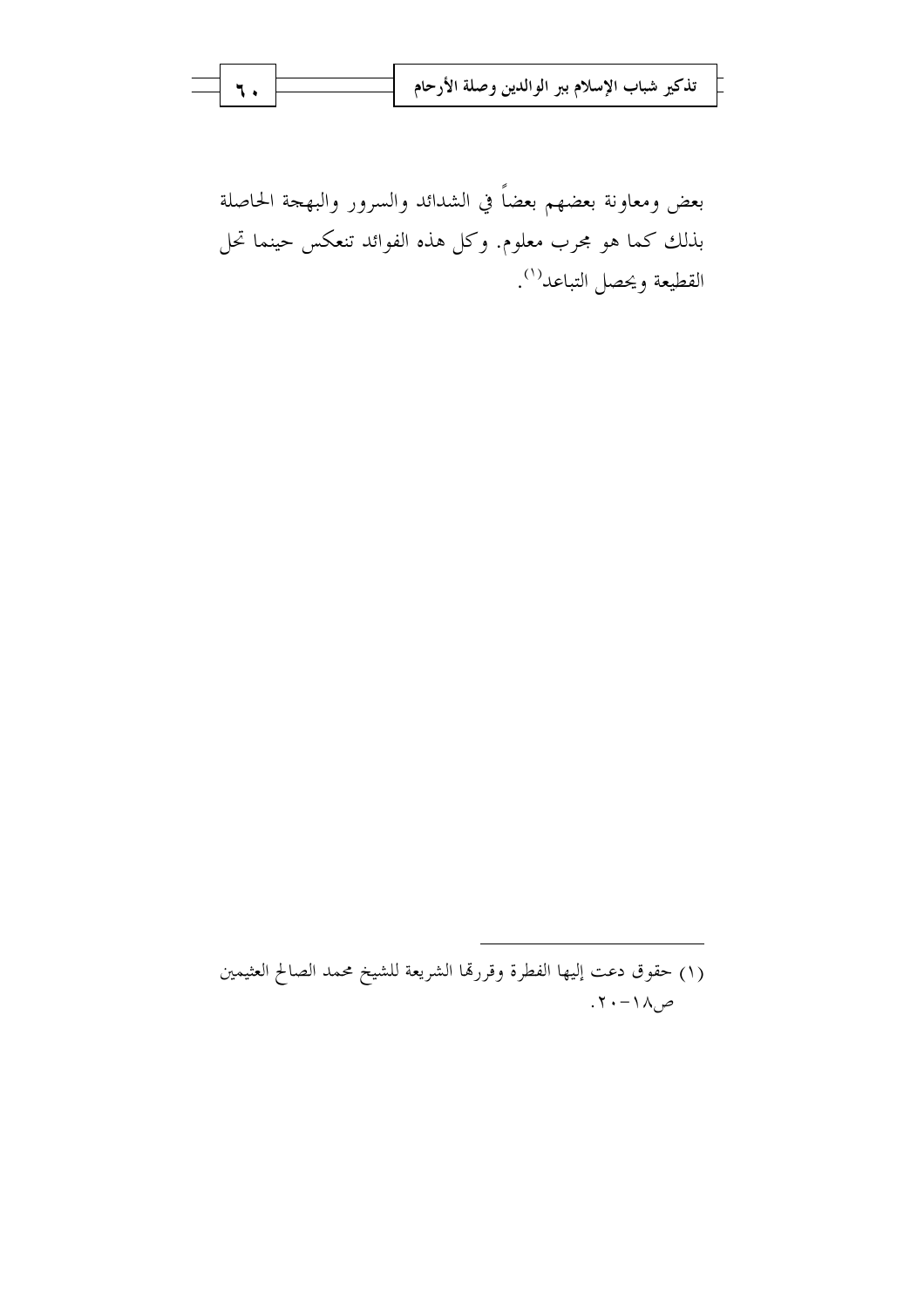بعض ومعاونة بعضهم بعضاً في الشدائد والسرور والبهجة الحاصلة بذلك كما هو مجرب معلوم. وكل هذه الفوائد تنعكس حينما تحل القطيعة ويحصل التباعد[1].

---

(١) حقوق دعت إليها الفطرة وقررتها الشريعة للشيخ محمد الصالح العثيمين ص١٨-٢٠.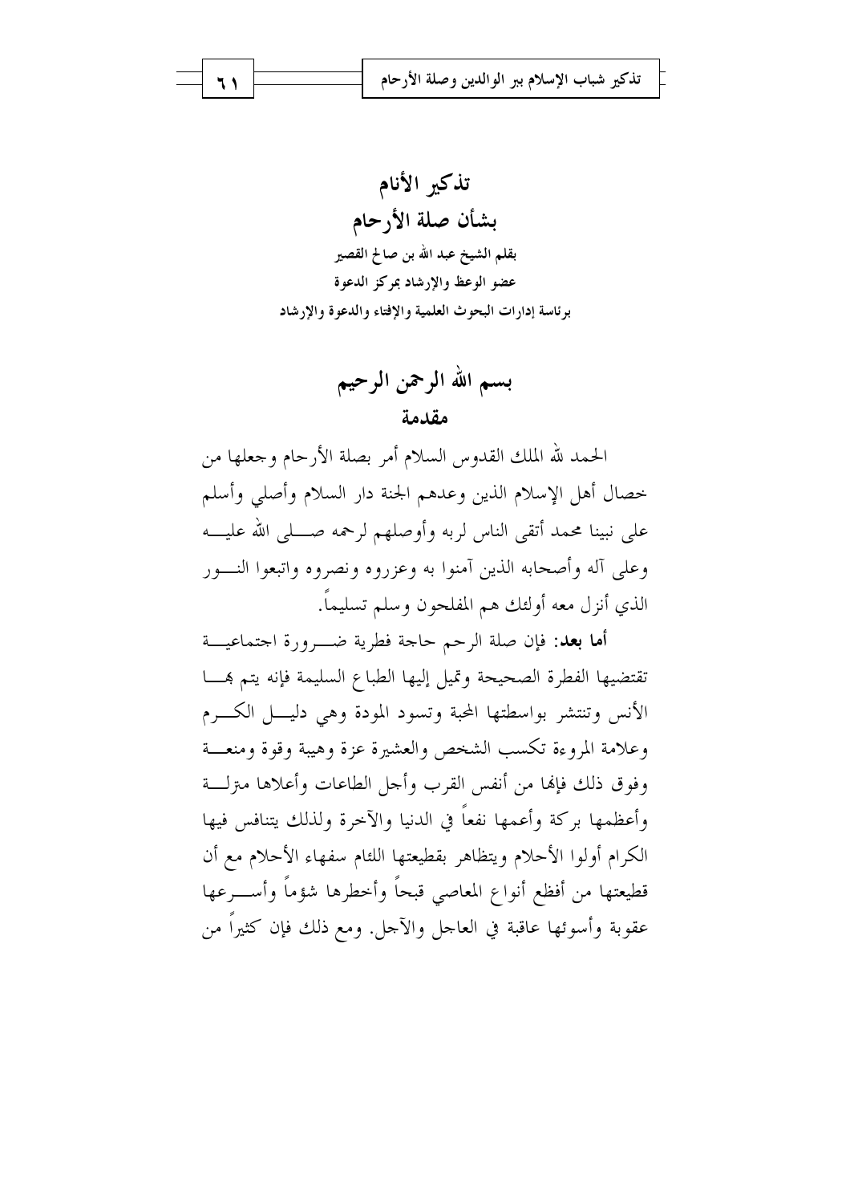# تذكير الأنام
## بشأن صلة الأرحام

بقلم الشيخ عبد الله بن صالح القصير
عضو الوعظ والإرشاد بمركز الدعوة
برئاسة إدارات البحوث العلمية والإفتاء والدعوة والإرشاد

## بسم الله الرحمن الرحيم
### مقدمة

الحمد لله الملك القدوس السلام أمر بصلة الأرحام وجعلها من خصال أهل الإسلام الذين وعدهم الجنة دار السلام وأصلي وأسلم على نبينا محمد أتقى الناس لربه وأوصلهم لرحمه صلى الله عليه وعلى آله وأصحابه الذين آمنوا به وعزروه ونصروه واتبعوا النور الذي أنزل معه أولئك هم المفلحون وسلم تسليماً.

**أما بعد:** فإن صلة الرحم حاجة فطرية ضرورة اجتماعية تقتضيها الفطرة الصحيحة وتميل إليها الطباع السليمة فإنه يتم بها الأنس وتنتشر بواسطتها المحبة وتسود المودة وهي دليل الكرم وعلامة المروءة تكسب الشخص والعشيرة عزة وهيبة وقوة ومنعة وفوق ذلك فإنها من أنفس القرب وأجل الطاعات وأعلاها منزلة وأعظمها بركة وأعمها نفعاً في الدنيا والآخرة ولذلك يتنافس فيها الكرام أولوا الأحلام ويتظاهر بقطيعتها اللئام سفهاء الأحلام مع أن قطيعتها من أفظع أنواع المعاصي قبحاً وأخطرها شؤماً وأسرعها عقوبة وأسوئها عاقبة في العاجل والآجل. ومع ذلك فإن كثيراً من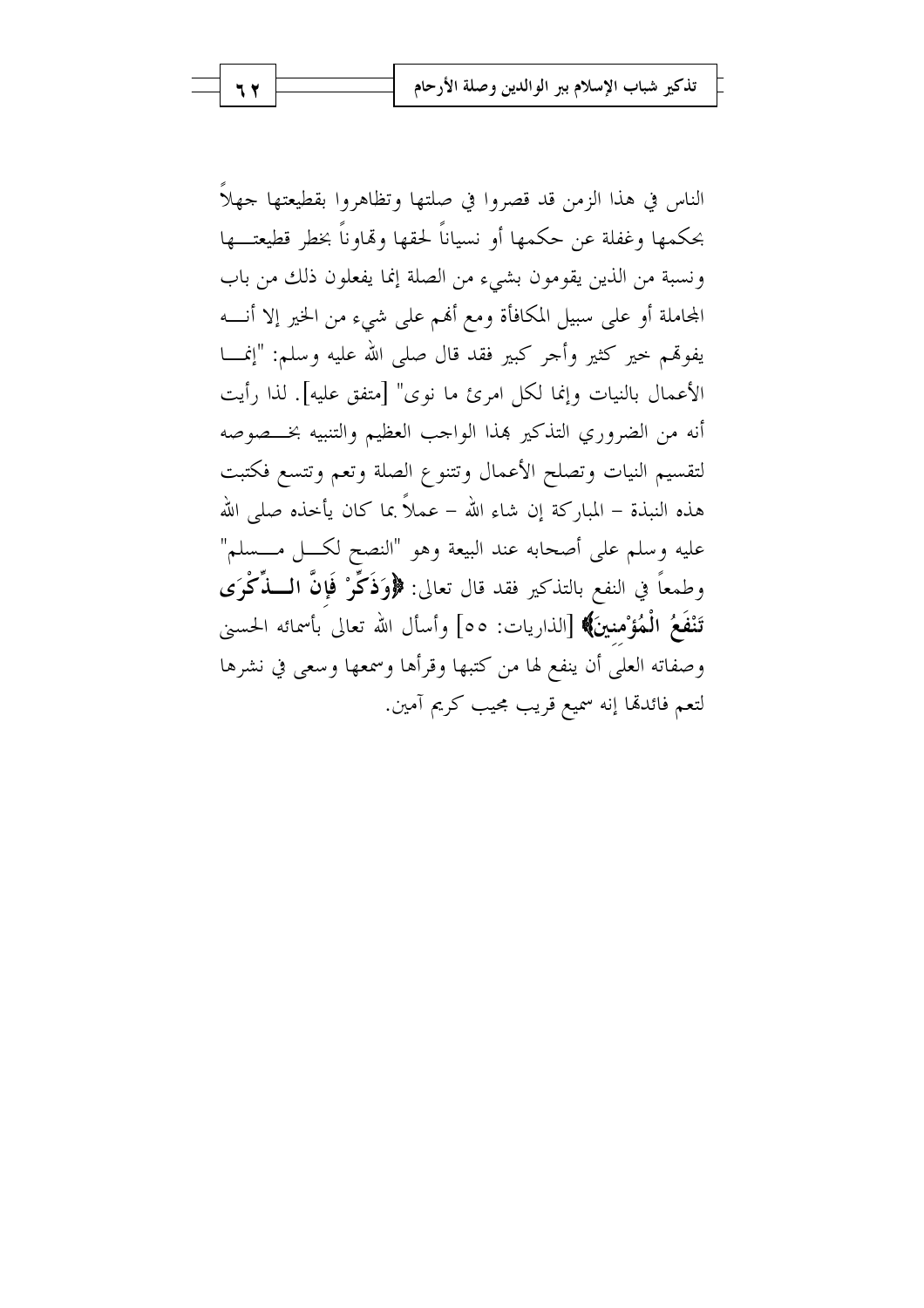الناس في هذا الزمن قد قصروا في صلتها وتظاهروا بقطيعتها جهلاً بحكمها وغفلة عن حكمها أو نسياناً لحقها وتهاوناً بخطر قطيعتها ونسبة من الذين يقومون بشيء من الصلة إنما يفعلون ذلك من باب المجاملة أو على سبيل المكافأة ومع أنهم على شيء من الخير إلا أنه يفوتهم خير كثير وأجر كبير فقد قال صلى الله عليه وسلم: "إنما الأعمال بالنيات وإنما لكل امرئ ما نوى" [متفق عليه]. لذا رأيت أنه من الضروري التذكير بهذا الواجب العظيم والتنبيه بخصوصه لتقسيم النيات وتصلح الأعمال وتتنوع الصلة وتعم وتتسع فكتبت هذه النبذة – المباركة إن شاء الله – عملاً بما كان يأخذه صلى الله عليه وسلم على أصحابه عند البيعة وهو "النصح لكل مسلم" وطمعاً في النفع بالتذكير فقد قال تعالى: **﴿وَذَكِّرْ فَإِنَّ الذِّكْرَى تَنْفَعُ الْمُؤْمِنِينَ﴾** [الذاريات: ٥٥] وأسأل الله تعالى بأسمائه الحسنى وصفاته العلى أن ينفع بها من كتبها وقرأها وسمعها وسعى في نشرها لتعم فائدتها إنه سميع قريب مجيب كريم آمين.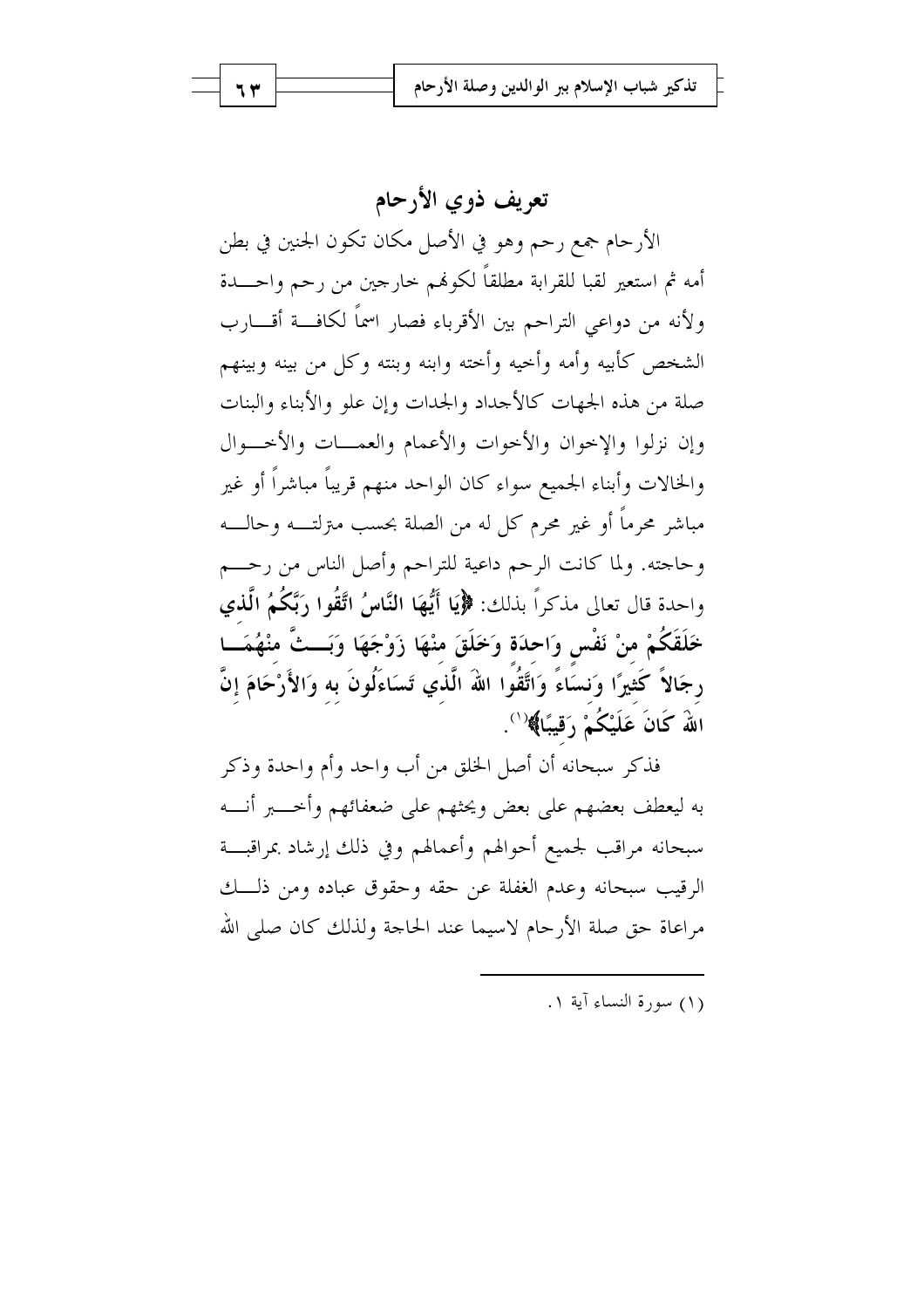## تعريف ذوي الأرحام

الأرحام جمع رحم وهو في الأصل مكان تكون الجنين في بطن أمه ثم استعير لقبا للقرابة مطلقاً لكونهم خارجين من رحم واحدة ولأنه من دواعي التراحم بين الأقرباء فصار اسماً لكافة أقارب الشخص كأبيه وأمه وأخيه وأخته وابنه وبنته وكل من بينه وبينهم صلة من هذه الجهات كالأجداد والجدات وإن علو والأبناء والبنات وإن نزلوا والإخوان والأخوات والأعمام والعمات والأخوال والخالات وأبناء الجميع سواء كان الواحد منهم قريباً مباشراً أو غير مباشر محرماً أو غير محرم كل له من الصلة بحسب مترلته وحاله وحاجته. ولما كانت الرحم داعية للتراحم وأصل الناس من رحم واحدة قال تعالى مذكراً بذلك: **﴿يَا أَيُّهَا النَّاسُ اتَّقُوا رَبَّكُمُ الَّذِي خَلَقَكُمْ مِنْ نَفْسٍ وَاحِدَةٍ وَخَلَقَ مِنْهَا زَوْجَهَا وَبَثَّ مِنْهُمَا رِجَالاً كَثِيرًا وَنِسَاءً وَاتَّقُوا اللهَ الَّذِي تَسَاءَلُونَ بِهِ وَالأَرْحَامَ إِنَّ اللهَ كَانَ عَلَيْكُمْ رَقِيبًا﴾**(1).

فذكر سبحانه أن أصل الخلق من أب واحد وأم واحدة وذكر به ليعطف بعضهم على بعض ويحثهم على ضعفائهم وأخبر أنه سبحانه مراقب لجميع أحوالهم وأعمالهم وفي ذلك إرشاد بمراقبة الرقيب سبحانه وعدم الغفلة عن حقه وحقوق عباده ومن ذلك مراعاة حق صلة الأرحام لاسيما عند الحاجة ولذلك كان صلى الله

---

(1) سورة النساء آية 1.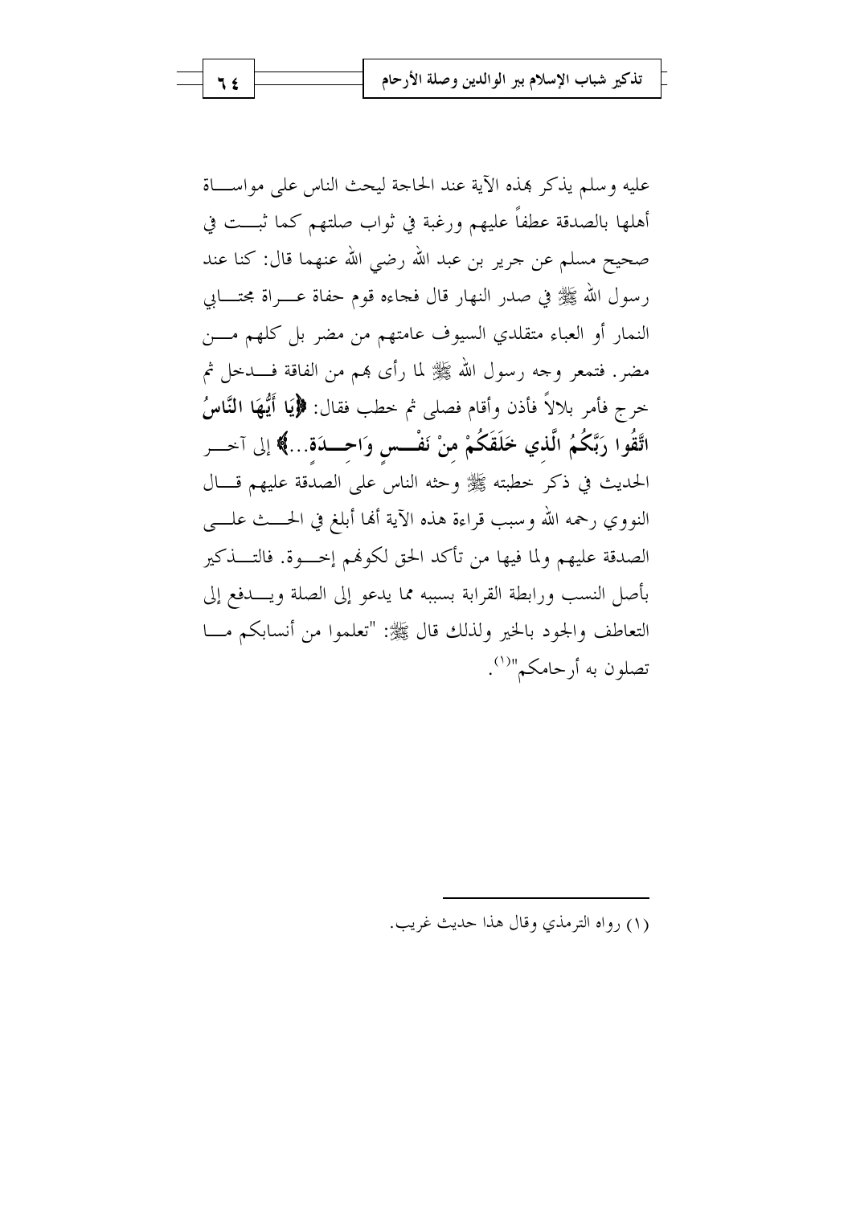عليه وسلم يذكر بهذه الآية عند الحاجة ليحث الناس على مواساة أهلها بالصدقة عطفاً عليهم ورغبة في ثواب صلتهم كما ثبت في صحيح مسلم عن جرير بن عبد الله رضي الله عنهما قال: كنا عند رسول الله ﷺ في صدر النهار قال فجاءه قوم حفاة عراة مجتابي النمار أو العباء متقلدي السيوف عامتهم من مضر بل كلهم من مضر. فتمعر وجه رسول الله ﷺ لما رأى بهم من الفاقة فدخل ثم خرج فأمر بلالاً فأذن وأقام فصلى ثم خطب فقال: **﴿يَا أَيُّهَا النَّاسُ اتَّقُوا رَبَّكُمُ الَّذِي خَلَقَكُمْ مِنْ نَفْسٍ وَاحِدَةٍ...﴾** إلى آخر الحديث في ذكر خطبته ﷺ وحثه الناس على الصدقة عليهم قال النووي رحمه الله وسبب قراءة هذه الآية أنها أبلغ في الحث على الصدقة عليهم ولما فيها من تأكد الحق لكونهم إخوة. فالتذكير بأصل النسب ورابطة القرابة بسببه مما يدعو إلى الصلة ويدفع إلى التعاطف والجود بالخير ولذلك قال ﷺ: "تعلموا من أنسابكم ما تصلون به أرحامكم"(١).

---

(١) رواه الترمذي وقال هذا حديث غريب.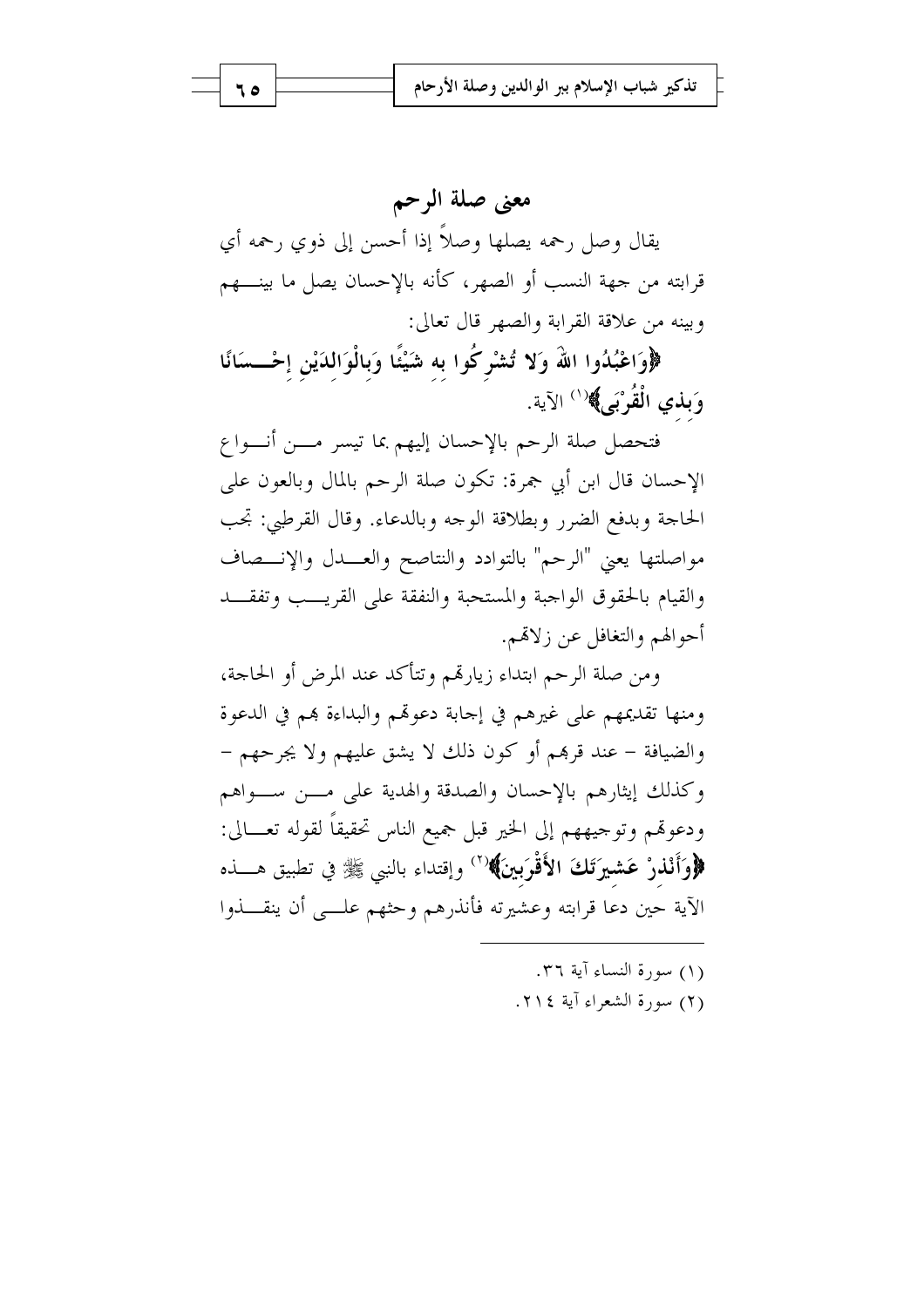## معنى صلة الرحم

يقال وصل رحمه يصلها وصلاً إذا أحسن إلى ذوي رحمه أي قرابته من جهة النسب أو الصهر، كأنه بالإحسان يصل ما بينهم وبينه من علاقة القرابة والصهر قال تعالى:

**﴿وَاعْبُدُوا اللَّهَ وَلا تُشْرِكُوا بِهِ شَيْئًا وَبِالْوَالِدَيْنِ إِحْسَانًا وَبِذِي الْقُرْبَى﴾**[1] الآية.

فتحصل صلة الرحم بالإحسان إليهم بما تيسر من أنواع الإحسان قال ابن أبي جمرة: تكون صلة الرحم بالمال وبالعون على الحاجة وبدفع الضرر وبطلاقة الوجه وبالدعاء. وقال القرطبي: تجب مواصلتها يعني "الرحم" بالتوادد والتناصح والعدل والإنصاف والقيام بالحقوق الواجبة والمستحبة والنفقة على القريب وتفقد أحوالهم والتغافل عن زلاتهم.

ومن صلة الرحم ابتداء زيارتهم وتتأكد عند المرض أو الحاجة، ومنها تقديمهم على غيرهم في إجابة دعوتهم والبداءة بهم في الدعوة والضيافة – عند قربهم أو كون ذلك لا يشق عليهم ولا يحرجهم – وكذلك إيثارهم بالإحسان والصدقة والهدية على من سواهم ودعوتهم وتوجيههم إلى الخير قبل جميع الناس تحقيقاً لقوله تعالى: **﴿وَأَنْذِرْ عَشِيرَتَكَ الأَقْرَبِينَ﴾**[2] وإقتداء بالنبي ﷺ في تطبيق هذه الآية حين دعا قرابته وعشيرته فأنذرهم وحثهم على أن ينقذوا

---

(١) سورة النساء آية ٣٦.

(٢) سورة الشعراء آية ٢١٤.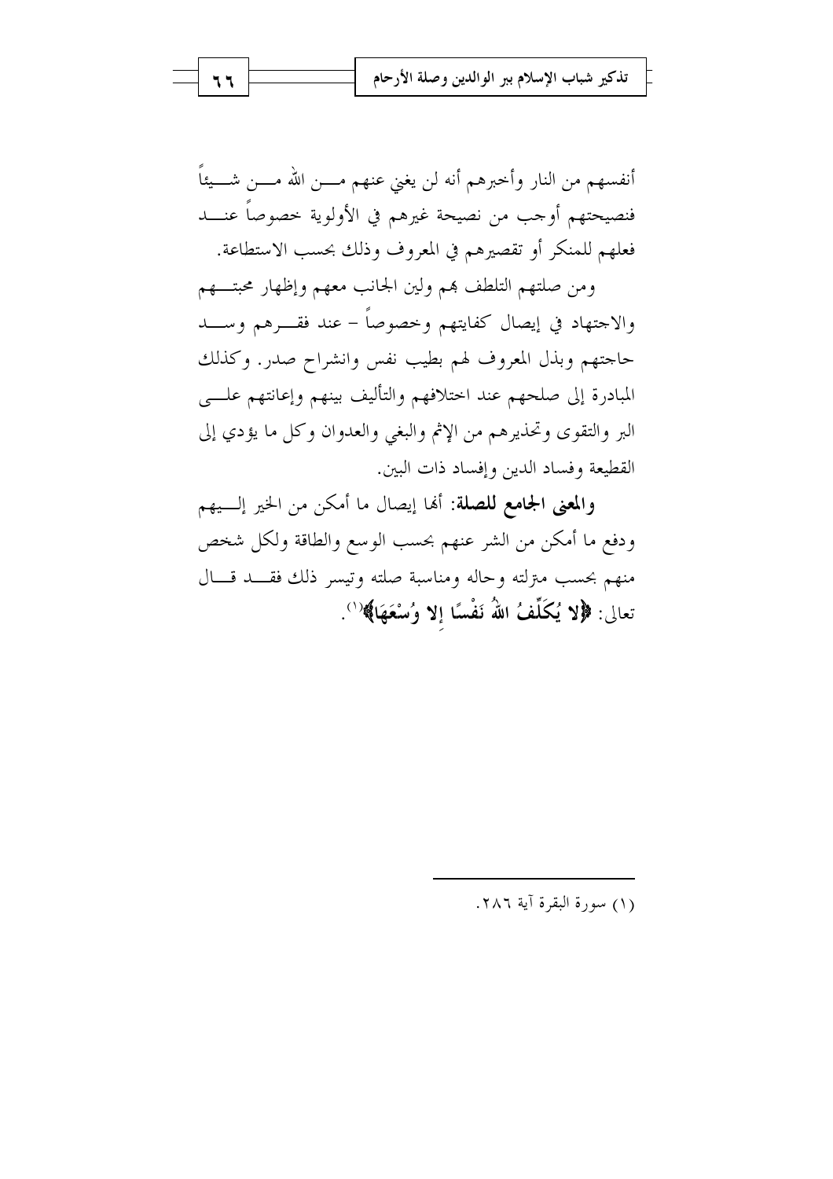أنفسهم من النار وأخبرهم أنه لن يغني عنهم من الله شيئاً فنصيحتهم أوجب من نصيحة غيرهم في الأولوية خصوصاً عند فعلهم للمنكر أو تقصيرهم في المعروف وذلك بحسب الاستطاعة.

ومن صلتهم التلطف بهم ولين الجانب معهم وإظهار محبتهم والاجتهاد في إيصال كفايتهم وخصوصاً - عند فقرهم وسد حاجتهم وبذل المعروف لهم بطيب نفس وانشراح صدر. وكذلك المبادرة إلى صلحهم عند اختلافهم والتأليف بينهم وإعانتهم على البر والتقوى وتحذيرهم من الإثم والبغي والعدوان وكل ما يؤدي إلى القطيعة وفساد الدين وإفساد ذات البين.

**والمعنى الجامع للصلة**: أنها إيصال ما أمكن من الخير إليهم ودفع ما أمكن من الشر عنهم بحسب الوسع والطاقة ولكل شخص منهم بحسب منزلته وحاله ومناسبة صلته وتيسر ذلك فقد قال تعالى: **﴿لا يُكَلِّفُ اللهُ نَفْسًا إلا وُسْعَهَا﴾**[1].

---

(١) سورة البقرة آية ٢٨٦.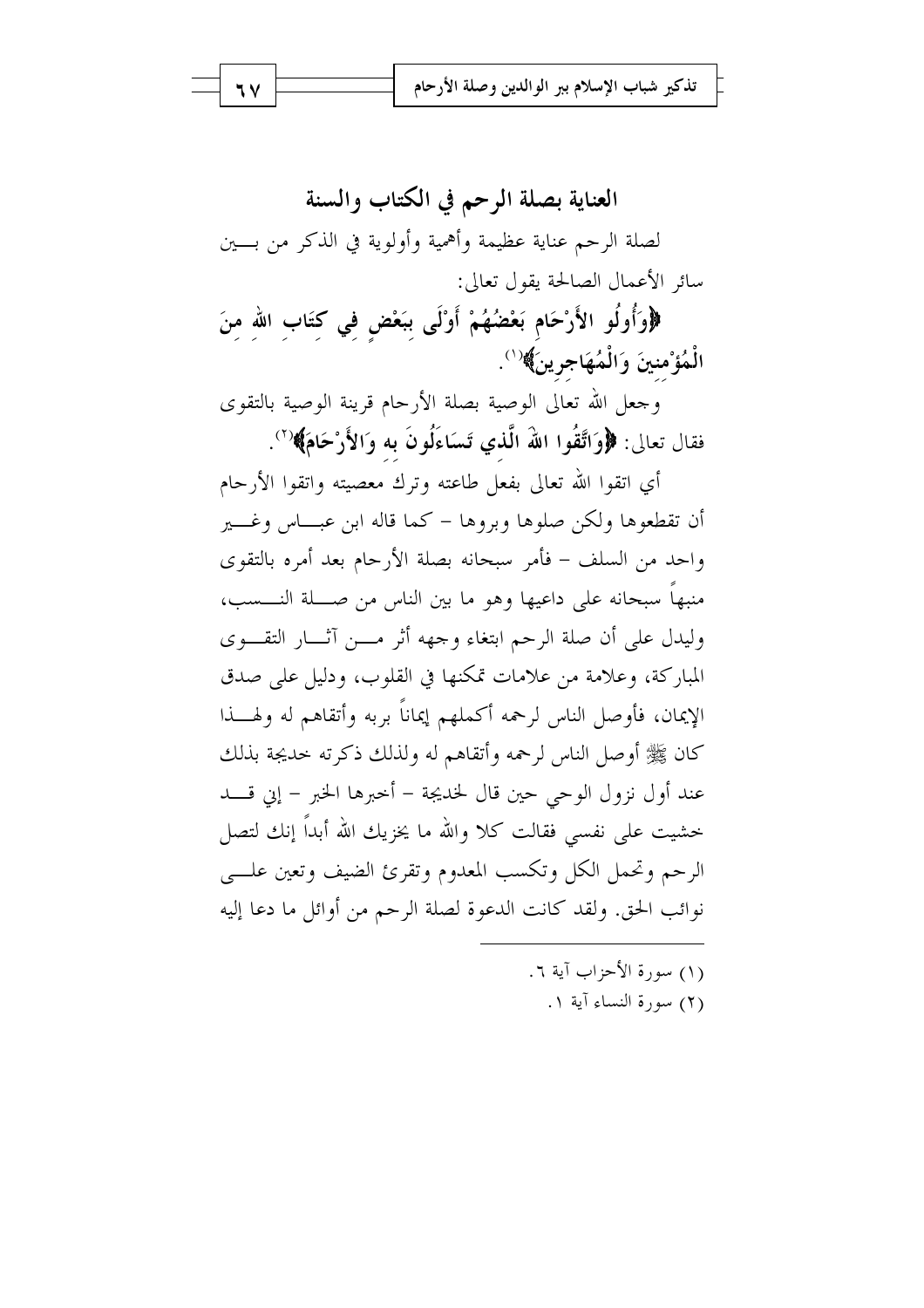## العناية بصلة الرحم في الكتاب والسنة

لصلة الرحم عناية عظيمة وأهمية وأولوية في الذكر من بين سائر الأعمال الصالحة يقول تعالى:

**﴿وَأُولُو الأَرْحَامِ بَعْضُهُمْ أَوْلَى بِبَعْضٍ فِي كِتَابِ اللهِ مِنَ الْمُؤْمِنِينَ وَالْمُهَاجِرِينَ﴾**[1].

وجعل الله تعالى الوصية بصلة الأرحام قرينة الوصية بالتقوى فقال تعالى: **﴿وَاتَّقُوا اللهَ الَّذِي تَسَاءَلُونَ بِهِ وَالأَرْحَامَ﴾**[2].

أي اتقوا الله تعالى بفعل طاعته وترك معصيته واتقوا الأرحام أن تقطعوها ولكن صلوها وبروها – كما قاله ابن عباس وغير واحد من السلف – فأمر سبحانه بصلة الأرحام بعد أمره بالتقوى منبهاً سبحانه على داعيها وهو ما بين الناس من صلة النسب، وليدل على أن صلة الرحم ابتغاء وجهه أثر من آثار التقوى المباركة، وعلامة من علامات تمكنها في القلوب، ودليل على صدق الإيمان، فأوصل الناس لرحمه أكملهم إيماناً بربه وأتقاهم له ولهذا كان ﷺ أوصل الناس لرحمه وأتقاهم له ولذلك ذكرته خديجة بذلك عند أول نزول الوحي حين قال لخديجة – أخبرها الخبر – إني قد خشيت على نفسي فقالت كلا والله ما يخزيك الله أبداً إنك لتصل الرحم وتحمل الكل وتكسب المعدوم وتقرئ الضيف وتعين على نوائب الحق. ولقد كانت الدعوة لصلة الرحم من أوائل ما دعا إليه

---

(١) سورة الأحزاب آية ٦.

(٢) سورة النساء آية ١.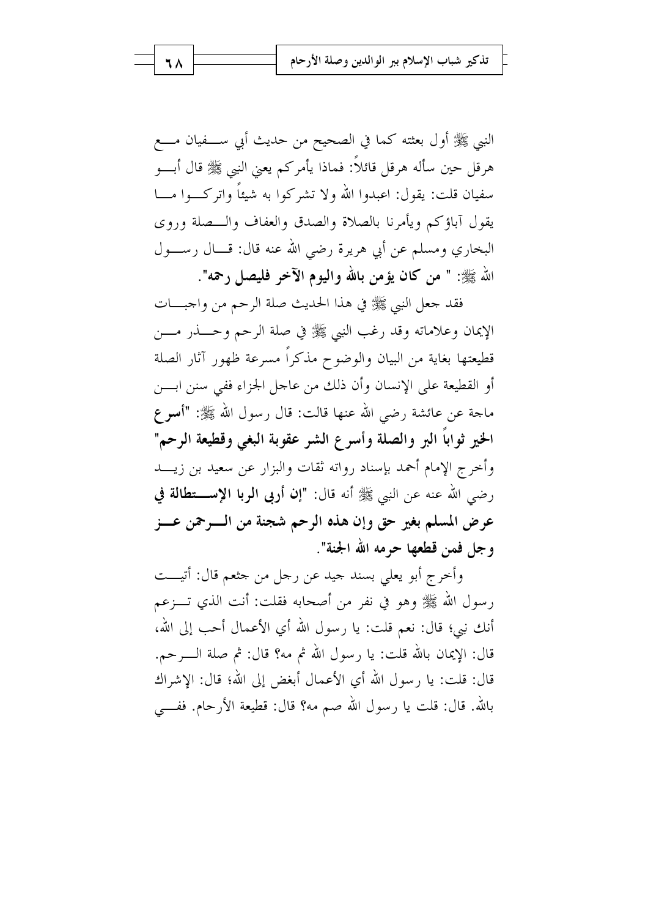النبي ﷺ أول بعثته كما في الصحيح من حديث أبي سفيان مع هرقل حين سأله هرقل قائلاً: فماذا يأمركم يعني النبي ﷺ قال أبو سفيان قلت: يقول: اعبدوا الله ولا تشركوا به شيئاً واتركوا ما يقول آباؤكم ويأمرنا بالصلاة والصدق والعفاف والصلة وروى البخاري ومسلم عن أبي هريرة رضي الله عنه قال: قال رسول الله ﷺ: " **من كان يؤمن بالله واليوم الآخر فليصل رحمه**".

فقد جعل النبي ﷺ في هذا الحديث صلة الرحم من واجبات الإيمان وعلاماته وقد رغب النبي ﷺ في صلة الرحم وحذر من قطيعتها بغاية من البيان والوضوح مذكراً مسرعة ظهور آثار الصلة أو القطيعة على الإنسان وأن ذلك من عاجل الجزاء ففي سنن ابن ماجة عن عائشة رضي الله عنها قالت: قال رسول الله ﷺ: "**أسرع الخير ثواباً البر والصلة وأسرع الشر عقوبة البغي وقطيعة الرحم**" وأخرج الإمام أحمد بإسناد رواته ثقات والبزار عن سعيد بن زيد رضي الله عنه عن النبي ﷺ أنه قال: "**إن أربى الربا الإستطالة في عرض المسلم بغير حق وإن هذه الرحم شجنة من الرحمن عز وجل فمن قطعها حرمه الله الجنة**".

وأخرج أبو يعلي بسند جيد عن رجل من خثعم قال: أتيت رسول الله ﷺ وهو في نفر من أصحابه فقلت: أنت الذي تزعم أنك نبي؛ قال: نعم قلت: يا رسول الله أي الأعمال أحب إلى الله، قال: الإيمان بالله قلت: يا رسول الله ثم مه؟ قال: ثم صلة الرحم. قال: قلت: يا رسول الله أي الأعمال أبغض إلى الله؛ قال: الإشراك بالله. قال: قلت يا رسول الله صم مه؟ قال: قطيعة الأرحام. ففي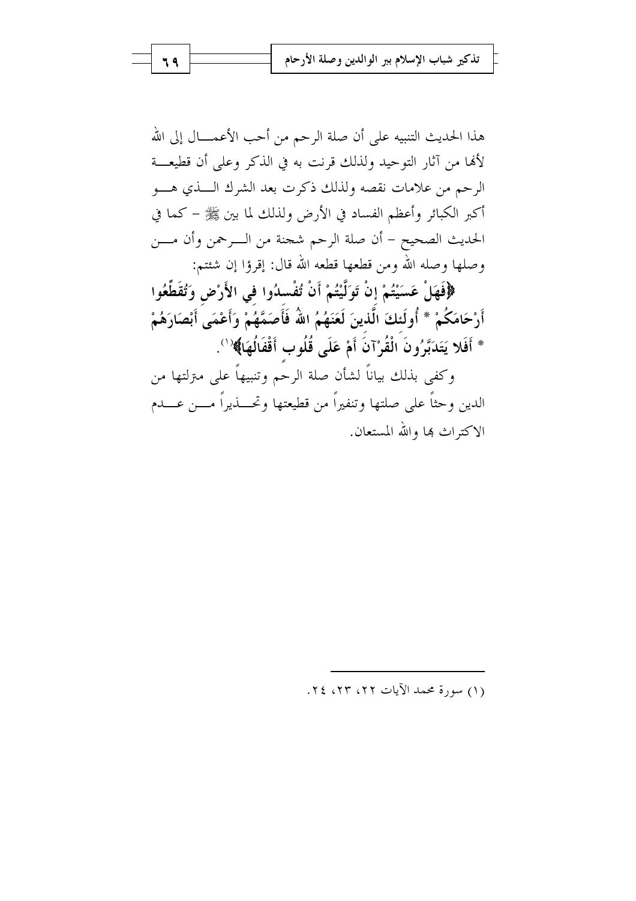هذا الحديث التنبيه على أن صلة الرحم من أحب الأعمال إلى الله لأنها من آثار التوحيد ولذلك قرنت به في الذكر وعلى أن قطيعة الرحم من علامات نقصه ولذلك ذكرت بعد الشرك الذي هو أكبر الكبائر وأعظم الفساد في الأرض ولذلك لما بين ﷺ - كما في الحديث الصحيح - أن صلة الرحم شجنة من الرحمن وأن من وصلها وصله الله ومن قطعها قطعه الله قال: إقرؤا إن شئتم:

**﴿فَهَلْ عَسَيْتُمْ إِنْ تَوَلَّيْتُمْ أَنْ تُفْسِدُوا فِي الأَرْضِ وَتُقَطِّعُوا أَرْحَامَكُمْ * أُولَئِكَ الَّذِينَ لَعَنَهُمُ اللهُ فَأَصَمَّهُمْ وَأَعْمَى أَبْصَارَهُمْ * أَفَلا يَتَدَبَّرُونَ الْقُرْآنَ أَمْ عَلَى قُلُوبٍ أَقْفَالُهَا﴾**[1].

وكفى بذلك بياناً لشأن صلة الرحم وتنبيهاً على منزلتها من الدين وحثاً على صلتها وتنفيراً من قطيعتها وتحذيراً من عدم الاكتراث بها والله المستعان.

---

(١) سورة محمد الآيات ٢٢، ٢٣، ٢٤.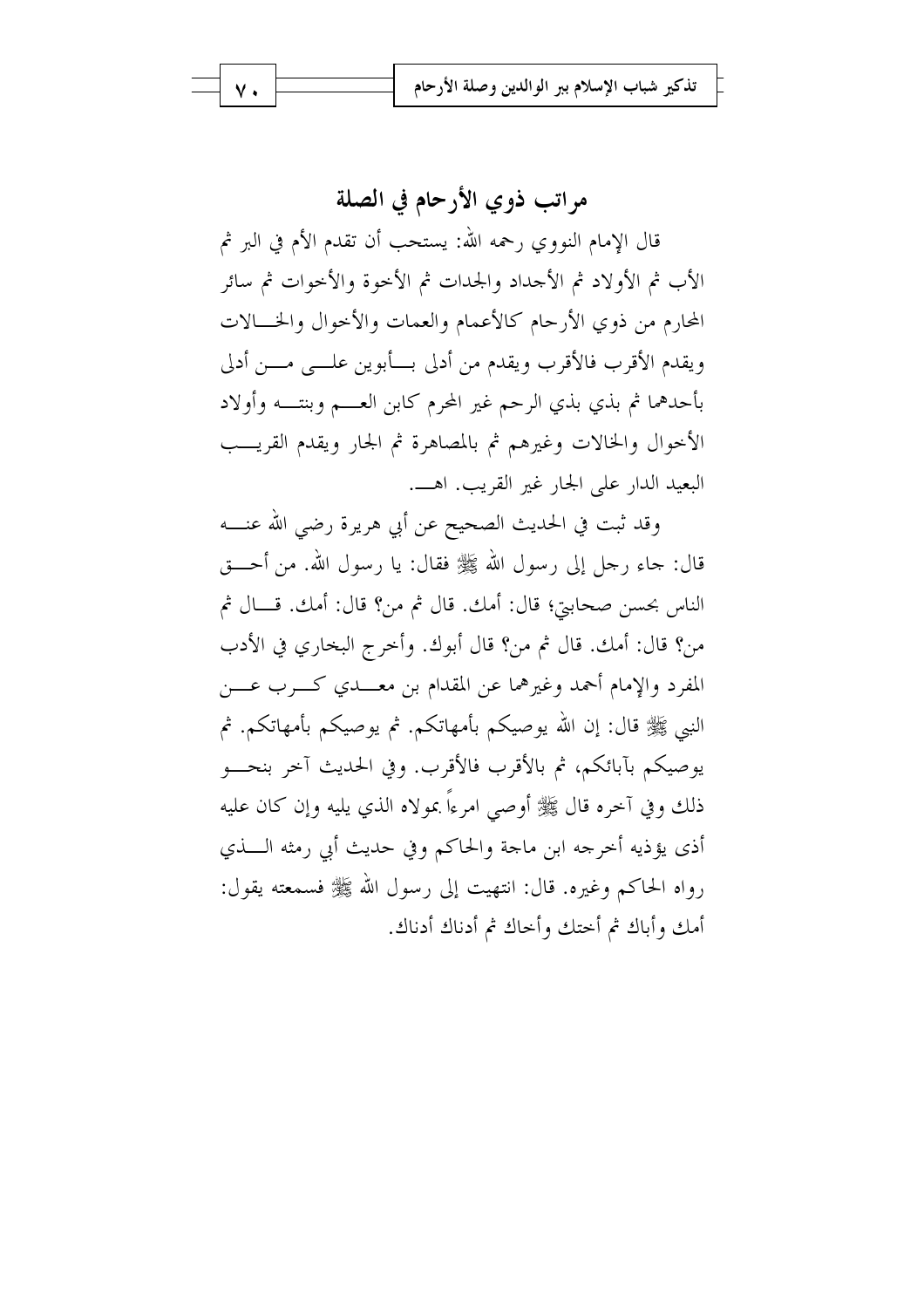## مراتب ذوي الأرحام في الصلة

قال الإمام النووي رحمه الله: يستحب أن تقدم الأم في البر ثم الأب ثم الأولاد ثم الأجداد والجدات ثم الأخوة والأخوات ثم سائر المحارم من ذوي الأرحام كالأعمام والعمات والأخوال والخالات ويقدم الأقرب فالأقرب ويقدم من أدلى بأبوين على من أدلى بأحدهما ثم بذي بذي الرحم غير المحرم كابن العم وبنته وأولاد الأخوال والخالات وغيرهم ثم بالمصاهرة ثم الجار ويقدم القريب البعيد الدار على الجار غير القريب. اهـ.

وقد ثبت في الحديث الصحيح عن أبي هريرة رضي الله عنه قال: جاء رجل إلى رسول الله ﷺ فقال: يا رسول الله. من أحق الناس بحسن صحابتي؛ قال: أمك. قال ثم من؟ قال: أمك. قال ثم من؟ قال: أمك. قال ثم من؟ قال أبوك. وأخرج البخاري في الأدب المفرد والإمام أحمد وغيرهما عن المقدام بن معدي كرب عن النبي ﷺ قال: إن الله يوصيكم بأمهاتكم. ثم يوصيكم بأمهاتكم. ثم يوصيكم بآبائكم، ثم بالأقرب فالأقرب. وفي الحديث آخر بنحو ذلك وفي آخره قال ﷺ أوصي امرءاً بمولاه الذي يليه وإن كان عليه أذى يؤذيه أخرجه ابن ماجة والحاكم وفي حديث أبي رمثه الذي رواه الحاكم وغيره. قال: انتهيت إلى رسول الله ﷺ فسمعته يقول: أمك وأباك ثم أختك وأخاك ثم أدناك أدناك.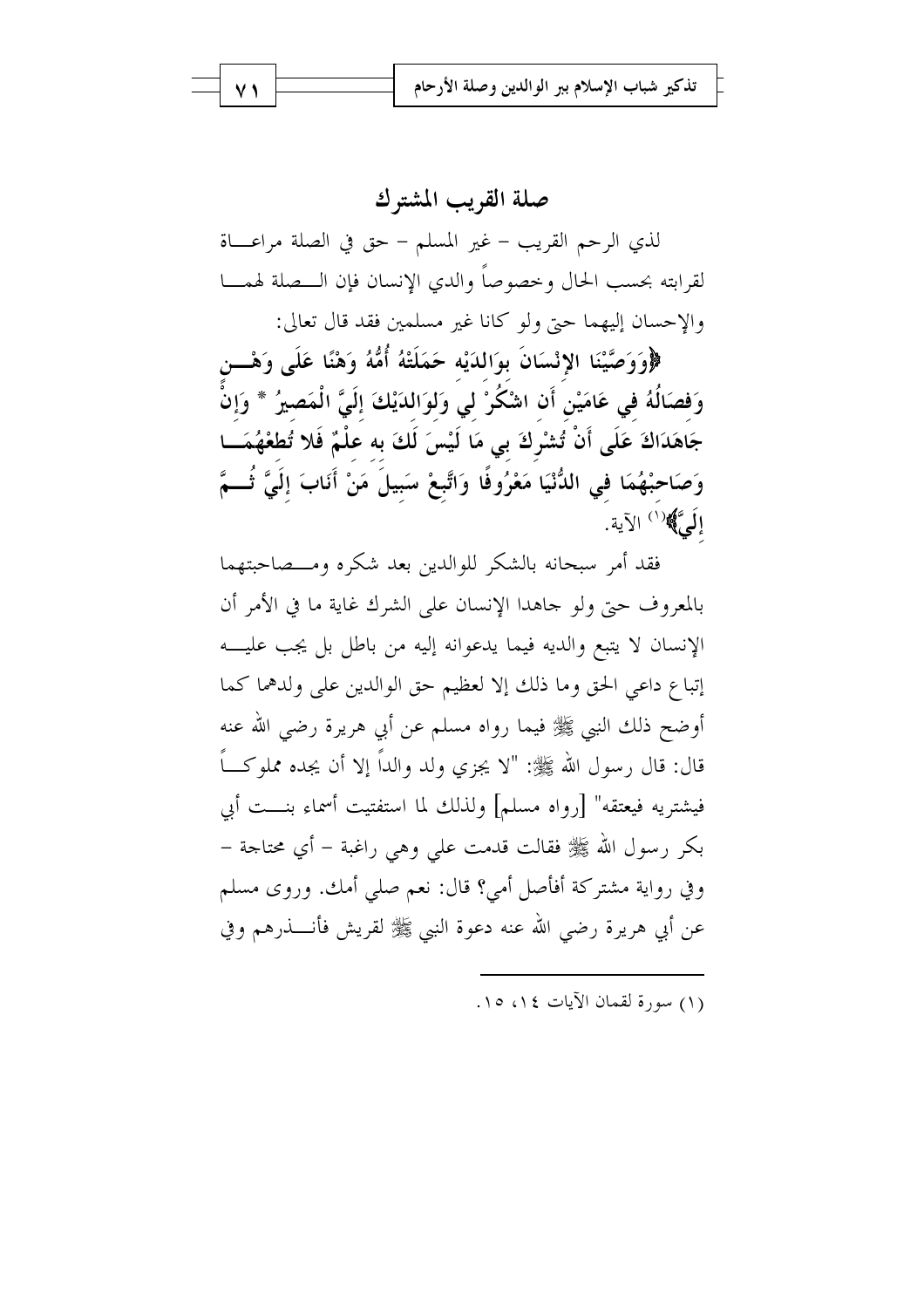## صلة القريب المشترك

لذي الرحم القريب – غير المسلم – حق في الصلة مراعاة لقرابته بحسب الحال وخصوصاً والدي الإنسان فإن الصلة لهما والإحسان إليهما حتى ولو كانا غير مسلمين فقد قال تعالى:

﴿وَوَصَّيْنَا الإِنْسَانَ بِوَالِدَيْهِ حَمَلَتْهُ أُمُّهُ وَهْنًا عَلَى وَهْنٍ وَفِصَالُهُ فِي عَامَيْنِ أَنِ اشْكُرْ لِي وَلِوَالِدَيْكَ إِلَيَّ الْمَصِيرُ * وَإِنْ جَاهَدَاكَ عَلَى أَنْ تُشْرِكَ بِي مَا لَيْسَ لَكَ بِهِ عِلْمٌ فَلا تُطِعْهُمَا وَصَاحِبْهُمَا فِي الدُّنْيَا مَعْرُوفًا وَاتَّبِعْ سَبِيلَ مَنْ أَنَابَ إِلَيَّ ثُمَّ إِلَيَّ﴾[1] الآية.

فقد أمر سبحانه بالشكر للوالدين بعد شكره ومصاحبتهما بالمعروف حتى ولو جاهدا الإنسان على الشرك غاية ما في الأمر أن الإنسان لا يتبع والديه فيما يدعوانه إليه من باطل بل يجب عليه إتباع داعي الحق وما ذلك إلا لعظيم حق الوالدين على ولدهما كما أوضح ذلك النبي ﷺ فيما رواه مسلم عن أبي هريرة رضي الله عنه قال: قال رسول الله ﷺ: "لا يجزي ولد والداً إلا أن يجده مملوكاً فيشتريه فيعتقه" [رواه مسلم] ولذلك لما استفتيت أسماء بنت أبي بكر رسول الله ﷺ فقالت قدمت علي وهي راغبة – أي محتاجة – وفي رواية مشتركة أفأصل أمي؟ قال: نعم صلي أمك. وروى مسلم عن أبي هريرة رضي الله عنه دعوة النبي ﷺ لقريش فأنذرهم وفي

---

(١) سورة لقمان الآيات ١٤، ١٥.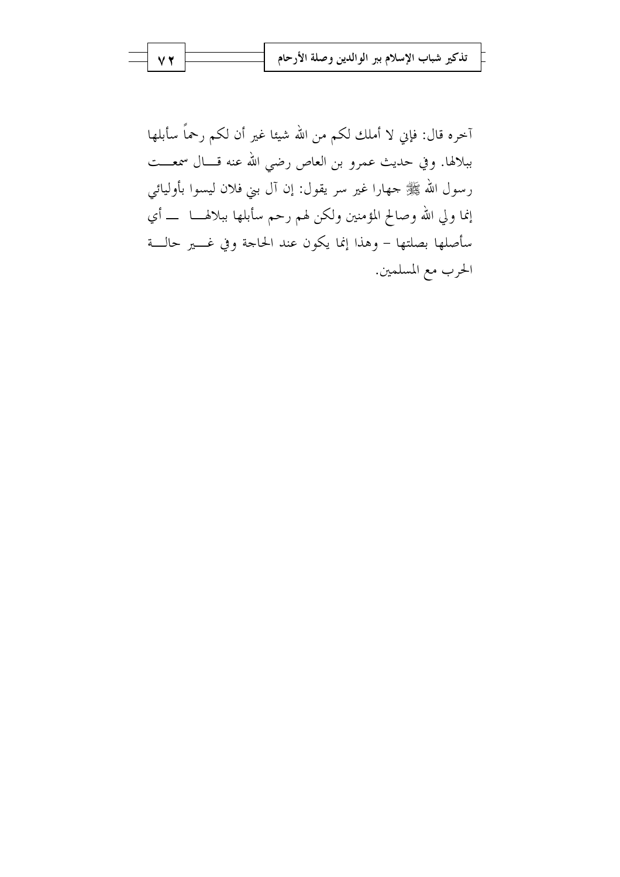آخره قال: فإني لا أملك لكم من الله شيئا غير أن لكم رحماً سأبلها ببلالها. وفي حديث عمرو بن العاص رضي الله عنه قال سمعت رسول الله ﷺ جهارا غير سر يقول: إن آل بني فلان ليسوا بأوليائي إنما ولي الله وصالح المؤمنين ولكن لهم رحم سأبلها ببلالها — أي سأصلها بصلتها – وهذا إنما يكون عند الحاجة وفي غير حالة الحرب مع المسلمين.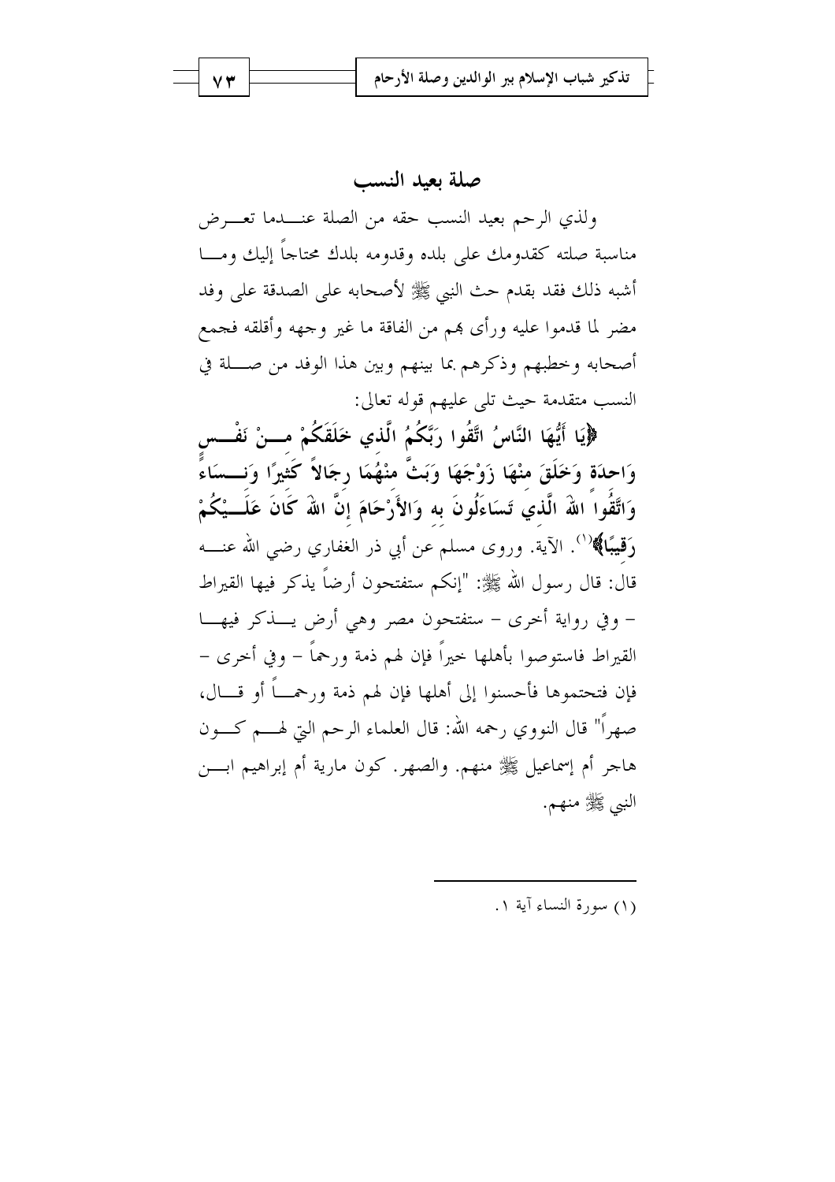## صلة بعيد النسب

ولذي الرحم بعيد النسب حقه من الصلة عندما تعرض مناسبة صلته كقدومك على بلده وقدومه بلدك محتاجاً إليك وما أشبه ذلك فقد بقدم حث النبي ﷺ لأصحابه على الصدقة على وفد مضر لما قدموا عليه ورأى بهم من الفاقة ما غير وجهه وأقلقه فجمع أصحابه وخطبهم وذكرهم بما بينهم وبين هذا الوفد من صلة في النسب متقدمة حيث تلى عليهم قوله تعالى:

**﴿يَا أَيُّهَا النَّاسُ اتَّقُوا رَبَّكُمُ الَّذِي خَلَقَكُمْ مِنْ نَفْسٍ وَاحِدَةٍ وَخَلَقَ مِنْهَا زَوْجَهَا وَبَثَّ مِنْهُمَا رِجَالاً كَثِيرًا وَنِسَاءً وَاتَّقُوا اللهَ الَّذِي تَسَاءَلُونَ بِهِ وَالأَرْحَامَ إِنَّ اللهَ كَانَ عَلَيْكُمْ رَقِيبًا﴾**[1]. الآية. وروى مسلم عن أبي ذر الغفاري رضي الله عنه قال: قال رسول الله ﷺ: "إنكم ستفتحون أرضاً يذكر فيها القيراط – وفي رواية أخرى – ستفتحون مصر وهي أرض يذكر فيها القيراط فاستوصوا بأهلها خيراً فإن لهم ذمة ورحماً – وفي أخرى – فإن فتحتموها فأحسنوا إلى أهلها فإن لهم ذمة ورحماً أو قال، صهراً" قال النووي رحمه الله: قال العلماء الرحم التي لهم كون هاجر أم إسماعيل ﷺ منهم. والصهر. كون مارية أم إبراهيم ابن النبي ﷺ منهم.

---

(١) سورة النساء آية ١.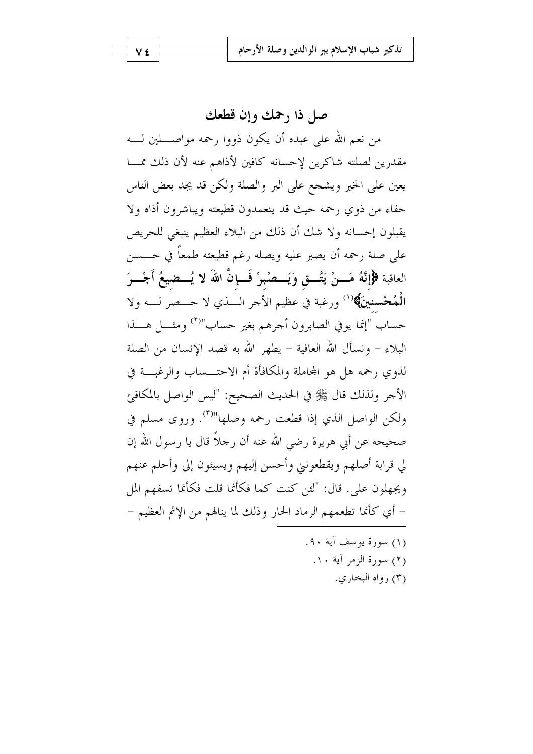## صل ذا رحمك وإن قطعك

من نعم الله على عبده أن يكون ذووا رحمه مواصلين له مقدرين لصلته شاكرين لإحسانه كافين لأذاهم عنه لأن ذلك مما يعين على الخير ويشجع على البر والصلة ولكن قد يجد بعض الناس جفاء من ذوي رحمه حيث قد يتعمدون قطيعته ويباشرون أذاه ولا يقبلون إحسانه ولا شك أن ذلك من البلاء العظيم ينبغي للحريص على صلة رحمه أن يصبر عليه ويصله رغم قطيعته طمعاً في حسن العاقبة **﴿إِنَّهُ مَنْ يَتَّقِ وَيَصْبِرْ فَإِنَّ اللهَ لا يُضِيعُ أَجْرَ الْمُحْسِنِينَ﴾**[1] ورغبة في عظيم الأجر الذي لا حصر له ولا حساب "إنما يوفى الصابرون أجرهم بغير حساب"[2] ومثل هذا البلاء – ونسأل الله العافية – يطهر الله به قصد الإنسان من الصلة لذوي رحمه هل هو المجاملة والمكافأة أم الاحتساب والرغبة في الأجر ولذلك قال ﷺ في الحديث الصحيح: "ليس الواصل بالمكافئ ولكن الواصل الذي إذا قطعت رحمه وصلها"[3]. وروى مسلم في صحيحه عن أبي هريرة رضي الله عنه أن رجلاً قال يا رسول الله إن لي قرابة أصلهم ويقطعوني وأحسن إليهم ويسيئون إلي وأحلم عنهم ويجهلون علي. قال: "لئن كنت كما قلت فكأنما تسفهم المل – أي كأنما تطعمهم الرماد الحار وذلك لما ينالهم من الإثم العظيم –

---

(١) سورة يوسف آية ٩٠.

(٢) سورة الزمر آية ١٠.

(٣) رواه البخاري.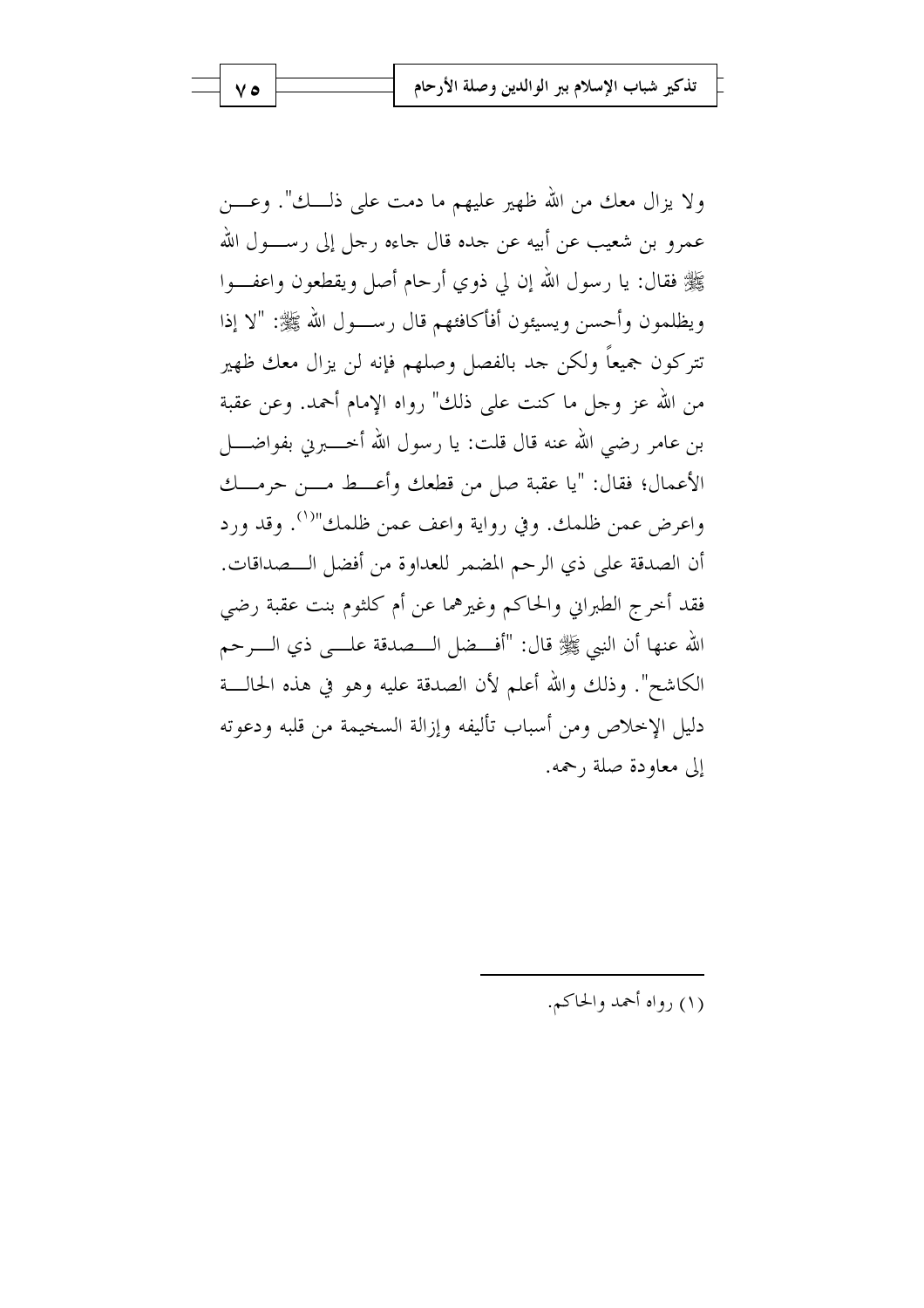ولا يزال معك من الله ظهير عليهم ما دمت على ذلك". وعن عمرو بن شعيب عن أبيه عن جده قال جاءه رجل إلى رسول الله ﷺ فقال: يا رسول الله إن لي ذوي أرحام أصل ويقطعون واعفوا ويظلمون وأحسن ويسيئون أفأكافئهم قال رسول الله ﷺ: "لا إذا تتركون جميعاً ولكن جد بالفصل وصلهم فإنه لن يزال معك ظهير من الله عز وجل ما كنت على ذلك" رواه الإمام أحمد. وعن عقبة بن عامر رضي الله عنه قال قلت: يا رسول الله أخبرني بفواضل الأعمال؛ فقال: "يا عقبة صل من قطعك وأعط من حرمك واعرض عمن ظلمك. وفي رواية واعف عمن ظلمك"[1]. وقد ورد أن الصدقة على ذي الرحم المضمر للعداوة من أفضل الصداقات. فقد أخرج الطبراني والحاكم وغيرهما عن أم كلثوم بنت عقبة رضي الله عنها أن النبي ﷺ قال: "أفضل الصدقة على ذي الرحم الكاشح". وذلك والله أعلم لأن الصدقة عليه وهو في هذه الحالة دليل الإخلاص ومن أسباب تأليفه وإزالة السخيمة من قلبه ودعوته إلى معاودة صلة رحمه.

---

(١) رواه أحمد والحاكم.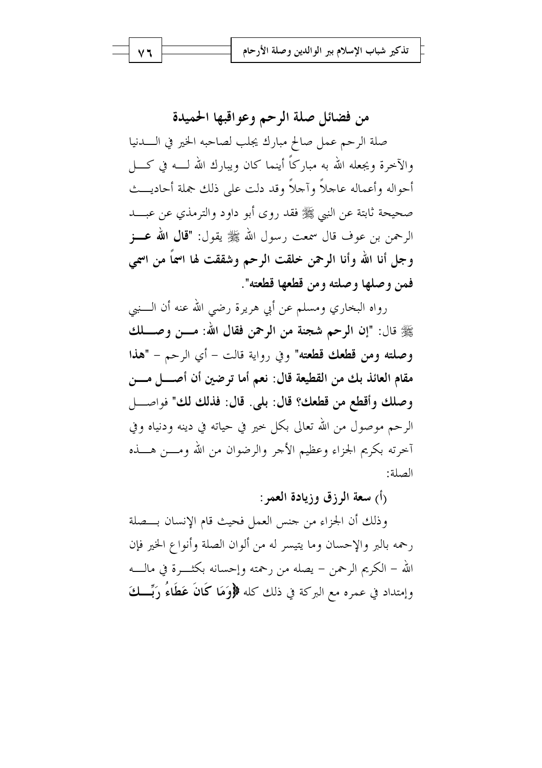## من فضائل صلة الرحم وعواقبها الحميدة

صلة الرحم عمل صالح مبارك يجلب لصاحبه الخير في الدنيا والآخرة ويجعله الله به مباركاً أينما كان ويبارك الله له في كل أحواله وأعماله عاجلاً وآجلاً وقد دلت على ذلك جملة أحاديث صحيحة ثابتة عن النبي ﷺ فقد روى أبو داود والترمذي عن عبد الرحمن بن عوف قال سمعت رسول الله ﷺ يقول: "**قال الله عز وجل أنا الله وأنا الرحمن خلقت الرحم وشققت لها اسماً من اسمي فمن وصلها وصلته ومن قطعها قطعته**".

رواه البخاري ومسلم عن أبي هريرة رضي الله عنه أن النبي ﷺ قال: "**إن الرحم شجنة من الرحمن فقال الله: من وصلك وصلته ومن قطعك قطعته**" وفي رواية قالت – أي الرحم – "**هذا مقام العائذ بك من القطيعة قال: نعم أما ترضين أن أصل من وصلك وأقطع من قطعك؟ قال: بلى. قال: فذلك لك**" فواصل الرحم موصول من الله تعالى بكل خير في حياته في دينه ودنياه وفي آخرته بكريم الجزاء وعظيم الأجر والرضوان من الله ومن هذه الصلة:

**(أ) سعة الرزق وزيادة العمر:**

وذلك أن الجزاء من جنس العمل فحيث قام الإنسان بصلة رحمه بالبر والإحسان وما يتيسر له من ألوان الصلة وأنواع الخير فإن الله – الكريم الرحمن – يصله من رحمته وإحسانه بكثرة في ماله وإمتداد في عمره مع البركة في ذلك كله ﴿**وَمَا كَانَ عَطَاءُ رَبِّكَ**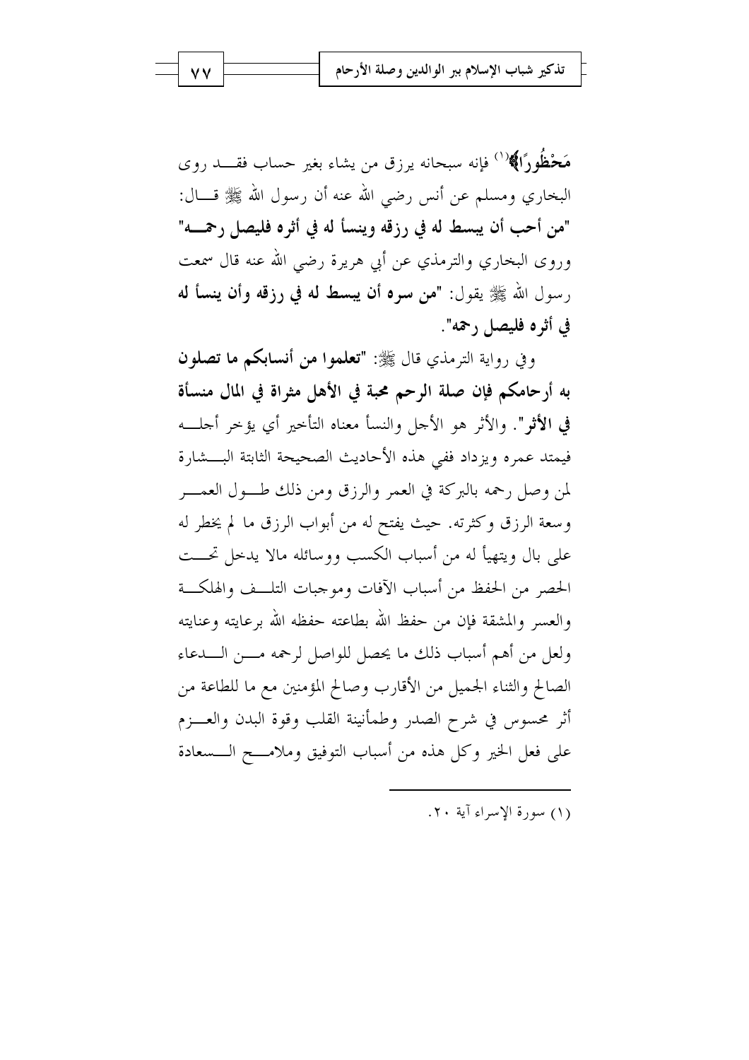**مَحْظُورًا﴾**[1] فإنه سبحانه يرزق من يشاء بغير حساب فقد روى البخاري ومسلم عن أنس رضي الله عنه أن رسول الله ﷺ قال: **"من أحب أن يبسط له في رزقه وينسأ له في أثره فليصل رحمه"** وروى البخاري والترمذي عن أبي هريرة رضي الله عنه قال سمعت رسول الله ﷺ يقول: **"من سره أن يبسط له في رزقه وأن ينسأ له في أثره فليصل رحمه"**.

وفي رواية الترمذي قال ﷺ: **"تعلموا من أنسابكم ما تصلون به أرحامكم فإن صلة الرحم محبة في الأهل مثراة في المال منسأة في الأثر"**. والأثر هو الأجل والنسأ معناه التأخير أي يؤخر أجله فيمتد عمره ويزداد ففي هذه الأحاديث الصحيحة الثابتة البشارة لمن وصل رحمه بالبركة في العمر والرزق ومن ذلك طول العمر وسعة الرزق وكثرته. حيث يفتح له من أبواب الرزق ما لم يخطر له على بال ويتهيأ له من أسباب الكسب ووسائله مالا يدخل تحت الحصر من الحفظ من أسباب الآفات وموجبات التلف والهلكة والعسر والمشقة فإن من حفظ الله بطاعته حفظه الله برعايته وعنايته ولعل من أهم أسباب ذلك ما يحصل للواصل لرحمه من الدعاء الصالح والثناء الجميل من الأقارب وصالح المؤمنين مع ما للطاعة من أثر محسوس في شرح الصدر وطمأنينة القلب وقوة البدن والعزم على فعل الخير وكل هذه من أسباب التوفيق وملامح السعادة

---

(١) سورة الإسراء آية ٢٠.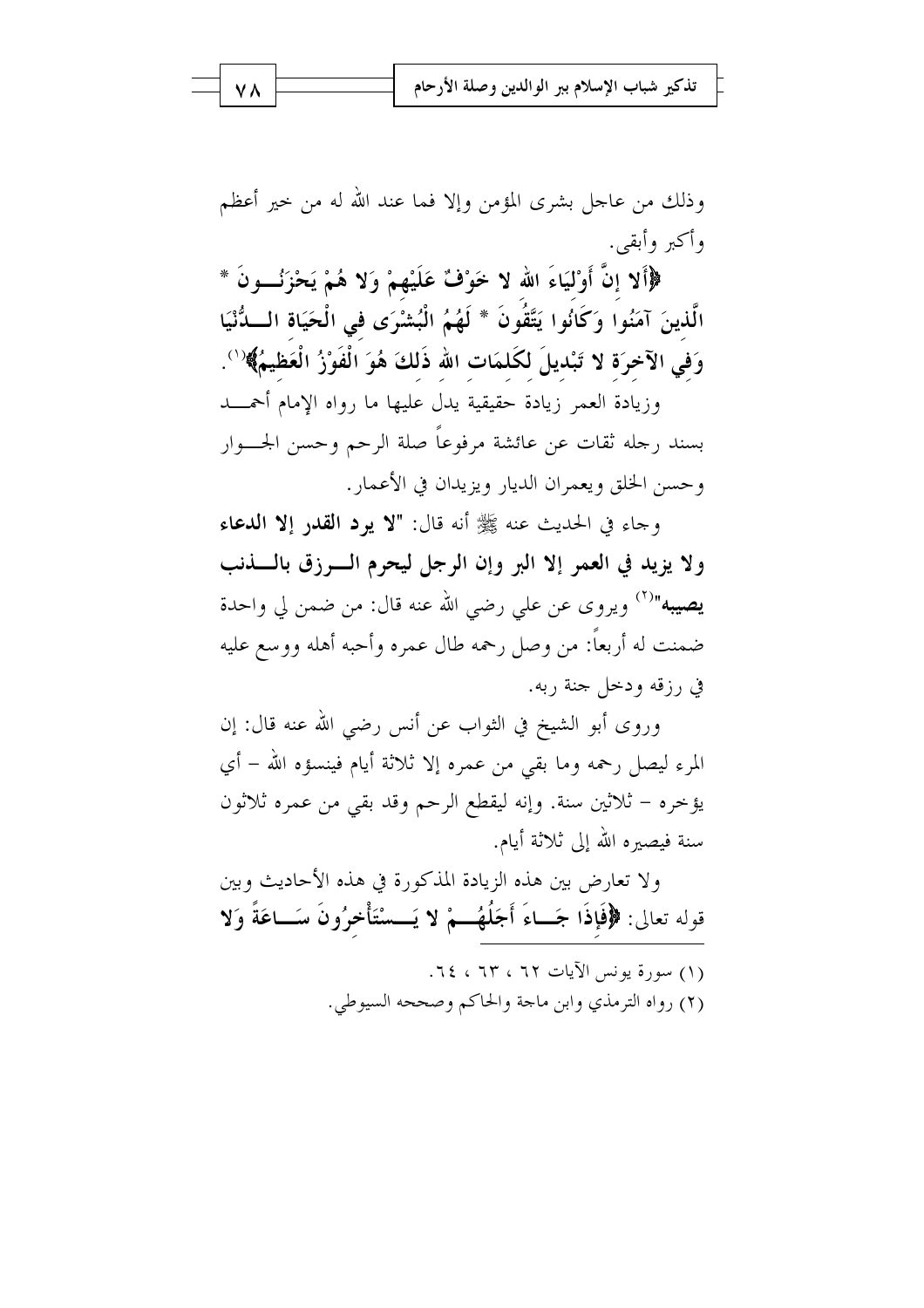وذلك من عاجل بشرى المؤمن وإلا فما عند الله له من خير أعظم وأكبر وأبقى.

﴿أَلا إِنَّ أَوْلِيَاءَ اللهِ لا خَوْفٌ عَلَيْهِمْ وَلا هُمْ يَحْزَنُونَ * الَّذِينَ آمَنُوا وَكَانُوا يَتَّقُونَ * لَهُمُ الْبُشْرَى فِي الْحَيَاةِ الدُّنْيَا وَفِي الآخِرَةِ لا تَبْدِيلَ لِكَلِمَاتِ اللهِ ذَلِكَ هُوَ الْفَوْزُ الْعَظِيمُ﴾[1].

وزيادة العمر زيادة حقيقية يدل عليها ما رواه الإمام أحمد بسند رجاله ثقات عن عائشة مرفوعاً صلة الرحم وحسن الجوار وحسن الخلق ويعمران الديار ويزيدان في الأعمار.

وجاء في الحديث عنه ﷺ أنه قال: **"لا يرد القدر إلا الدعاء ولا يزيد في العمر إلا البر وإن الرجل ليحرم الرزق بالذنب يصيبه"**[2] ويروى عن علي رضي الله عنه قال: من ضمن لي واحدة ضمنت له أربعاً: من وصل رحمه طال عمره وأحبه أهله ووسع عليه في رزقه ودخل جنة ربه.

وروى أبو الشيخ في الثواب عن أنس رضي الله عنه قال: إن المرء ليصل رحمه وما بقي من عمره إلا ثلاثة أيام فينسؤه الله – أي يؤخره – ثلاثين سنة. وإنه ليقطع الرحم وقد بقي من عمره ثلاثون سنة فيصيره الله إلى ثلاثة أيام.

ولا تعارض بين هذه الزيادة المذكورة في هذه الأحاديث وبين قوله تعالى: ﴿فَإِذَا جَاءَ أَجَلُهُمْ لا يَسْتَأْخِرُونَ سَاعَةً وَلا

---

(١) سورة يونس الآيات ٦٢ ، ٦٣ ، ٦٤.

(٢) رواه الترمذي وابن ماجة والحاكم وصححه السيوطي.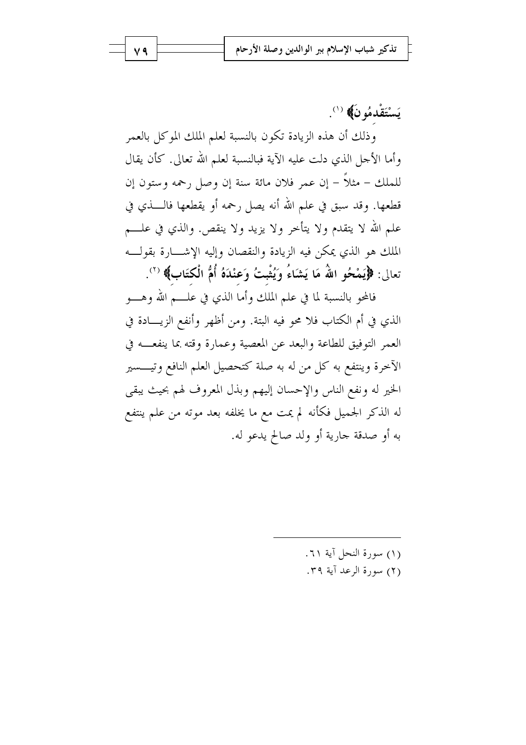يَسْتَقْدِمُونَ﴾ [1].

وذلك أن هذه الزيادة تكون بالنسبة لعلم الملك الموكل بالعمر وأما الأجل الذي دلت عليه الآية فبالنسبة لعلم الله تعالى. كأن يقال للملك – مثلاً – إن عمر فلان مائة سنة إن وصل رحمه وستون إن قطعها. وقد سبق في علم الله أنه يصل رحمه أو يقطعها فالذي في علم الله لا يتقدم ولا يتأخر ولا يزيد ولا ينقص. والذي في علم الملك هو الذي يمكن فيه الزيادة والنقصان وإليه الإشارة بقوله تعالى: ﴿يَمْحُو اللهُ مَا يَشَاءُ وَيُثْبِتُ وَعِنْدَهُ أُمُّ الْكِتَابِ﴾ [2].

فالمحو بالنسبة لما في علم الملك وأما الذي في علم الله وهو الذي في أم الكتاب فلا محو فيه البتة. ومن أظهر وأنفع الزيادة في العمر التوفيق للطاعة والبعد عن المعصية وعمارة وقته بما ينفعه في الآخرة وينتفع به كل من له به صلة كتحصيل العلم النافع وتيسير الخير له ونفع الناس والإحسان إليهم وبذل المعروف لهم بحيث يبقى له الذكر الجميل فكأنه لم يمت مع ما يخلفه بعد موته من علم ينتفع به أو صدقة جارية أو ولد صالح يدعو له.

---

(١) سورة النحل آية ٦١.

(٢) سورة الرعد آية ٣٩.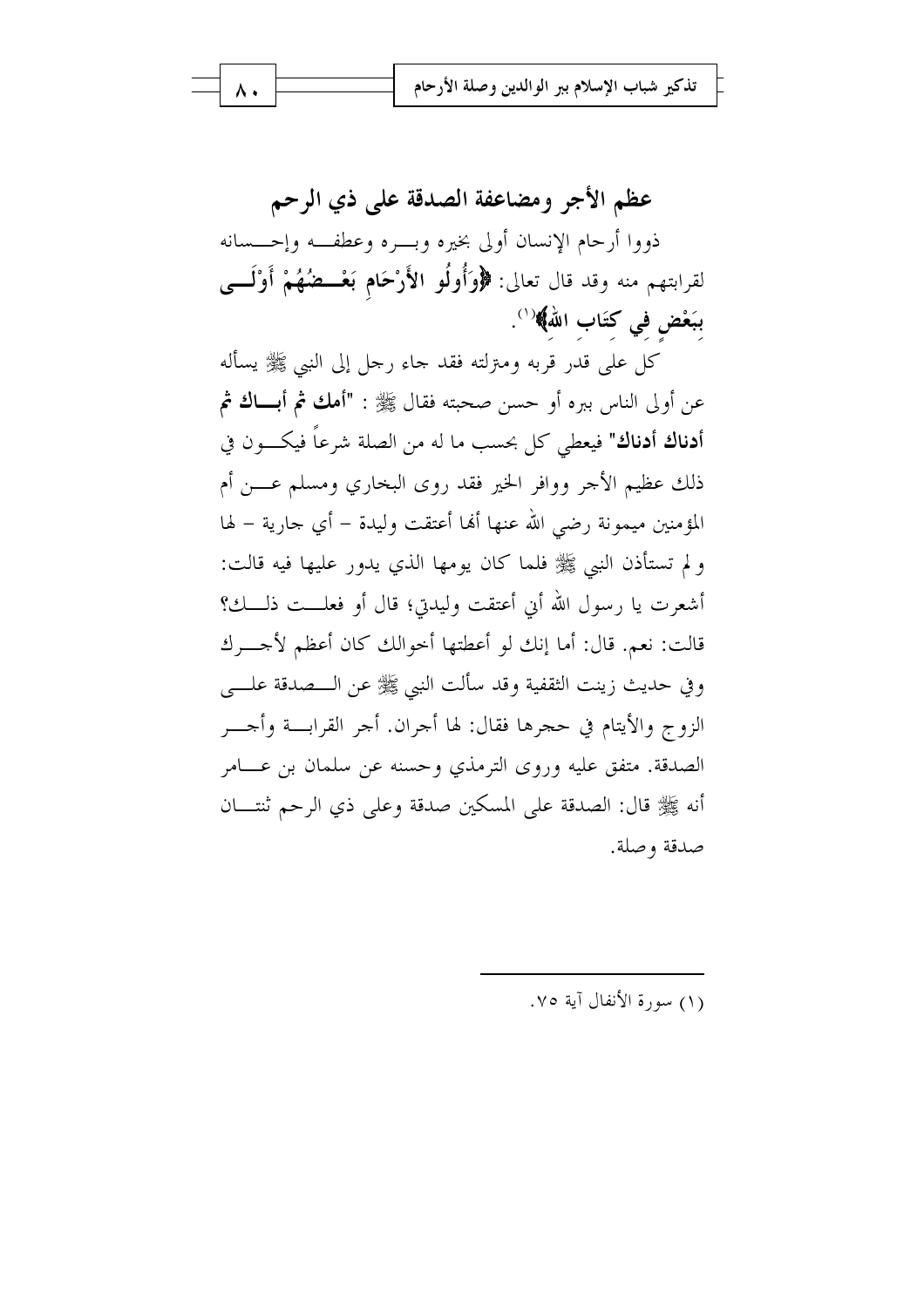## عظم الأجر ومضاعفة الصدقة على ذي الرحم

ذووا أرحام الإنسان أولى بخيره وبره وعطفه وإحسانه لقرابتهم منه وقد قال تعالى: **﴿وَأُولُو الأَرْحَامِ بَعْضُهُمْ أَوْلَى بِبَعْضٍ فِي كِتَابِ اللهِ﴾**[1].

كل على قدر قربه ومنزلته فقد جاء رجل إلى النبي ﷺ يسأله عن أولى الناس ببره أو حسن صحبته فقال ﷺ : "**أمك ثم أباك ثم أدناك أدناك**" فيعطي كل بحسب ما له من الصلة شرعاً فيكون في ذلك عظيم الأجر ووافر الخير فقد روى البخاري ومسلم عن أم المؤمنين ميمونة رضي الله عنها أنها أعتقت وليدة – أي جارية – لها ولم تستأذن النبي ﷺ فلما كان يومها الذي يدور عليها فيه قالت: أشعرت يا رسول الله أني أعتقت وليدتي؛ قال أو فعلت ذلك؟ قالت: نعم. قال: أما إنك لو أعطيتها أخوالك كان أعظم لأجرك وفي حديث زينب الثقفية وقد سألت النبي ﷺ عن الصدقة على الزوج والأيتام في حجرها فقال: لها أجران. أجر القرابة وأجر الصدقة. متفق عليه وروى الترمذي وحسنه عن سلمان بن عامر أنه ﷺ قال: الصدقة على المسكين صدقة وعلى ذي الرحم ثنتان صدقة وصلة.

---

(١) سورة الأنفال آية ٧٥.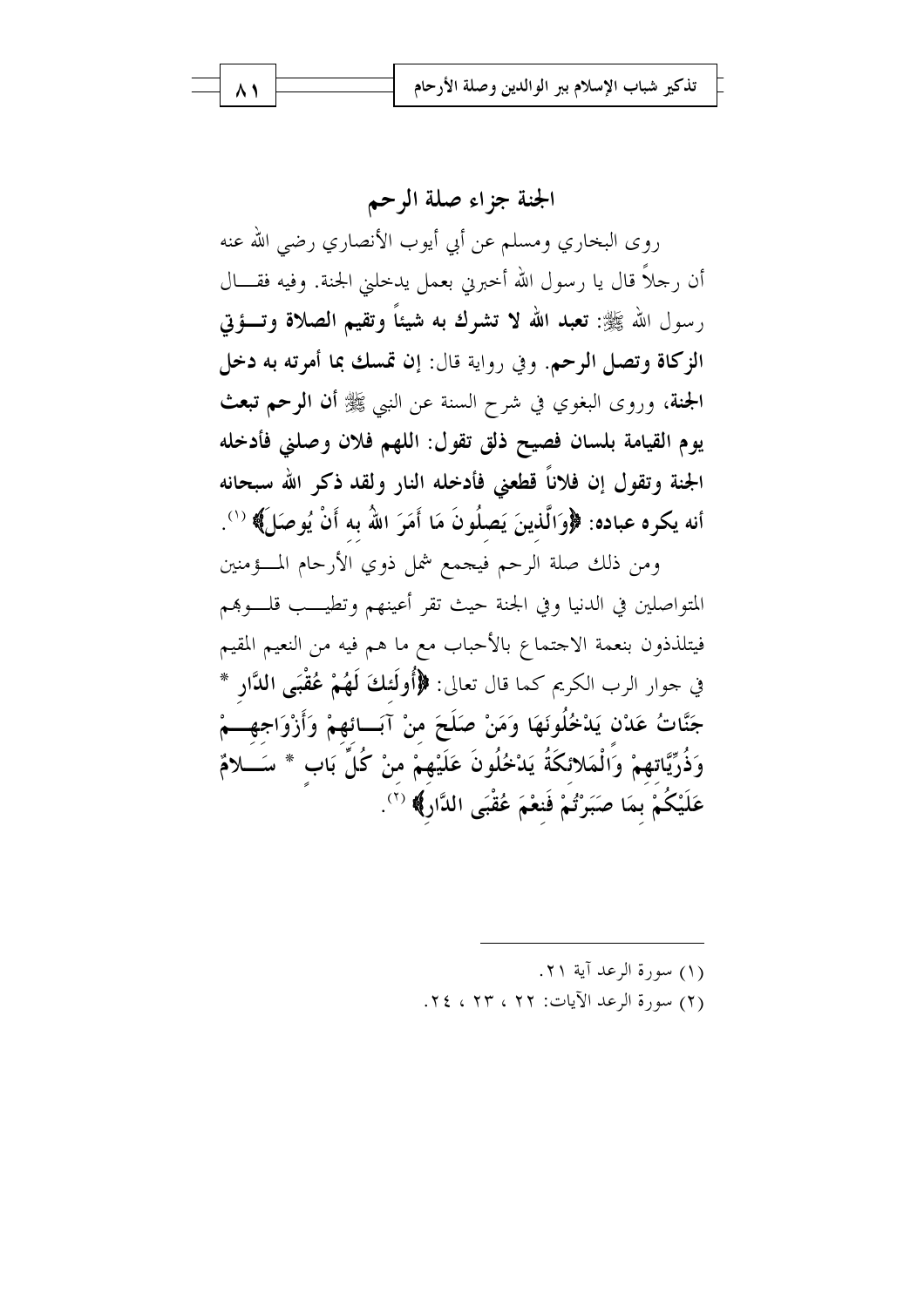## الجنة جزاء صلة الرحم

روى البخاري ومسلم عن أبي أيوب الأنصاري رضي الله عنه أن رجلاً قال يا رسول الله أخبرني بعمل يدخلني الجنة. وفيه فقال رسول الله ﷺ: **تعبد الله لا تشرك به شيئاً وتقيم الصلاة وتؤتي الزكاة وتصل الرحم**. وفي رواية قال: **إن تمسك بما أمرته به دخل الجنة**، وروى البغوي في شرح السنة عن النبي ﷺ **أن الرحم تبعث يوم القيامة بلسان فصيح ذلق تقول: اللهم فلان وصلني فأدخله الجنة وتقول إن فلاناً قطعني فأدخله النار ولقد ذكر الله سبحانه أنه يكره عباده: ﴿وَالَّذِينَ يَصِلُونَ مَا أَمَرَ اللهُ به أَنْ يُوصَلَ﴾** (1).

ومن ذلك صلة الرحم فيجمع شمل ذوي الأرحام المؤمنين المتواصلين في الدنيا وفي الجنة حيث تقر أعينهم وتطيب قلوبهم فيتلذذون بنعمة الاجتماع بالأحباب مع ما هم فيه من النعيم المقيم في جوار الرب الكريم كما قال تعالى: **﴿أُولَئكَ لَهُمْ عُقْبَى الدَّارِ * جَنَّاتُ عَدْنٍ يَدْخُلُونَهَا وَمَنْ صَلَحَ منْ آبَائهمْ وَأَزْوَاجهمْ وَذُرِّيَّاتهمْ وَالْمَلائكَةُ يَدْخُلُونَ عَلَيْهِمْ منْ كُلِّ بَابٍ * سَلامٌ عَلَيْكُمْ بِمَا صَبَرْتُمْ فَنِعْمَ عُقْبَى الدَّارِ﴾** (2).

---

(1) سورة الرعد آية ٢١.

(2) سورة الرعد الآيات: ٢٢ ، ٢٣ ، ٢٤.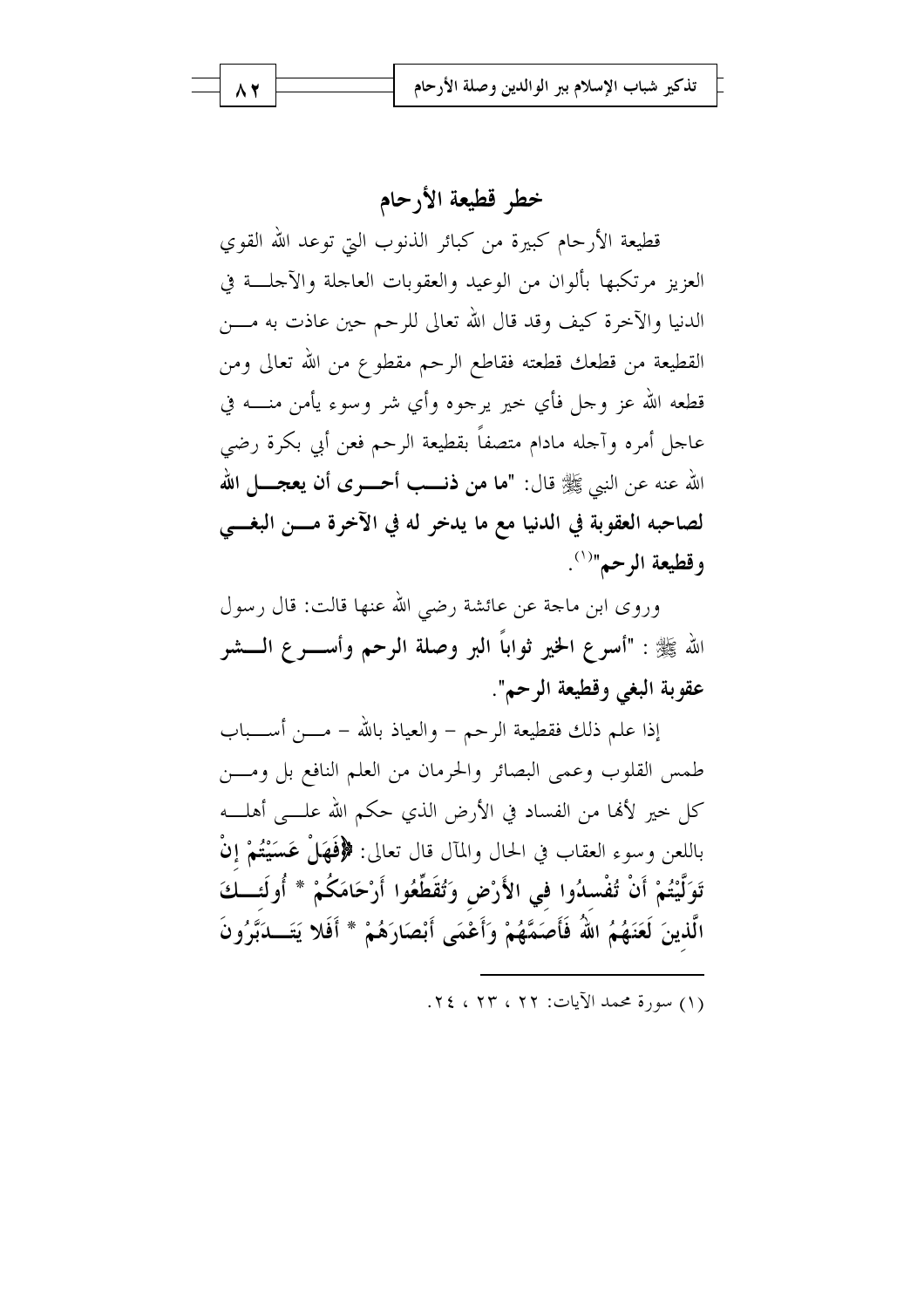## خطر قطيعة الأرحام

قطيعة الأرحام كبيرة من كبائر الذنوب التي توعد الله القوي العزيز مرتكبها بألوان من الوعيد والعقوبات العاجلة والآجلة في الدنيا والآخرة كيف وقد قال الله تعالى للرحم حين عاذت به من القطيعة من قطعك قطعته فقاطع الرحم مقطوع من الله تعالى ومن قطعه الله عز وجل فأي خير يرجوه وأي شر وسوء يأمن منه في عاجل أمره وآجله مادام متصفاً بقطيعة الرحم فعن أبي بكرة رضي الله عنه عن النبي ﷺ قال: **"ما من ذنب أحرى أن يعجل الله لصاحبه العقوبة في الدنيا مع ما يدخر له في الآخرة من البغي وقطيعة الرحم"**[1].

وروى ابن ماجة عن عائشة رضي الله عنها قالت: قال رسول الله ﷺ : **"أسرع الخير ثواباً البر وصلة الرحم وأسرع الشر عقوبة البغي وقطيعة الرحم"**.

إذا علم ذلك فقطيعة الرحم – والعياذ بالله – من أسباب طمس القلوب وعمى البصائر والحرمان من العلم النافع بل ومن كل خير لأنها من الفساد في الأرض الذي حكم الله على أهله باللعن وسوء العقاب في الحال والمآل قال تعالى: **﴿فَهَلْ عَسَيْتُمْ إِنْ تَوَلَّيْتُمْ أَنْ تُفْسِدُوا فِي الأَرْضِ وَتُقَطِّعُوا أَرْحَامَكُمْ * أُولَئِكَ الَّذِينَ لَعَنَهُمُ اللهُ فَأَصَمَّهُمْ وَأَعْمَى أَبْصَارَهُمْ * أَفَلا يَتَدَبَّرُونَ**

---

(١) سورة محمد الآيات: ٢٢ ، ٢٣ ، ٢٤.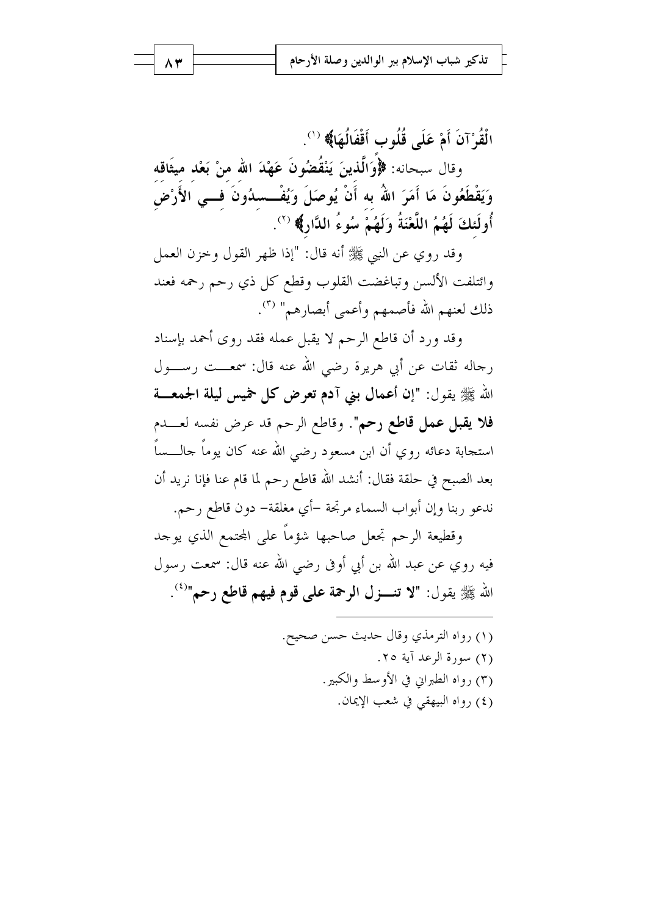الْقُرْآنَ أَمْ عَلَى قُلُوبٍ أَقْفَالُهَا﴾ [1].

وقال سبحانه: ﴿وَالَّذِينَ يَنْقُضُونَ عَهْدَ اللهِ مِنْ بَعْدِ مِيثَاقِهِ وَيَقْطَعُونَ مَا أَمَرَ اللهُ بِهِ أَنْ يُوصَلَ وَيُفْسِدُونَ فِي الأَرْضِ أُولَئِكَ لَهُمُ اللَّعْنَةُ وَلَهُمْ سُوءُ الدَّارِ﴾ [2].

وقد روي عن النبي ﷺ أنه قال: "إذا ظهر القول وخزن العمل وائتلفت الألسن وتباغضت القلوب وقطع كل ذي رحم رحمه فعند ذلك لعنهم الله فأصمهم وأعمى أبصارهم" [3].

وقد ورد أن قاطع الرحم لا يقبل عمله فقد روى أحمد بإسناد رجاله ثقات عن أبي هريرة رضي الله عنه قال: سمعت رسول الله ﷺ يقول: **"إن أعمال بني آدم تعرض كل خميس ليلة الجمعة فلا يقبل عمل قاطع رحم"**. وقاطع الرحم قد عرض نفسه لعدم استجابة دعائه روي أن ابن مسعود رضي الله عنه كان يوماً جالساً بعد الصبح في حلقة فقال: أنشد الله قاطع رحم لما قام عنا فإنا نريد أن ندعو ربنا وإن أبواب السماء مرتجة -أي مغلقة- دون قاطع رحم.

وقطيعة الرحم تجعل صاحبها شؤماً على المجتمع الذي يوجد فيه روي عن عبد الله بن أبي أوفى رضي الله عنه قال: سمعت رسول الله ﷺ يقول: **"لا تنـزل الرحمة على قوم فيهم قاطع رحم"**[4].

---

(١) رواه الترمذي وقال حديث حسن صحيح.

(٢) سورة الرعد آية ٢٥.

(٣) رواه الطبراني في الأوسط والكبير.

(٤) رواه البيهقي في شعب الإيمان.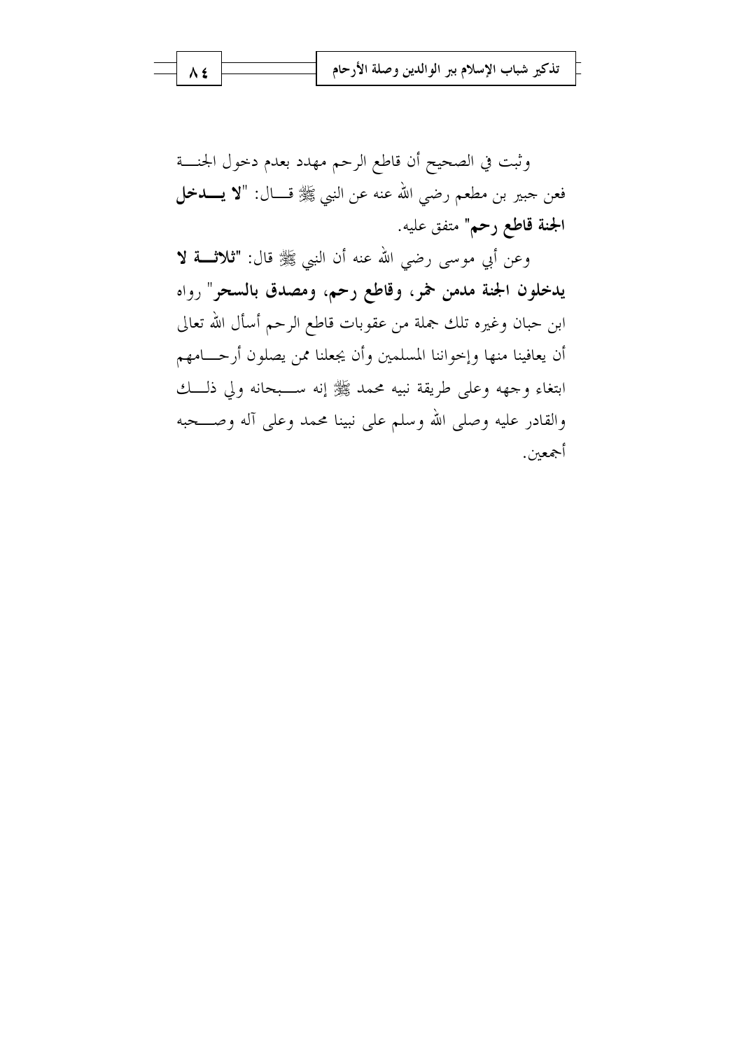وثبت في الصحيح أن قاطع الرحم مهدد بعدم دخول الجنة فعن جبير بن مطعم رضي الله عنه عن النبي ﷺ قال: "**لا يدخل الجنة قاطع رحم**" متفق عليه.

وعن أبي موسى رضي الله عنه أن النبي ﷺ قال: "**ثلاثة لا يدخلون الجنة مدمن خمر، وقاطع رحم، ومصدق بالسحر**" رواه ابن حبان وغيره تلك جملة من عقوبات قاطع الرحم أسأل الله تعالى أن يعافينا منها وإخواننا المسلمين وأن يجعلنا ممن يصلون أرحامهم ابتغاء وجهه وعلى طريقة نبيه محمد ﷺ إنه سبحانه ولي ذلك والقادر عليه وصلى الله وسلم على نبينا محمد وعلى آله وصحبه أجمعين.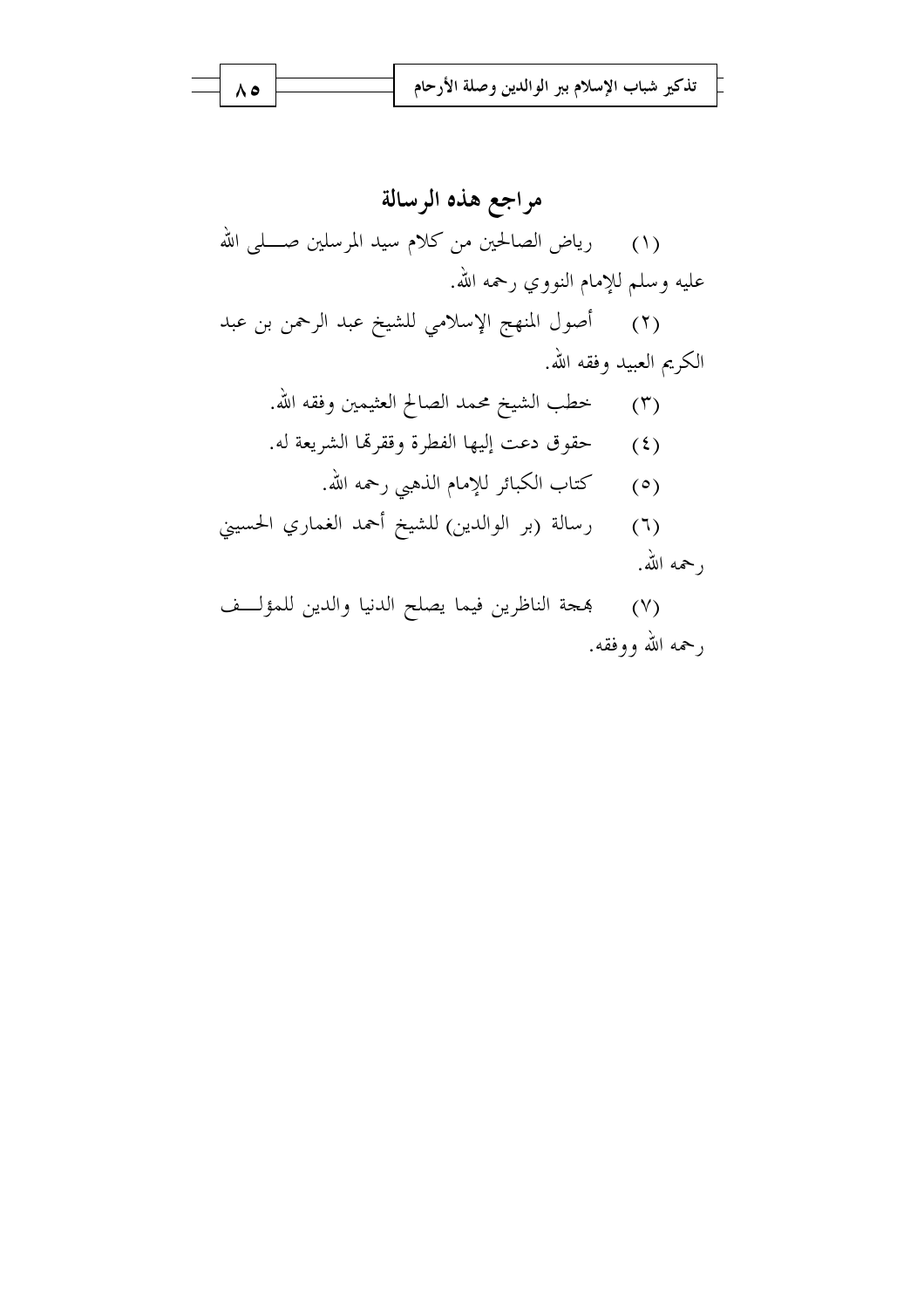## مراجع هذه الرسالة

(١) رياض الصالحين من كلام سيد المرسلين صلى الله عليه وسلم للإمام النووي رحمه الله.

(٢) أصول المنهج الإسلامي للشيخ عبد الرحمن بن عبد الكريم العبيد وفقه الله.

(٣) خطب الشيخ محمد الصالح العثيمين وفقه الله.

(٤) حقوق دعت إليها الفطرة وقررها الشريعة له.

(٥) كتاب الكبائر للإمام الذهبي رحمه الله.

(٦) رسالة (بر الوالدين) للشيخ أحمد الغماري الحسيني رحمه الله.

(٧) بهجة الناظرين فيما يصلح الدنيا والدين للمؤلف رحمه الله ووفقه.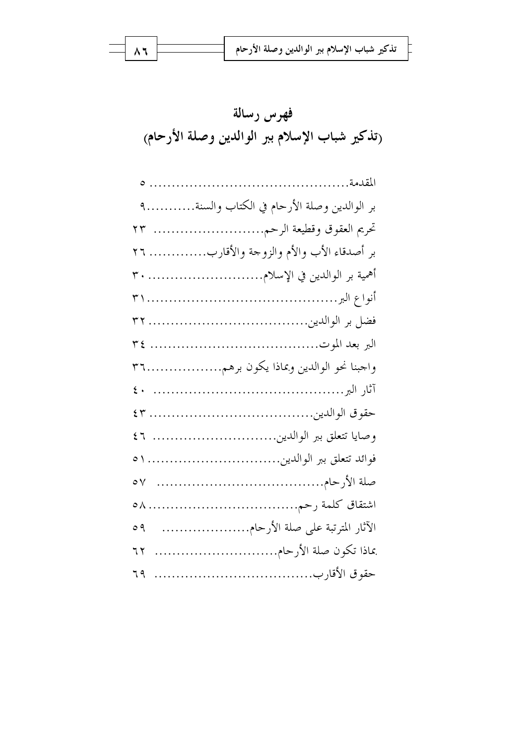# فهرس رسالة
# (تذكير شباب الإسلام ببر الوالدين وصلة الأرحام)

المقدمة............................................ ٥

بر الوالدين وصلة الأرحام في الكتاب والسنة............٩

تحريم العقوق وقطيعة الرحم......................... ٢٣

بر أصدقاء الأب والأم والزوجة والأقارب............ ٢٦

أهمية بر الوالدين في الإسلام.......................... ٣٠

أنواع البر...........................................٣١

فضل بر الوالدين.................................... ٣٢

البر بعد الموت...................................... ٣٤

واجبنا نحو الوالدين وبماذا يكون برهم.................٣٦

آثار البر........................................... ٤٠

حقوق الوالدين.................................... ٤٣

وصايا تتعلق ببر الوالدين........................... ٤٦

فوائد تتعلق ببر الوالدين.............................٥١

صلة الأرحام..................................... ٥٧

اشتقاق كلمة رحم.................................٥٨

الآثار المترتبة على صلة الأرحام.................... ٥٩

بماذا تكون صلة الأرحام........................... ٦٢

حقوق الأقارب................................... ٦٩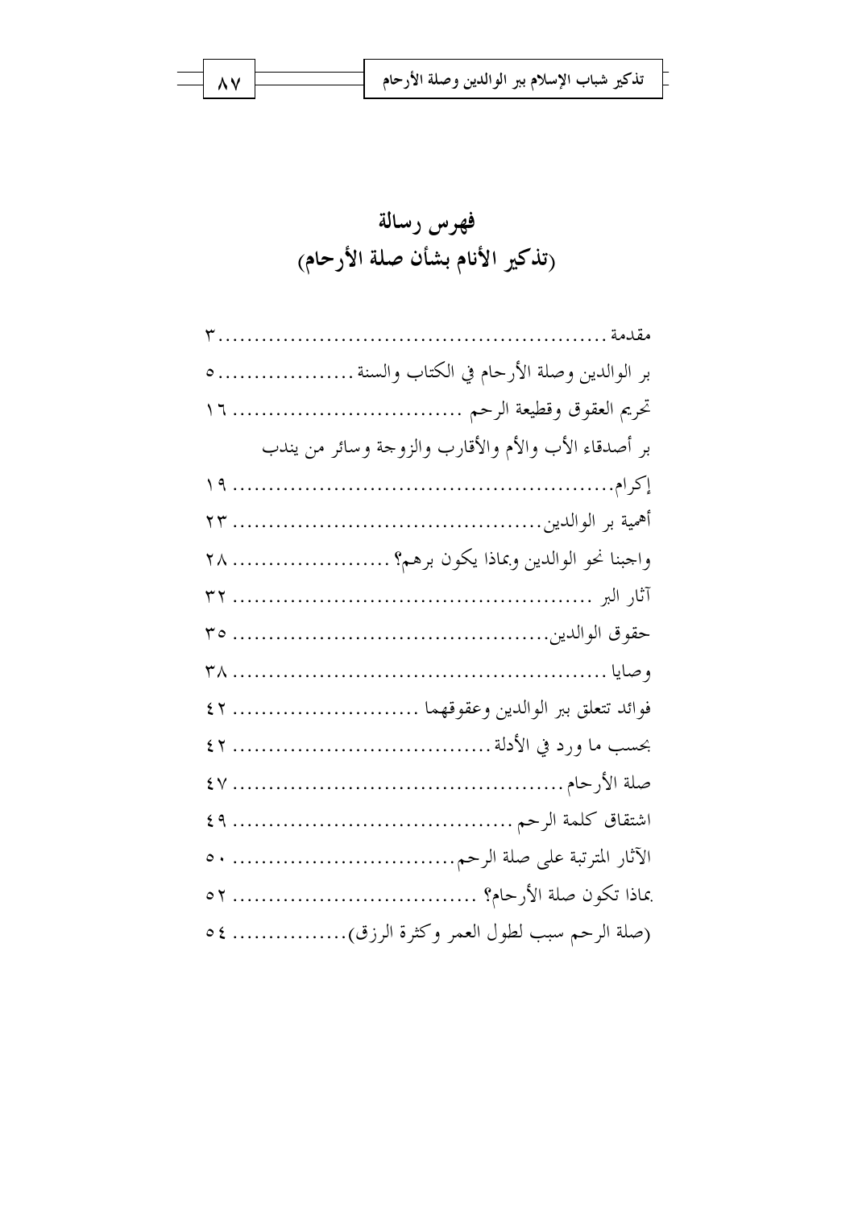# فهرس رسالة
# (تذكير الأنام بشأن صلة الأرحام)

مقدمة ........................................................ ٣
بر الوالدين وصلة الأرحام في الكتاب والسنة .................... ٥
تحريم العقوق وقطيعة الرحم ................................ ١٦
بر أصدقاء الأب والأم والأقارب والزوجة وسائر من يندب
إكرام........................................................ ١٩
أهمية بر الوالدين............................................ ٢٣
واجبنا نحو الوالدين وبماذا يكون برهم؟ ...................... ٢٨
آثار البر ................................................... ٣٢
حقوق الوالدين............................................. ٣٥
وصايا ...................................................... ٣٨
فوائد تتعلق ببر الوالدين وعقوقهما ........................... ٤٢
بحسب ما ورد في الأدلة.................................... ٤٢
صلة الأرحام............................................... ٤٧
اشتقاق كلمة الرحم ........................................ ٤٩
الآثار المترتبة على صلة الرحم.............................. ٥٠
بماذا تكون صلة الأرحام؟ .................................. ٥٢
(صلة الرحم سبب لطول العمر وكثرة الرزق)................ ٥٤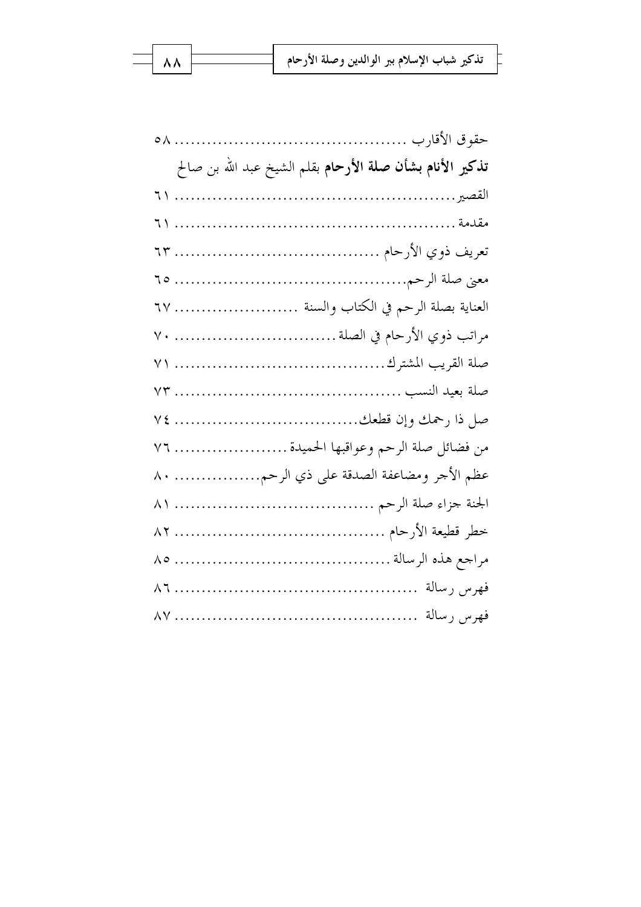حقوق الأقارب ........................................... ٥٨

**تذكير الأنام بشأن صلة الأرحام** بقلم الشيخ عبد الله بن صالح القصير.................................................... ٦١

مقدمة .................................................... ٦١

تعريف ذوي الأرحام ...................................... ٦٣

معنى صلة الرحم........................................... ٦٥

العناية بصلة الرحم في الكتاب والسنة ........................ ٦٧

مراتب ذوي الأرحام في الصلة .............................. ٧٠

صلة القريب المشترك....................................... ٧١

صلة بعيد النسب .......................................... ٧٣

صل ذا رحمك وإن قطعك.................................. ٧٤

من فضائل صلة الرحم وعواقبها الحميدة ..................... ٧٦

عظم الأجر ومضاعفة الصدقة على ذي الرحم................ ٨٠

الجنة جزاء صلة الرحم ..................................... ٨١

خطر قطيعة الأرحام ....................................... ٨٢

مراجع هذه الرسالة ........................................ ٨٥

فهرس رسالة ............................................ ٨٦

فهرس رسالة ............................................ ٨٧